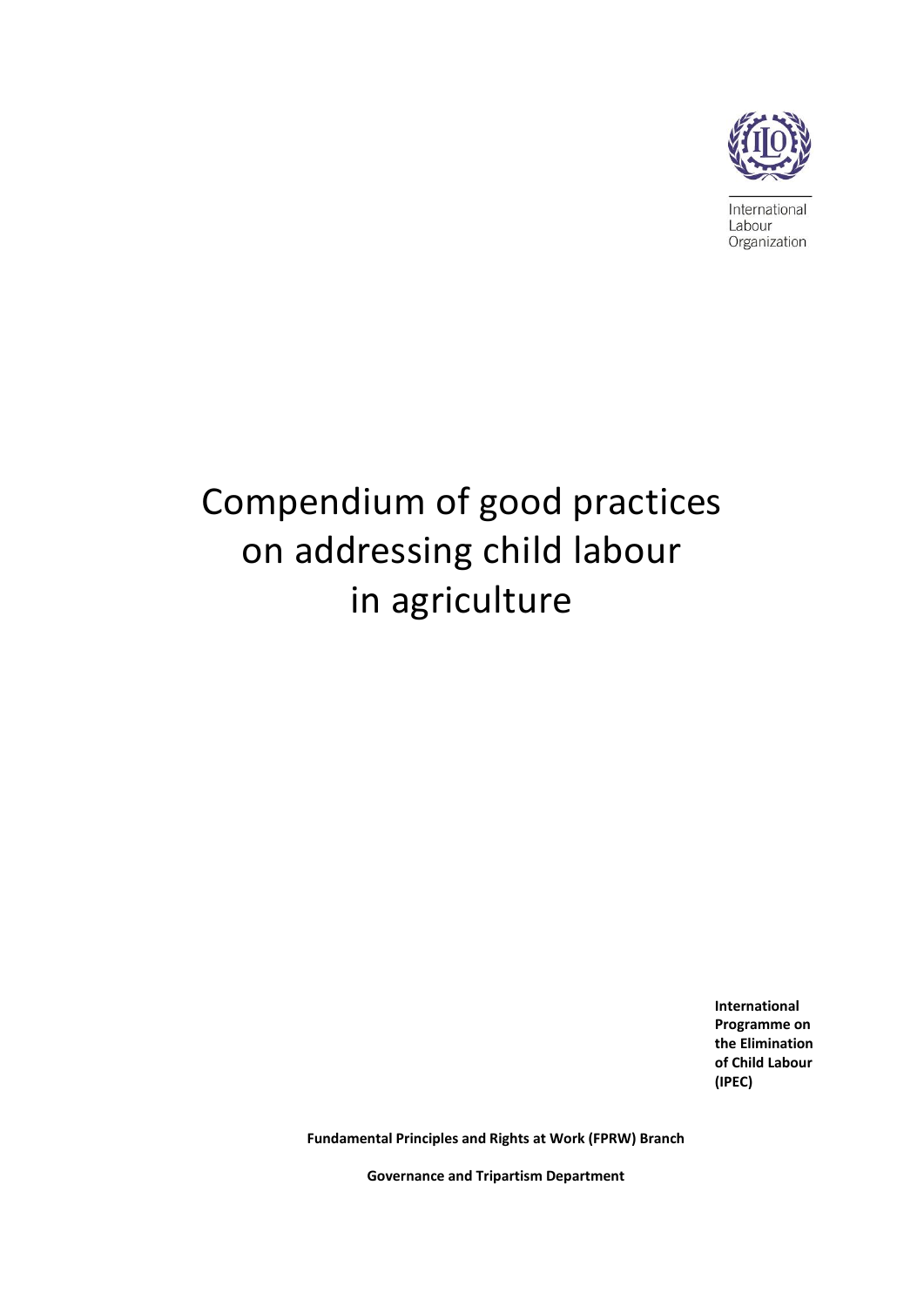International Labour Organization

# Compendium of good practices on addressing child labour in agriculture

**International Programme on the Elimination of Child Labour (IPEC)**

**Fundamental Principles and Rights at Work (FPRW) Branch**

**Governance and Tripartism Department**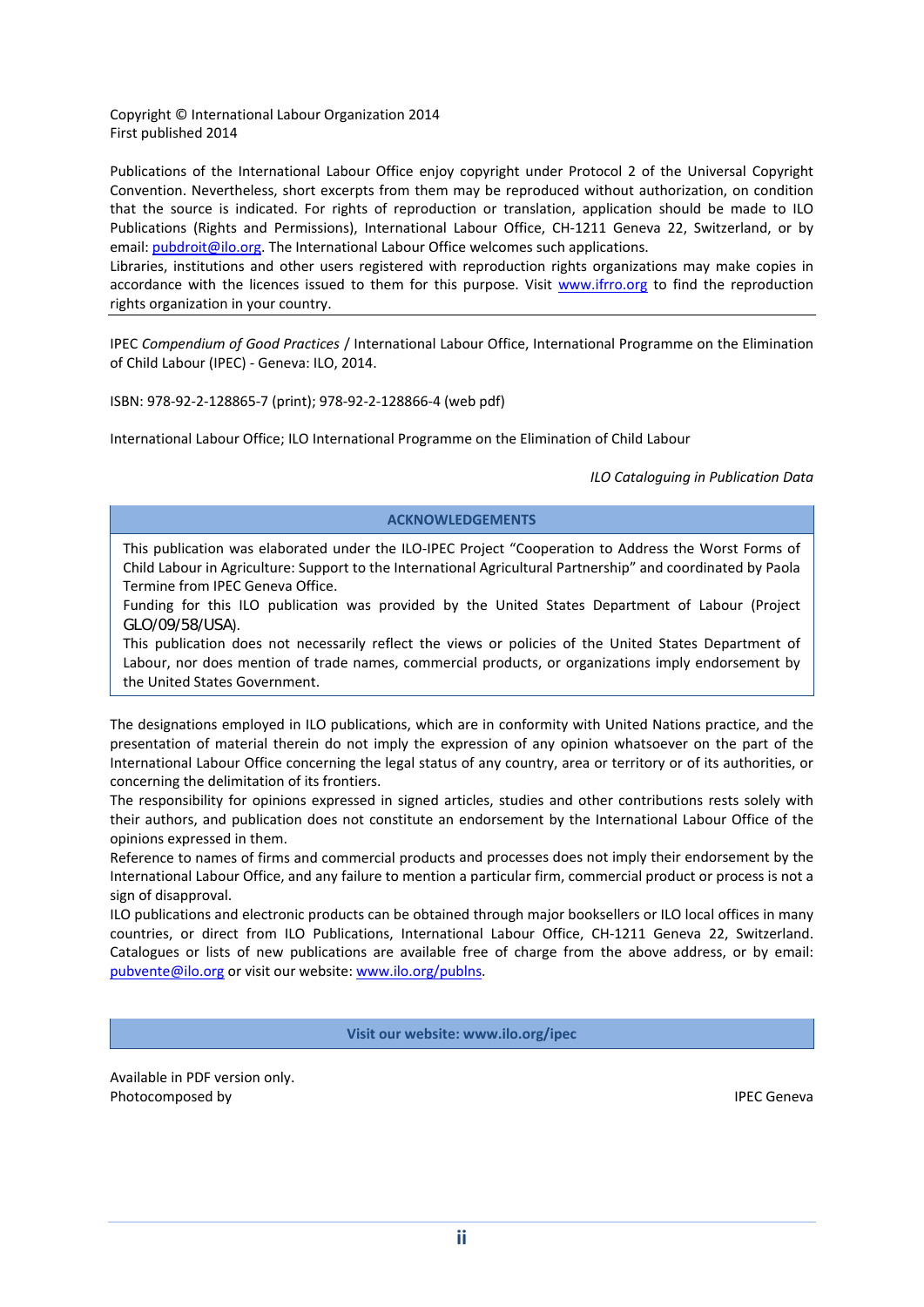Copyright © International Labour Organization 2014
First published 2014

Publications of the International Labour Office enjoy copyright under Protocol 2 of the Universal Copyright Convention. Nevertheless, short excerpts from them may be reproduced without authorization, on condition that the source is indicated. For rights of reproduction or translation, application should be made to ILO Publications (Rights and Permissions), International Labour Office, CH-1211 Geneva 22, Switzerland, or by email: pubdroit@ilo.org. The International Labour Office welcomes such applications.
Libraries, institutions and other users registered with reproduction rights organizations may make copies in accordance with the licences issued to them for this purpose. Visit www.ifrro.org to find the reproduction rights organization in your country.

---

IPEC *Compendium of Good Practices* / International Labour Office, International Programme on the Elimination of Child Labour (IPEC) - Geneva: ILO, 2014.

ISBN: 978-92-2-128865-7 (print); 978-92-2-128866-4 (web pdf)

International Labour Office; ILO International Programme on the Elimination of Child Labour

*ILO Cataloguing in Publication Data*

**ACKNOWLEDGEMENTS**

This publication was elaborated under the ILO-IPEC Project "Cooperation to Address the Worst Forms of Child Labour in Agriculture: Support to the International Agricultural Partnership" and coordinated by Paola Termine from IPEC Geneva Office.
Funding for this ILO publication was provided by the United States Department of Labour (Project GLO/09/58/USA).
This publication does not necessarily reflect the views or policies of the United States Department of Labour, nor does mention of trade names, commercial products, or organizations imply endorsement by the United States Government.

The designations employed in ILO publications, which are in conformity with United Nations practice, and the presentation of material therein do not imply the expression of any opinion whatsoever on the part of the International Labour Office concerning the legal status of any country, area or territory or of its authorities, or concerning the delimitation of its frontiers.
The responsibility for opinions expressed in signed articles, studies and other contributions rests solely with their authors, and publication does not constitute an endorsement by the International Labour Office of the opinions expressed in them.
Reference to names of firms and commercial products and processes does not imply their endorsement by the International Labour Office, and any failure to mention a particular firm, commercial product or process is not a sign of disapproval.
ILO publications and electronic products can be obtained through major booksellers or ILO local offices in many countries, or direct from ILO Publications, International Labour Office, CH-1211 Geneva 22, Switzerland. Catalogues or lists of new publications are available free of charge from the above address, or by email: pubvente@ilo.org or visit our website: www.ilo.org/publns.

**Visit our website: www.ilo.org/ipec**

Available in PDF version only.
Photocomposed by IPEC Geneva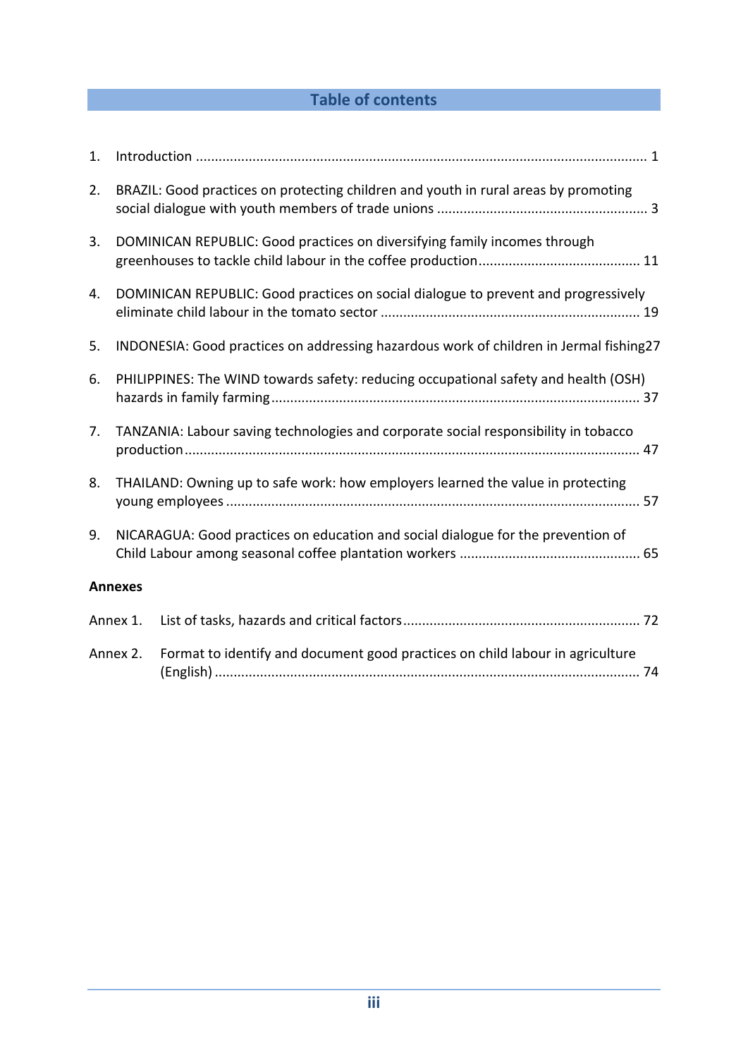# Table of contents

1. Introduction ........................................................................................................................ 1
2. BRAZIL: Good practices on protecting children and youth in rural areas by promoting social dialogue with youth members of trade unions ....................................................... 3
3. DOMINICAN REPUBLIC: Good practices on diversifying family incomes through greenhouses to tackle child labour in the coffee production.......................................... 11
4. DOMINICAN REPUBLIC: Good practices on social dialogue to prevent and progressively eliminate child labour in the tomato sector .................................................................... 19
5. INDONESIA: Good practices on addressing hazardous work of children in Jermal fishing27
6. PHILIPPINES: The WIND towards safety: reducing occupational safety and health (OSH) hazards in family farming................................................................................................ 37
7. TANZANIA: Labour saving technologies and corporate social responsibility in tobacco production....................................................................................................................... 47
8. THAILAND: Owning up to safe work: how employers learned the value in protecting young employees ............................................................................................................ 57
9. NICARAGUA: Good practices on education and social dialogue for the prevention of Child Labour among seasonal coffee plantation workers ............................................... 65

**Annexes**

Annex 1. List of tasks, hazards and critical factors.............................................................. 72

Annex 2. Format to identify and document good practices on child labour in agriculture (English) ............................................................................................................... 74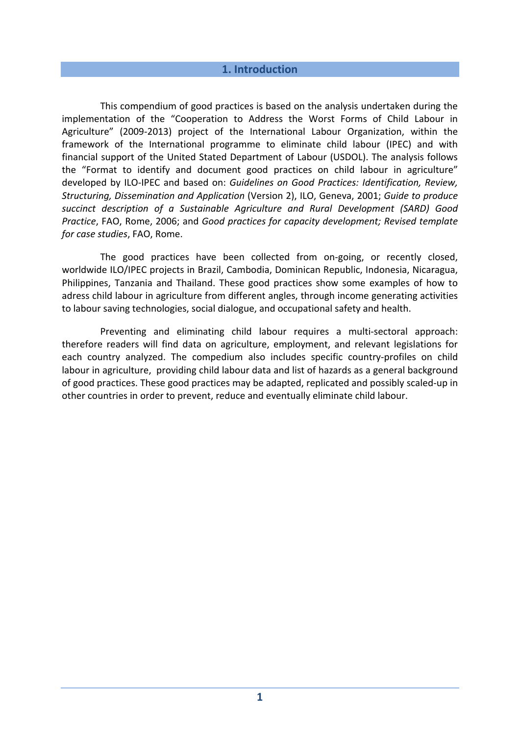# 1. Introduction

This compendium of good practices is based on the analysis undertaken during the implementation of the "Cooperation to Address the Worst Forms of Child Labour in Agriculture" (2009-2013) project of the International Labour Organization, within the framework of the International programme to eliminate child labour (IPEC) and with financial support of the United Stated Department of Labour (USDOL). The analysis follows the "Format to identify and document good practices on child labour in agriculture" developed by ILO-IPEC and based on: *Guidelines on Good Practices: Identification, Review, Structuring, Dissemination and Application* (Version 2), ILO, Geneva, 2001; *Guide to produce succinct description of a Sustainable Agriculture and Rural Development (SARD) Good Practice*, FAO, Rome, 2006; and *Good practices for capacity development; Revised template for case studies*, FAO, Rome.

The good practices have been collected from on-going, or recently closed, worldwide ILO/IPEC projects in Brazil, Cambodia, Dominican Republic, Indonesia, Nicaragua, Philippines, Tanzania and Thailand. These good practices show some examples of how to adress child labour in agriculture from different angles, through income generating activities to labour saving technologies, social dialogue, and occupational safety and health.

Preventing and eliminating child labour requires a multi-sectoral approach: therefore readers will find data on agriculture, employment, and relevant legislations for each country analyzed. The compedium also includes specific country-profiles on child labour in agriculture, providing child labour data and list of hazards as a general background of good practices. These good practices may be adapted, replicated and possibly scaled-up in other countries in order to prevent, reduce and eventually eliminate child labour.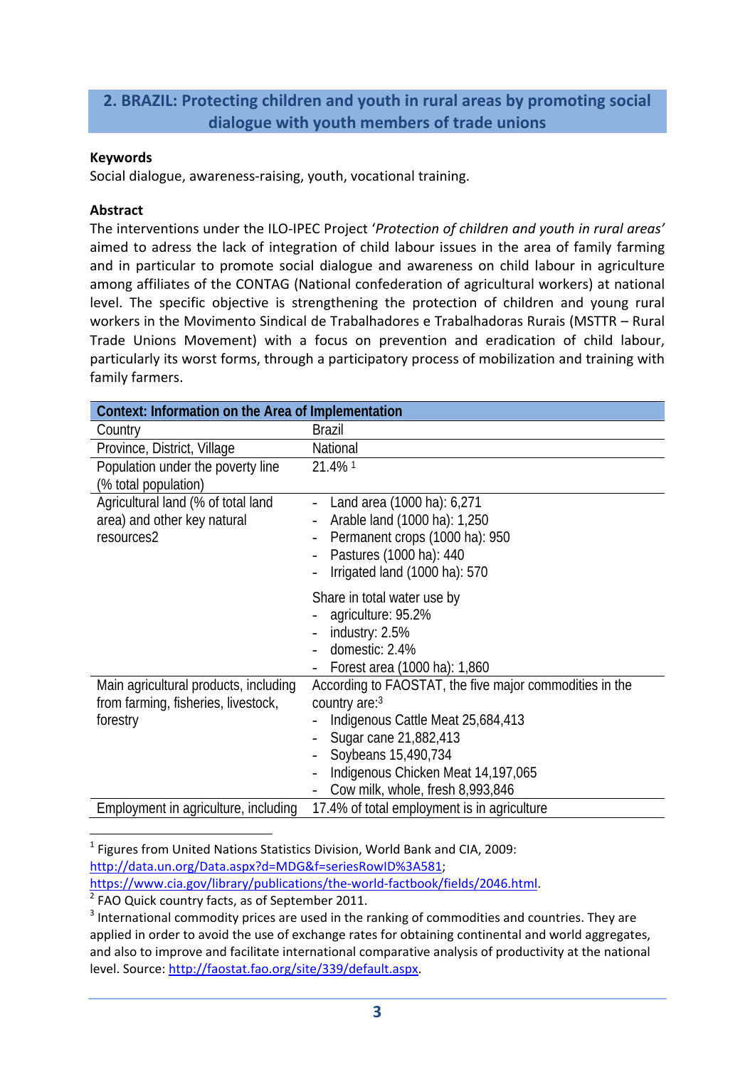## 2. BRAZIL: Protecting children and youth in rural areas by promoting social dialogue with youth members of trade unions

**Keywords**

Social dialogue, awareness-raising, youth, vocational training.

**Abstract**

The interventions under the ILO-IPEC Project '*Protection of children and youth in rural areas'* aimed to adress the lack of integration of child labour issues in the area of family farming and in particular to promote social dialogue and awareness on child labour in agriculture among affiliates of the CONTAG (National confederation of agricultural workers) at national level. The specific objective is strengthening the protection of children and young rural workers in the Movimento Sindical de Trabalhadores e Trabalhadoras Rurais (MSTTR – Rural Trade Unions Movement) with a focus on prevention and eradication of child labour, particularly its worst forms, through a participatory process of mobilization and training with family farmers.

| Context: Information on the Area of Implementation | |
|---|---|
| Country | Brazil |
| Province, District, Village | National |
| Population under the poverty line (% total population) | 21.4% [1] |
| Agricultural land (% of total land area) and other key natural resources2 | - Land area (1000 ha): 6,271<br>- Arable land (1000 ha): 1,250<br>- Permanent crops (1000 ha): 950<br>- Pastures (1000 ha): 440<br>- Irrigated land (1000 ha): 570<br><br>Share in total water use by<br>- agriculture: 95.2%<br>- industry: 2.5%<br>- domestic: 2.4%<br>- Forest area (1000 ha): 1,860 |
| Main agricultural products, including from farming, fisheries, livestock, forestry | According to FAOSTAT, the five major commodities in the country are:[3]<br>- Indigenous Cattle Meat 25,684,413<br>- Sugar cane 21,882,413<br>- Soybeans 15,490,734<br>- Indigenous Chicken Meat 14,197,065<br>- Cow milk, whole, fresh 8,993,846 |
| Employment in agriculture, including | 17.4% of total employment is in agriculture |

[1] Figures from United Nations Statistics Division, World Bank and CIA, 2009: http://data.un.org/Data.aspx?d=MDG&f=seriesRowID%3A581; https://www.cia.gov/library/publications/the-world-factbook/fields/2046.html.

[2] FAO Quick country facts, as of September 2011.

[3] International commodity prices are used in the ranking of commodities and countries. They are applied in order to avoid the use of exchange rates for obtaining continental and world aggregates, and also to improve and facilitate international comparative analysis of productivity at the national level. Source: http://faostat.fao.org/site/339/default.aspx.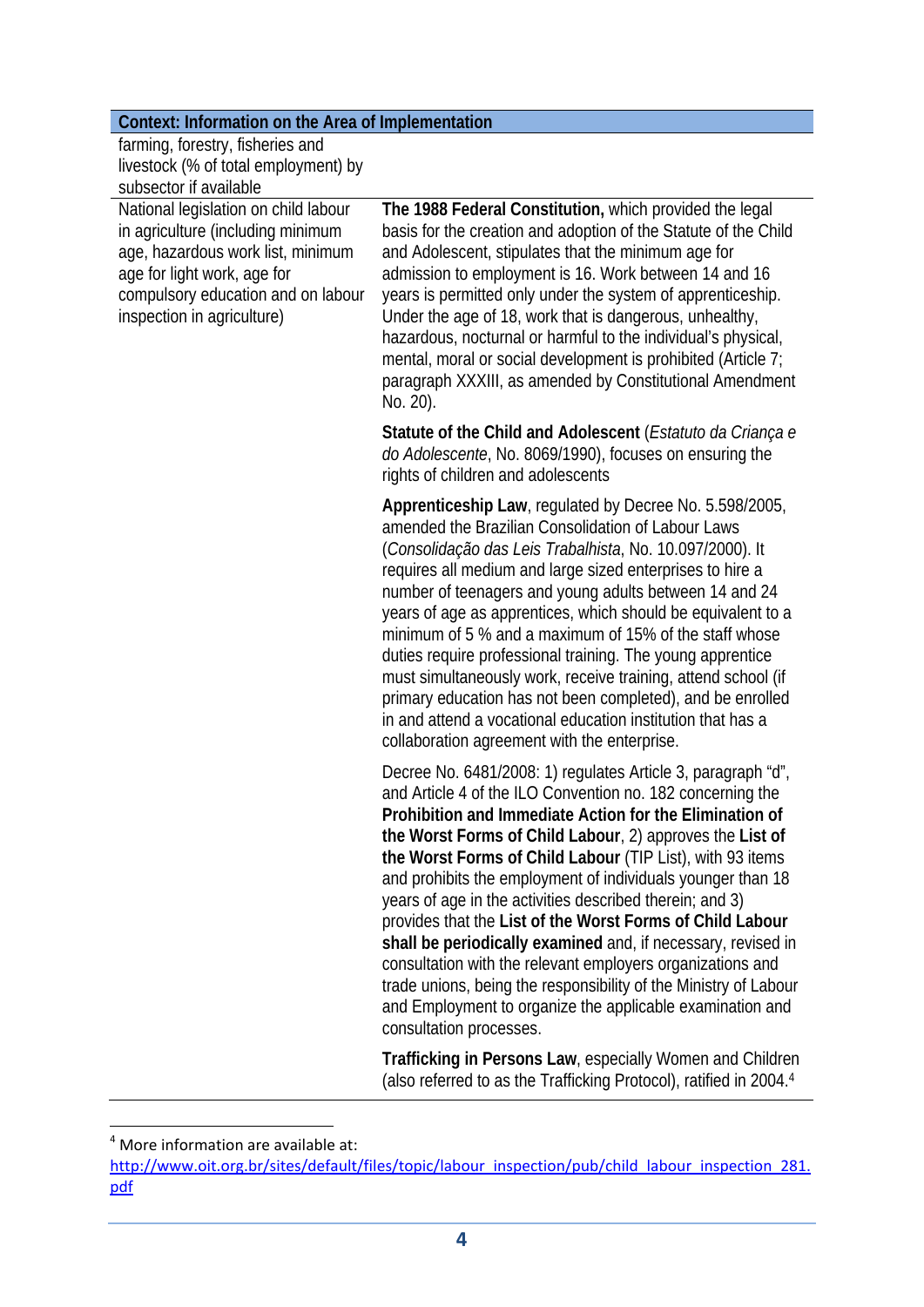| Context: Information on the Area of Implementation | |
|---|---|
| farming, forestry, fisheries and livestock (% of total employment) by subsector if available | |
| National legislation on child labour in agriculture (including minimum age, hazardous work list, minimum age for light work, age for compulsory education and on labour inspection in agriculture) | **The 1988 Federal Constitution,** which provided the legal basis for the creation and adoption of the Statute of the Child and Adolescent, stipulates that the minimum age for admission to employment is 16. Work between 14 and 16 years is permitted only under the system of apprenticeship. Under the age of 18, work that is dangerous, unhealthy, hazardous, nocturnal or harmful to the individual's physical, mental, moral or social development is prohibited (Article 7; paragraph XXXIII, as amended by Constitutional Amendment No. 20).<br><br>**Statute of the Child and Adolescent** (*Estatuto da Criança e do Adolescente*, No. 8069/1990), focuses on ensuring the rights of children and adolescents<br><br>**Apprenticeship Law**, regulated by Decree No. 5.598/2005, amended the Brazilian Consolidation of Labour Laws (*Consolidação das Leis Trabalhista*, No. 10.097/2000). It requires all medium and large sized enterprises to hire a number of teenagers and young adults between 14 and 24 years of age as apprentices, which should be equivalent to a minimum of 5 % and a maximum of 15% of the staff whose duties require professional training. The young apprentice must simultaneously work, receive training, attend school (if primary education has not been completed), and be enrolled in and attend a vocational education institution that has a collaboration agreement with the enterprise.<br><br>Decree No. 6481/2008: 1) regulates Article 3, paragraph "d", and Article 4 of the ILO Convention no. 182 concerning the **Prohibition and Immediate Action for the Elimination of the Worst Forms of Child Labour**, 2) approves the **List of the Worst Forms of Child Labour** (TIP List), with 93 items and prohibits the employment of individuals younger than 18 years of age in the activities described therein; and 3) provides that the **List of the Worst Forms of Child Labour shall be periodically examined** and, if necessary, revised in consultation with the relevant employers organizations and trade unions, being the responsibility of the Ministry of Labour and Employment to organize the applicable examination and consultation processes.<br><br>**Trafficking in Persons Law**, especially Women and Children (also referred to as the Trafficking Protocol), ratified in 2004.[4] |

[4] More information are available at: http://www.oit.org.br/sites/default/files/topic/labour_inspection/pub/child_labour_inspection_281.pdf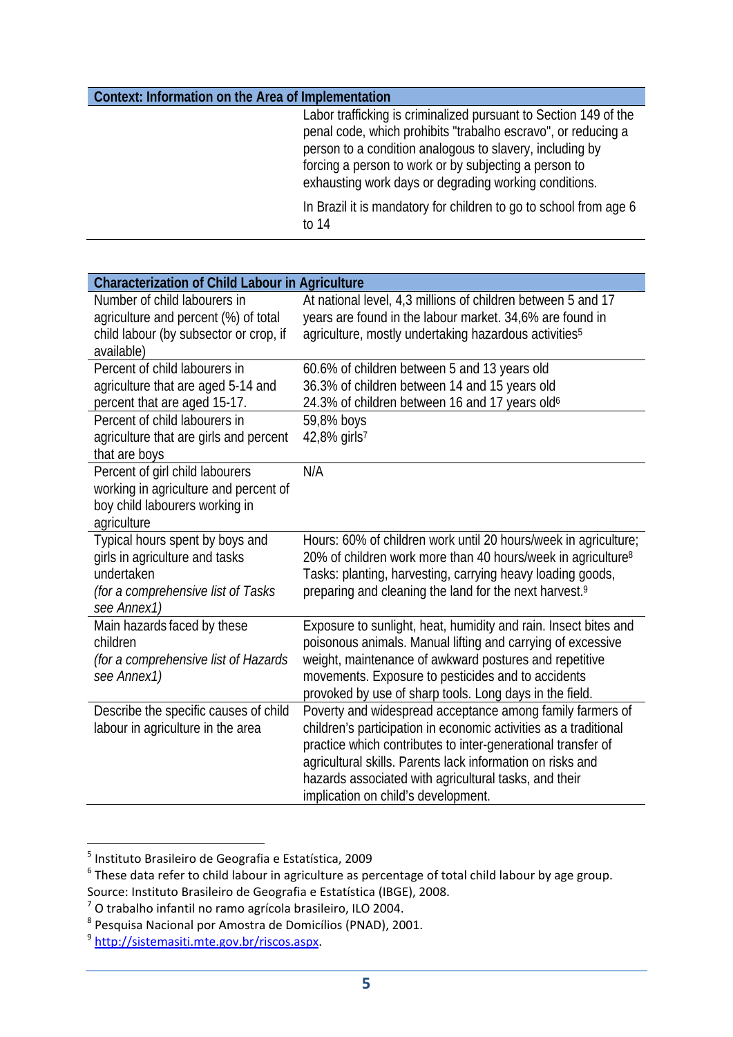| Context: Information on the Area of Implementation | |
|---|---|
| | Labor trafficking is criminalized pursuant to Section 149 of the penal code, which prohibits "trabalho escravo", or reducing a person to a condition analogous to slavery, including by forcing a person to work or by subjecting a person to exhausting work days or degrading working conditions.<br><br>In Brazil it is mandatory for children to go to school from age 6 to 14 |

| Characterization of Child Labour in Agriculture | |
|---|---|
| Number of child labourers in agriculture and percent (%) of total child labour (by subsector or crop, if available) | At national level, 4,3 millions of children between 5 and 17 years are found in the labour market. 34,6% are found in agriculture, mostly undertaking hazardous activities[5] |
| Percent of child labourers in agriculture that are aged 5-14 and percent that are aged 15-17. | 60.6% of children between 5 and 13 years old<br>36.3% of children between 14 and 15 years old<br>24.3% of children between 16 and 17 years old[6] |
| Percent of child labourers in agriculture that are girls and percent that are boys | 59,8% boys<br>42,8% girls[7] |
| Percent of girl child labourers working in agriculture and percent of boy child labourers working in agriculture | N/A |
| Typical hours spent by boys and girls in agriculture and tasks undertaken<br>*(for a comprehensive list of Tasks see Annex1)* | Hours: 60% of children work until 20 hours/week in agriculture; 20% of children work more than 40 hours/week in agriculture[8]<br>Tasks: planting, harvesting, carrying heavy loading goods, preparing and cleaning the land for the next harvest.[9] |
| Main hazards faced by these children<br>*(for a comprehensive list of Hazards see Annex1)* | Exposure to sunlight, heat, humidity and rain. Insect bites and poisonous animals. Manual lifting and carrying of excessive weight, maintenance of awkward postures and repetitive movements. Exposure to pesticides and to accidents provoked by use of sharp tools. Long days in the field. |
| Describe the specific causes of child labour in agriculture in the area | Poverty and widespread acceptance among family farmers of children's participation in economic activities as a traditional practice which contributes to inter-generational transfer of agricultural skills. Parents lack information on risks and hazards associated with agricultural tasks, and their implication on child's development. |

[5] Instituto Brasileiro de Geografia e Estatística, 2009

[6] These data refer to child labour in agriculture as percentage of total child labour by age group. Source: Instituto Brasileiro de Geografia e Estatística (IBGE), 2008.

[7] O trabalho infantil no ramo agrícola brasileiro, ILO 2004.

[8] Pesquisa Nacional por Amostra de Domicílios (PNAD), 2001.

[9] http://sistemasiti.mte.gov.br/riscos.aspx.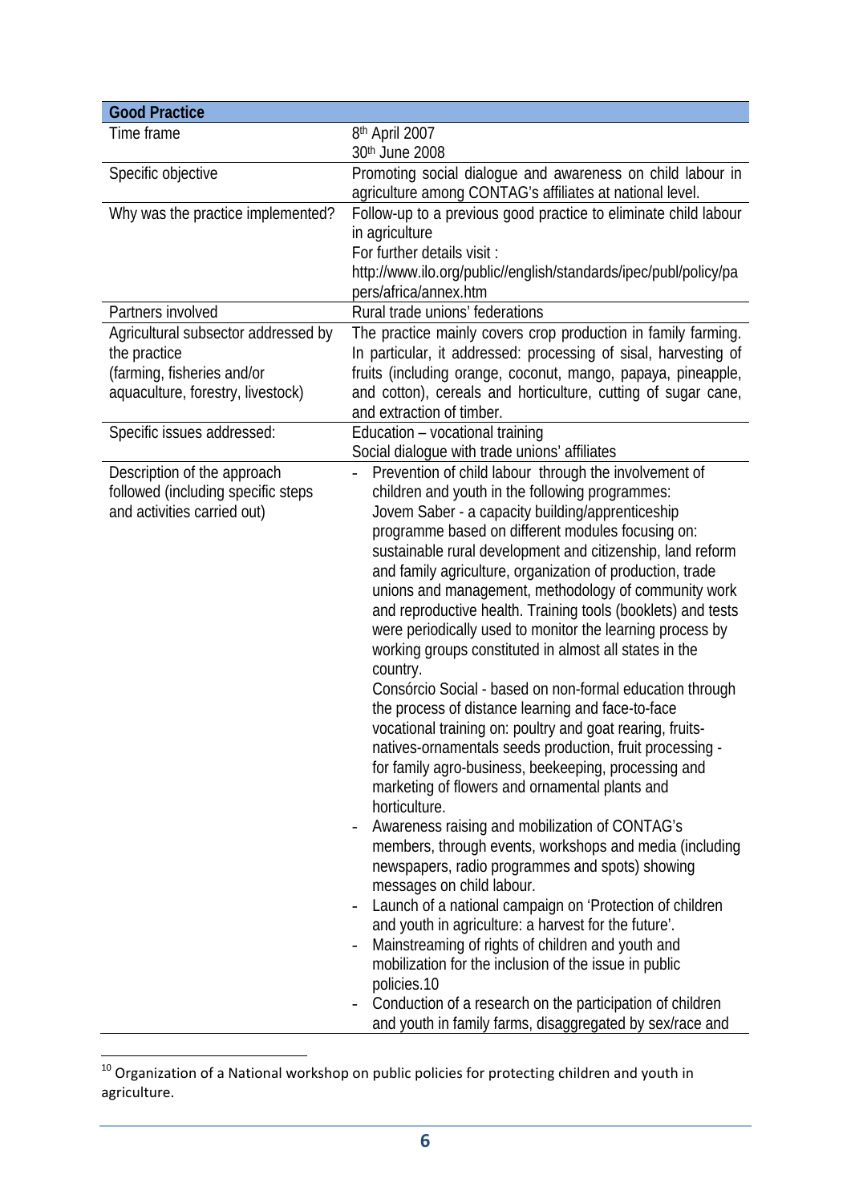| Good Practice | |
|---|---|
| Time frame | 8th April 2007<br>30th June 2008 |
| Specific objective | Promoting social dialogue and awareness on child labour in agriculture among CONTAG's affiliates at national level. |
| Why was the practice implemented? | Follow-up to a previous good practice to eliminate child labour in agriculture<br>For further details visit :<br>http://www.ilo.org/public//english/standards/ipec/publ/policy/papers/africa/annex.htm |
| Partners involved | Rural trade unions' federations |
| Agricultural subsector addressed by the practice<br>(farming, fisheries and/or aquaculture, forestry, livestock) | The practice mainly covers crop production in family farming. In particular, it addressed: processing of sisal, harvesting of fruits (including orange, coconut, mango, papaya, pineapple, and cotton), cereals and horticulture, cutting of sugar cane, and extraction of timber. |
| Specific issues addressed: | Education – vocational training<br>Social dialogue with trade unions' affiliates |
| Description of the approach followed (including specific steps and activities carried out) | - Prevention of child labour through the involvement of children and youth in the following programmes:<br>Jovem Saber - a capacity building/apprenticeship programme based on different modules focusing on: sustainable rural development and citizenship, land reform and family agriculture, organization of production, trade unions and management, methodology of community work and reproductive health. Training tools (booklets) and tests were periodically used to monitor the learning process by working groups constituted in almost all states in the country.<br>Consórcio Social - based on non-formal education through the process of distance learning and face-to-face vocational training on: poultry and goat rearing, fruits-natives-ornamentals seeds production, fruit processing - for family agro-business, beekeeping, processing and marketing of flowers and ornamental plants and horticulture.<br>- Awareness raising and mobilization of CONTAG's members, through events, workshops and media (including newspapers, radio programmes and spots) showing messages on child labour.<br>- Launch of a national campaign on 'Protection of children and youth in agriculture: a harvest for the future'.<br>- Mainstreaming of rights of children and youth and mobilization for the inclusion of the issue in public policies.[10]<br>- Conduction of a research on the participation of children and youth in family farms, disaggregated by sex/race and |

[10] Organization of a National workshop on public policies for protecting children and youth in agriculture.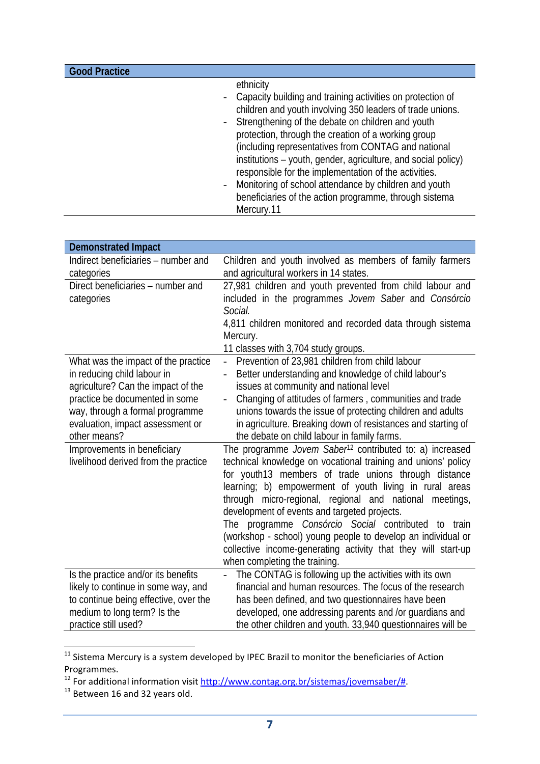| Good Practice | |
|---|---|
| | ethnicity<br>- Capacity building and training activities on protection of children and youth involving 350 leaders of trade unions.<br>- Strengthening of the debate on children and youth protection, through the creation of a working group (including representatives from CONTAG and national institutions – youth, gender, agriculture, and social policy) responsible for the implementation of the activities.<br>- Monitoring of school attendance by children and youth beneficiaries of the action programme, through sistema Mercury.11 |

| Demonstrated Impact | |
|---|---|
| Indirect beneficiaries – number and categories | Children and youth involved as members of family farmers and agricultural workers in 14 states. |
| Direct beneficiaries – number and categories | 27,981 children and youth prevented from child labour and included in the programmes *Jovem Saber* and *Consórcio Social.*<br>4,811 children monitored and recorded data through sistema Mercury.<br>11 classes with 3,704 study groups. |
| What was the impact of the practice in reducing child labour in agriculture? Can the impact of the practice be documented in some way, through a formal programme evaluation, impact assessment or other means? | - Prevention of 23,981 children from child labour<br>- Better understanding and knowledge of child labour's issues at community and national level<br>- Changing of attitudes of farmers , communities and trade unions towards the issue of protecting children and adults in agriculture. Breaking down of resistances and starting of the debate on child labour in family farms. |
| Improvements in beneficiary livelihood derived from the practice | The programme *Jovem Saber*[12] contributed to: a) increased technical knowledge on vocational training and unions' policy for youth13 members of trade unions through distance learning; b) empowerment of youth living in rural areas through micro-regional, regional and national meetings, development of events and targeted projects.<br>The programme *Consórcio Social* contributed to train (workshop - school) young people to develop an individual or collective income-generating activity that they will start-up when completing the training. |
| Is the practice and/or its benefits likely to continue in some way, and to continue being effective, over the medium to long term? Is the practice still used? | - The CONTAG is following up the activities with its own financial and human resources. The focus of the research has been defined, and two questionnaires have been developed, one addressing parents and /or guardians and the other children and youth. 33,940 questionnaires will be |

[11] Sistema Mercury is a system developed by IPEC Brazil to monitor the beneficiaries of Action Programmes.

[12] For additional information visit http://www.contag.org.br/sistemas/jovemsaber/#.

[13] Between 16 and 32 years old.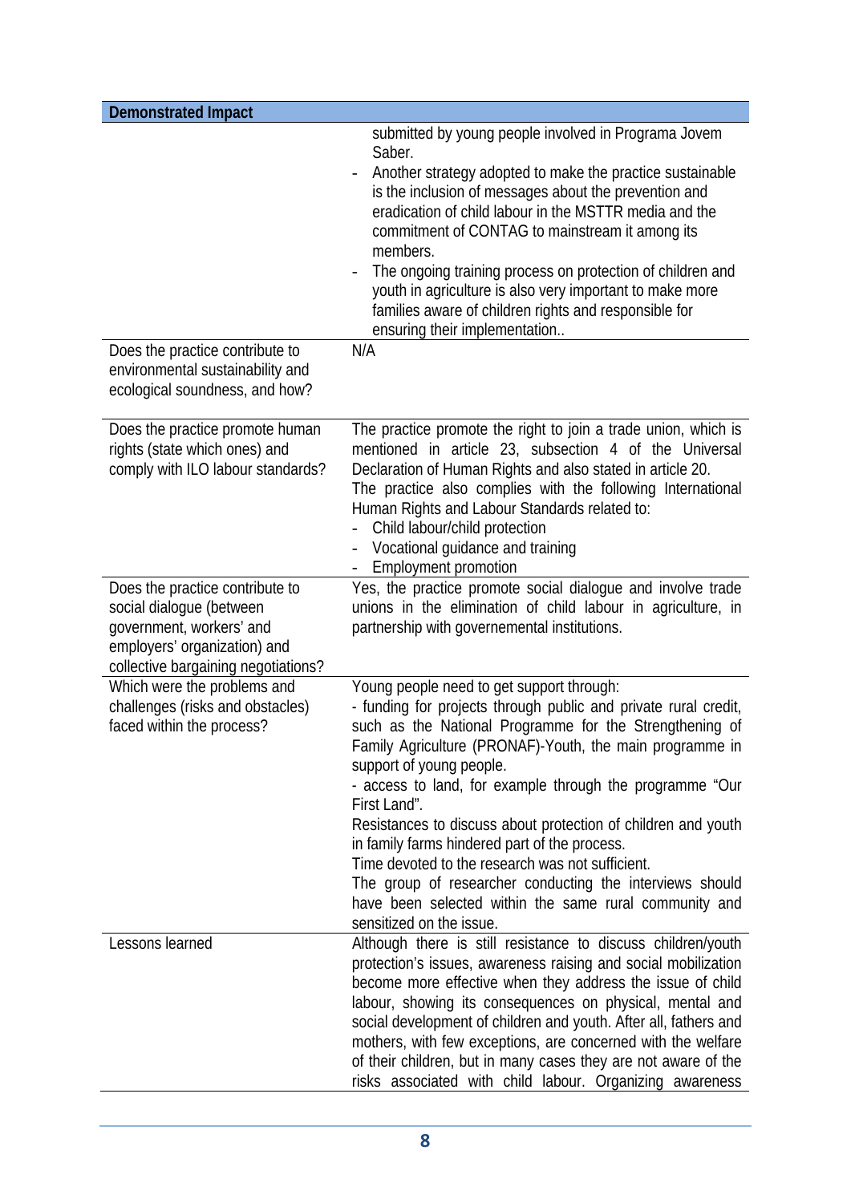| Demonstrated Impact | |
|---|---|
| | submitted by young people involved in Programa Jovem Saber.<br>- Another strategy adopted to make the practice sustainable is the inclusion of messages about the prevention and eradication of child labour in the MSTTR media and the commitment of CONTAG to mainstream it among its members.<br>- The ongoing training process on protection of children and youth in agriculture is also very important to make more families aware of children rights and responsible for ensuring their implementation.. |
| Does the practice contribute to environmental sustainability and ecological soundness, and how? | N/A |
| Does the practice promote human rights (state which ones) and comply with ILO labour standards? | The practice promote the right to join a trade union, which is mentioned in article 23, subsection 4 of the Universal Declaration of Human Rights and also stated in article 20.<br>The practice also complies with the following International Human Rights and Labour Standards related to:<br>- Child labour/child protection<br>- Vocational guidance and training<br>- Employment promotion |
| Does the practice contribute to social dialogue (between government, workers' and employers' organization) and collective bargaining negotiations? | Yes, the practice promote social dialogue and involve trade unions in the elimination of child labour in agriculture, in partnership with governemental institutions. |
| Which were the problems and challenges (risks and obstacles) faced within the process? | Young people need to get support through:<br>- funding for projects through public and private rural credit, such as the National Programme for the Strengthening of Family Agriculture (PRONAF)-Youth, the main programme in support of young people.<br>- access to land, for example through the programme "Our First Land".<br>Resistances to discuss about protection of children and youth in family farms hindered part of the process.<br>Time devoted to the research was not sufficient.<br>The group of researcher conducting the interviews should have been selected within the same rural community and sensitized on the issue. |
| Lessons learned | Although there is still resistance to discuss children/youth protection's issues, awareness raising and social mobilization become more effective when they address the issue of child labour, showing its consequences on physical, mental and social development of children and youth. After all, fathers and mothers, with few exceptions, are concerned with the welfare of their children, but in many cases they are not aware of the risks associated with child labour. Organizing awareness |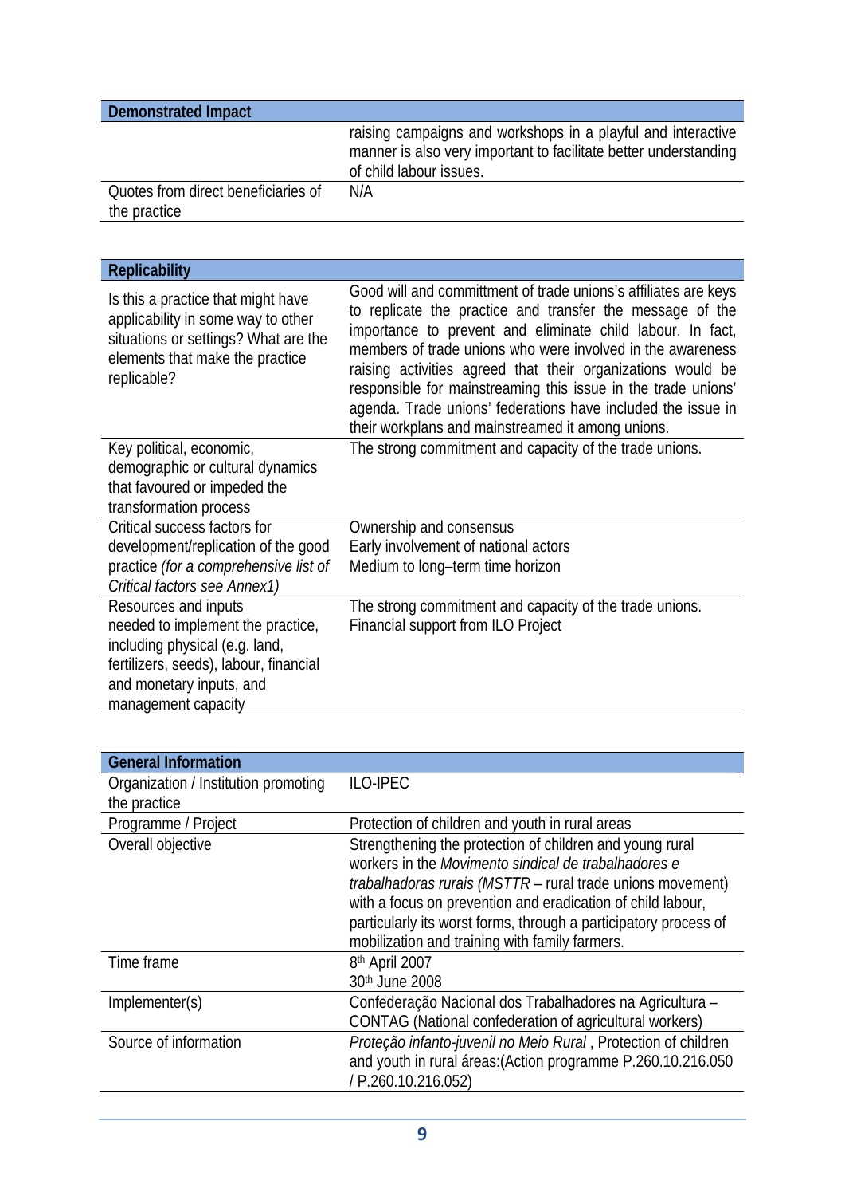| Demonstrated Impact | |
|---|---|
| | raising campaigns and workshops in a playful and interactive manner is also very important to facilitate better understanding of child labour issues. |
| Quotes from direct beneficiaries of the practice | N/A |

| Replicability | |
|---|---|
| Is this a practice that might have applicability in some way to other situations or settings? What are the elements that make the practice replicable? | Good will and committment of trade unions's affiliates are keys to replicate the practice and transfer the message of the importance to prevent and eliminate child labour. In fact, members of trade unions who were involved in the awareness raising activities agreed that their organizations would be responsible for mainstreaming this issue in the trade unions' agenda. Trade unions' federations have included the issue in their workplans and mainstreamed it among unions. |
| Key political, economic, demographic or cultural dynamics that favoured or impeded the transformation process | The strong commitment and capacity of the trade unions. |
| Critical success factors for development/replication of the good practice *(for a comprehensive list of Critical factors see Annex1)* | Ownership and consensus<br>Early involvement of national actors<br>Medium to long–term time horizon |
| Resources and inputs needed to implement the practice, including physical (e.g. land, fertilizers, seeds), labour, financial and monetary inputs, and management capacity | The strong commitment and capacity of the trade unions.<br>Financial support from ILO Project |

| General Information | |
|---|---|
| Organization / Institution promoting the practice | ILO-IPEC |
| Programme / Project | Protection of children and youth in rural areas |
| Overall objective | Strengthening the protection of children and young rural workers in the *Movimento sindical de trabalhadores e trabalhadoras rurais (MSTTR* – rural trade unions movement) with a focus on prevention and eradication of child labour, particularly its worst forms, through a participatory process of mobilization and training with family farmers. |
| Time frame | 8th April 2007<br>30th June 2008 |
| Implementer(s) | Confederação Nacional dos Trabalhadores na Agricultura – CONTAG (National confederation of agricultural workers) |
| Source of information | *Proteção infanto-juvenil no Meio Rural* , Protection of children and youth in rural áreas:(Action programme P.260.10.216.050 / P.260.10.216.052) |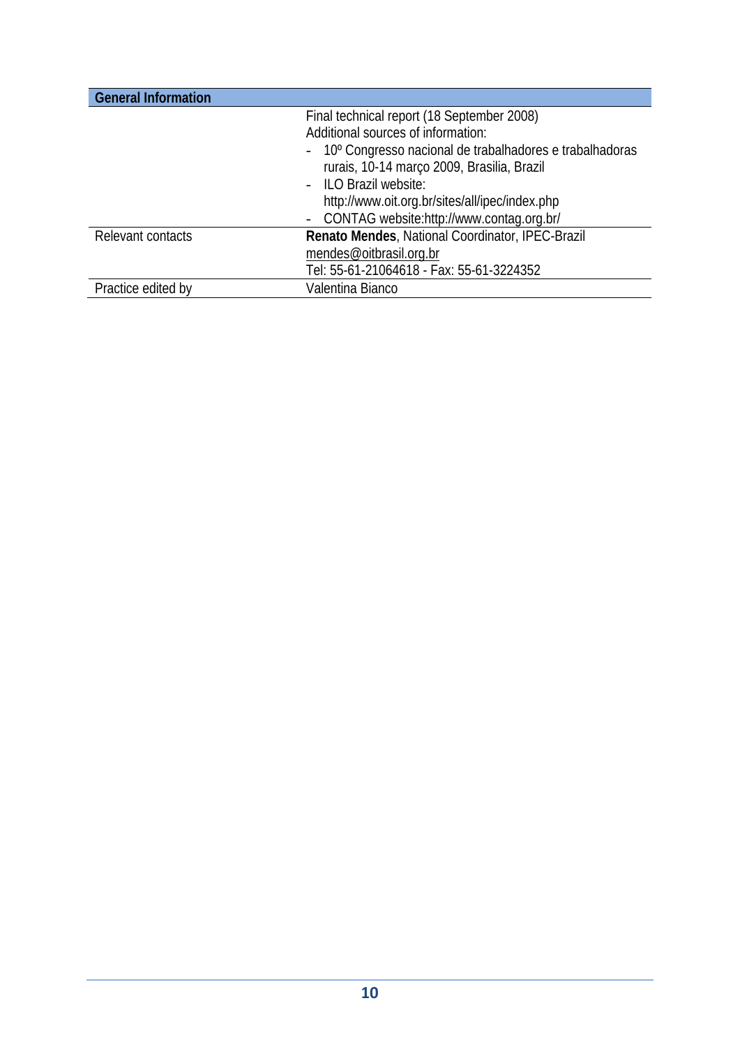| General Information | |
|---|---|
| | Final technical report (18 September 2008)<br>Additional sources of information:<br>- 10º Congresso nacional de trabalhadores e trabalhadoras rurais, 10-14 março 2009, Brasilia, Brazil<br>- ILO Brazil website: http://www.oit.org.br/sites/all/ipec/index.php<br>- CONTAG website:http://www.contag.org.br/ |
| Relevant contacts | **Renato Mendes**, National Coordinator, IPEC-Brazil<br>mendes@oitbrasil.org.br<br>Tel: 55-61-21064618 - Fax: 55-61-3224352 |
| Practice edited by | Valentina Bianco |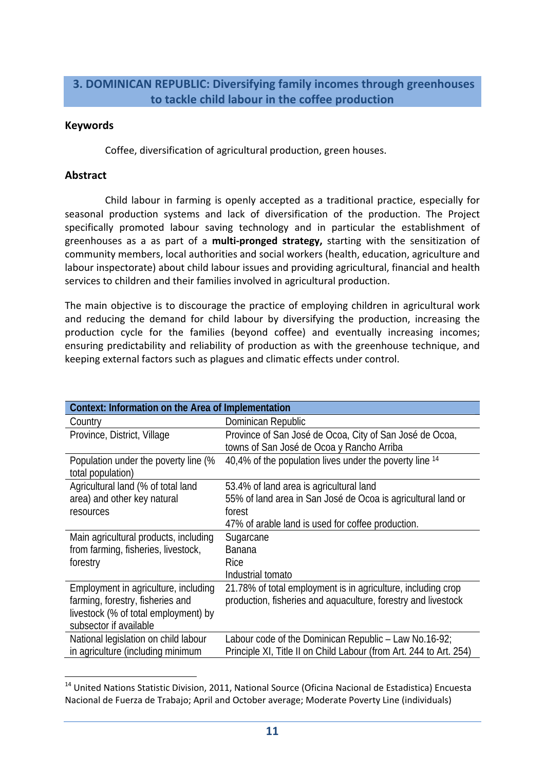## 3. DOMINICAN REPUBLIC: Diversifying family incomes through greenhouses to tackle child labour in the coffee production

### Keywords

Coffee, diversification of agricultural production, green houses.

### Abstract

Child labour in farming is openly accepted as a traditional practice, especially for seasonal production systems and lack of diversification of the production. The Project specifically promoted labour saving technology and in particular the establishment of greenhouses as a as part of a **multi-pronged strategy,** starting with the sensitization of community members, local authorities and social workers (health, education, agriculture and labour inspectorate) about child labour issues and providing agricultural, financial and health services to children and their families involved in agricultural production.

The main objective is to discourage the practice of employing children in agricultural work and reducing the demand for child labour by diversifying the production, increasing the production cycle for the families (beyond coffee) and eventually increasing incomes; ensuring predictability and reliability of production as with the greenhouse technique, and keeping external factors such as plagues and climatic effects under control.

| Context: Information on the Area of Implementation | |
|---|---|
| Country | Dominican Republic |
| Province, District, Village | Province of San José de Ocoa, City of San José de Ocoa, towns of San José de Ocoa y Rancho Arriba |
| Population under the poverty line (% total population) | 40,4% of the population lives under the poverty line [14] |
| Agricultural land (% of total land area) and other key natural resources | 53.4% of land area is agricultural land<br>55% of land area in San José de Ocoa is agricultural land or forest<br>47% of arable land is used for coffee production. |
| Main agricultural products, including from farming, fisheries, livestock, forestry | Sugarcane<br>Banana<br>Rice<br>Industrial tomato |
| Employment in agriculture, including farming, forestry, fisheries and livestock (% of total employment) by subsector if available | 21.78% of total employment is in agriculture, including crop production, fisheries and aquaculture, forestry and livestock |
| National legislation on child labour in agriculture (including minimum | Labour code of the Dominican Republic – Law No.16-92; Principle XI, Title II on Child Labour (from Art. 244 to Art. 254) |

[14] United Nations Statistic Division, 2011, National Source (Oficina Nacional de Estadistica) Encuesta Nacional de Fuerza de Trabajo; April and October average; Moderate Poverty Line (individuals)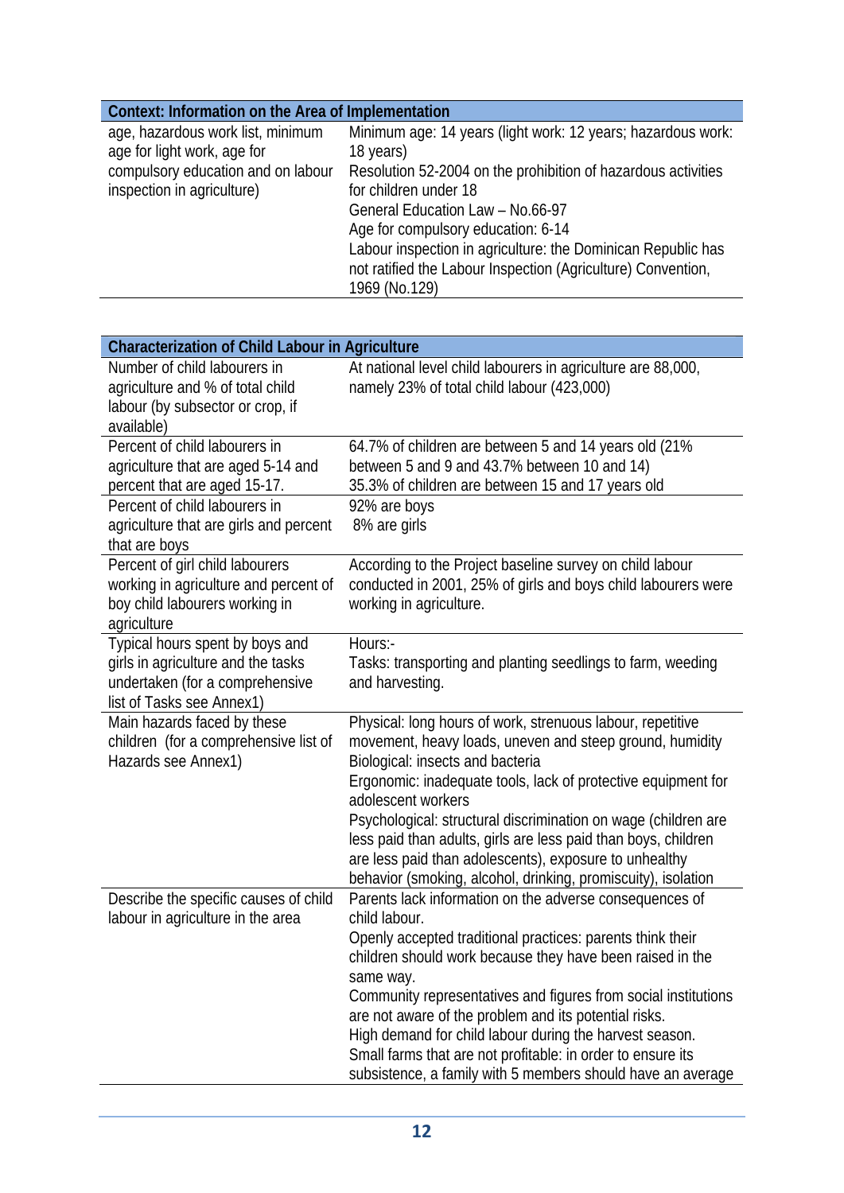| Context: Information on the Area of Implementation | |
| --- | --- |
| age, hazardous work list, minimum age for light work, age for compulsory education and on labour inspection in agriculture) | Minimum age: 14 years (light work: 12 years; hazardous work: 18 years)<br>Resolution 52-2004 on the prohibition of hazardous activities for children under 18<br>General Education Law – No.66-97<br>Age for compulsory education: 6-14<br>Labour inspection in agriculture: the Dominican Republic has not ratified the Labour Inspection (Agriculture) Convention, 1969 (No.129) |

| Characterization of Child Labour in Agriculture | |
| --- | --- |
| Number of child labourers in agriculture and % of total child labour (by subsector or crop, if available) | At national level child labourers in agriculture are 88,000, namely 23% of total child labour (423,000) |
| Percent of child labourers in agriculture that are aged 5-14 and percent that are aged 15-17. | 64.7% of children are between 5 and 14 years old (21% between 5 and 9 and 43.7% between 10 and 14)<br>35.3% of children are between 15 and 17 years old |
| Percent of child labourers in agriculture that are girls and percent that are boys | 92% are boys<br>8% are girls |
| Percent of girl child labourers working in agriculture and percent of boy child labourers working in agriculture | According to the Project baseline survey on child labour conducted in 2001, 25% of girls and boys child labourers were working in agriculture. |
| Typical hours spent by boys and girls in agriculture and the tasks undertaken (for a comprehensive list of Tasks see Annex1) | Hours:-<br>Tasks: transporting and planting seedlings to farm, weeding and harvesting. |
| Main hazards faced by these children (for a comprehensive list of Hazards see Annex1) | Physical: long hours of work, strenuous labour, repetitive movement, heavy loads, uneven and steep ground, humidity<br>Biological: insects and bacteria<br>Ergonomic: inadequate tools, lack of protective equipment for adolescent workers<br>Psychological: structural discrimination on wage (children are less paid than adults, girls are less paid than boys, children are less paid than adolescents), exposure to unhealthy behavior (smoking, alcohol, drinking, promiscuity), isolation |
| Describe the specific causes of child labour in agriculture in the area | Parents lack information on the adverse consequences of child labour.<br>Openly accepted traditional practices: parents think their children should work because they have been raised in the same way.<br>Community representatives and figures from social institutions are not aware of the problem and its potential risks.<br>High demand for child labour during the harvest season.<br>Small farms that are not profitable: in order to ensure its subsistence, a family with 5 members should have an average |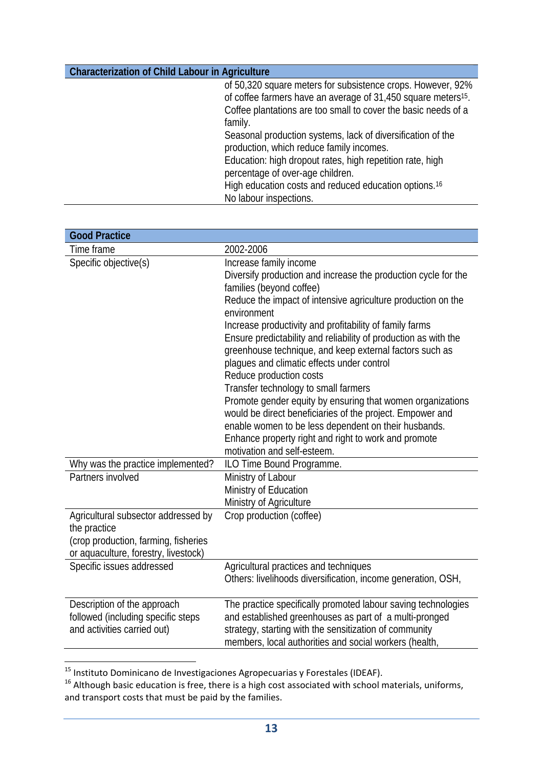| Characterization of Child Labour in Agriculture | |
|---|---|
| | of 50,320 square meters for subsistence crops. However, 92% of coffee farmers have an average of 31,450 square meters[15]. Coffee plantations are too small to cover the basic needs of a family.<br>Seasonal production systems, lack of diversification of the production, which reduce family incomes.<br>Education: high dropout rates, high repetition rate, high percentage of over-age children.<br>High education costs and reduced education options.[16]<br>No labour inspections. |

| Good Practice | |
|---|---|
| Time frame | 2002-2006 |
| Specific objective(s) | Increase family income<br>Diversify production and increase the production cycle for the families (beyond coffee)<br>Reduce the impact of intensive agriculture production on the environment<br>Increase productivity and profitability of family farms<br>Ensure predictability and reliability of production as with the greenhouse technique, and keep external factors such as plagues and climatic effects under control<br>Reduce production costs<br>Transfer technology to small farmers<br>Promote gender equity by ensuring that women organizations would be direct beneficiaries of the project. Empower and enable women to be less dependent on their husbands.<br>Enhance property right and right to work and promote motivation and self-esteem. |
| Why was the practice implemented? | ILO Time Bound Programme. |
| Partners involved | Ministry of Labour<br>Ministry of Education<br>Ministry of Agriculture |
| Agricultural subsector addressed by the practice<br>(crop production, farming, fisheries or aquaculture, forestry, livestock) | Crop production (coffee) |
| Specific issues addressed | Agricultural practices and techniques<br>Others: livelihoods diversification, income generation, OSH, |
| Description of the approach followed (including specific steps and activities carried out) | The practice specifically promoted labour saving technologies and established greenhouses as part of a multi-pronged strategy, starting with the sensitization of community members, local authorities and social workers (health, |

[15] Instituto Dominicano de Investigaciones Agropecuarias y Forestales (IDEAF).

[16] Although basic education is free, there is a high cost associated with school materials, uniforms, and transport costs that must be paid by the families.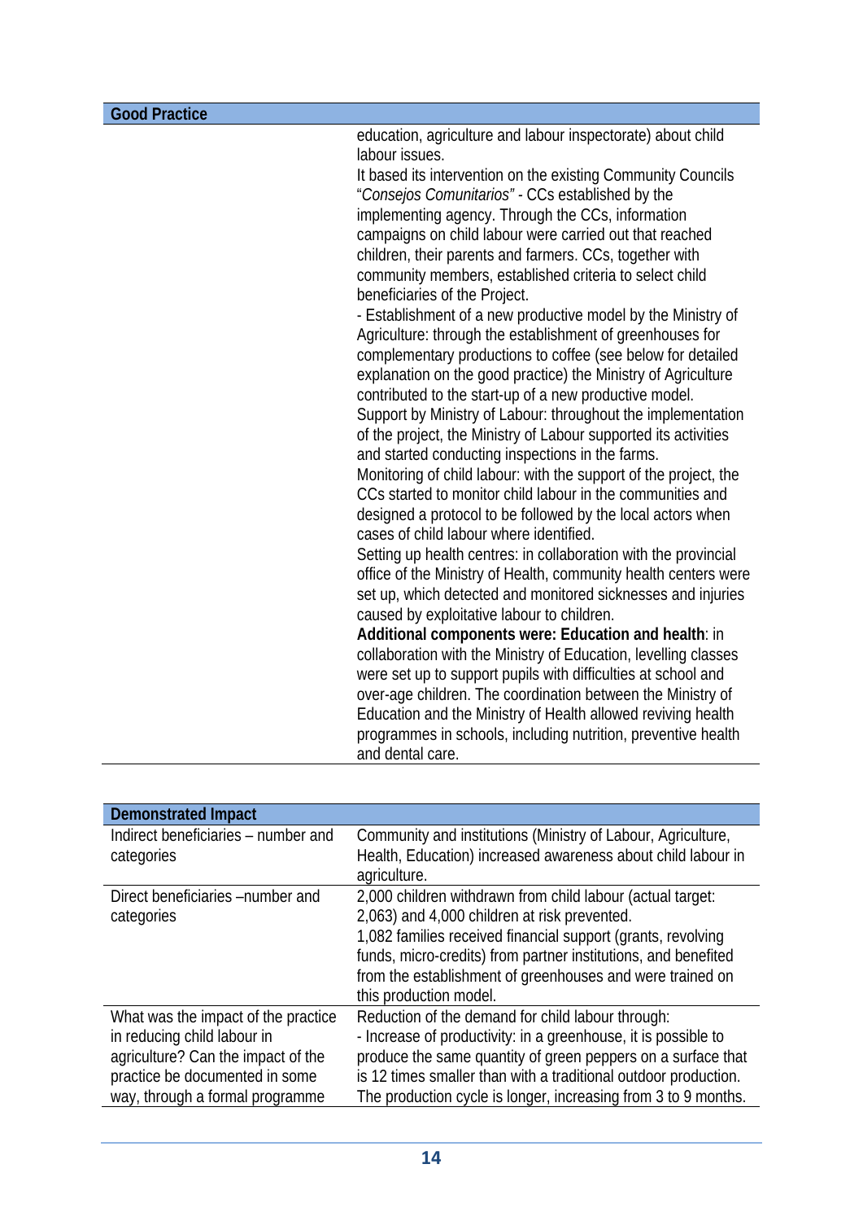| Good Practice | |
|---|---|
| | education, agriculture and labour inspectorate) about child labour issues. It based its intervention on the existing Community Councils "*Consejos Comunitarios"* - CCs established by the implementing agency. Through the CCs, information campaigns on child labour were carried out that reached children, their parents and farmers. CCs, together with community members, established criteria to select child beneficiaries of the Project. - Establishment of a new productive model by the Ministry of Agriculture: through the establishment of greenhouses for complementary productions to coffee (see below for detailed explanation on the good practice) the Ministry of Agriculture contributed to the start-up of a new productive model. Support by Ministry of Labour: throughout the implementation of the project, the Ministry of Labour supported its activities and started conducting inspections in the farms. Monitoring of child labour: with the support of the project, the CCs started to monitor child labour in the communities and designed a protocol to be followed by the local actors when cases of child labour where identified. Setting up health centres: in collaboration with the provincial office of the Ministry of Health, community health centers were set up, which detected and monitored sicknesses and injuries caused by exploitative labour to children. **Additional components were: Education and health**: in collaboration with the Ministry of Education, levelling classes were set up to support pupils with difficulties at school and over-age children. The coordination between the Ministry of Education and the Ministry of Health allowed reviving health programmes in schools, including nutrition, preventive health and dental care. |

| Demonstrated Impact | |
|---|---|
| Indirect beneficiaries – number and categories | Community and institutions (Ministry of Labour, Agriculture, Health, Education) increased awareness about child labour in agriculture. |
| Direct beneficiaries –number and categories | 2,000 children withdrawn from child labour (actual target: 2,063) and 4,000 children at risk prevented. 1,082 families received financial support (grants, revolving funds, micro-credits) from partner institutions, and benefited from the establishment of greenhouses and were trained on this production model. |
| What was the impact of the practice in reducing child labour in agriculture? Can the impact of the practice be documented in some way, through a formal programme | Reduction of the demand for child labour through: - Increase of productivity: in a greenhouse, it is possible to produce the same quantity of green peppers on a surface that is 12 times smaller than with a traditional outdoor production. The production cycle is longer, increasing from 3 to 9 months. |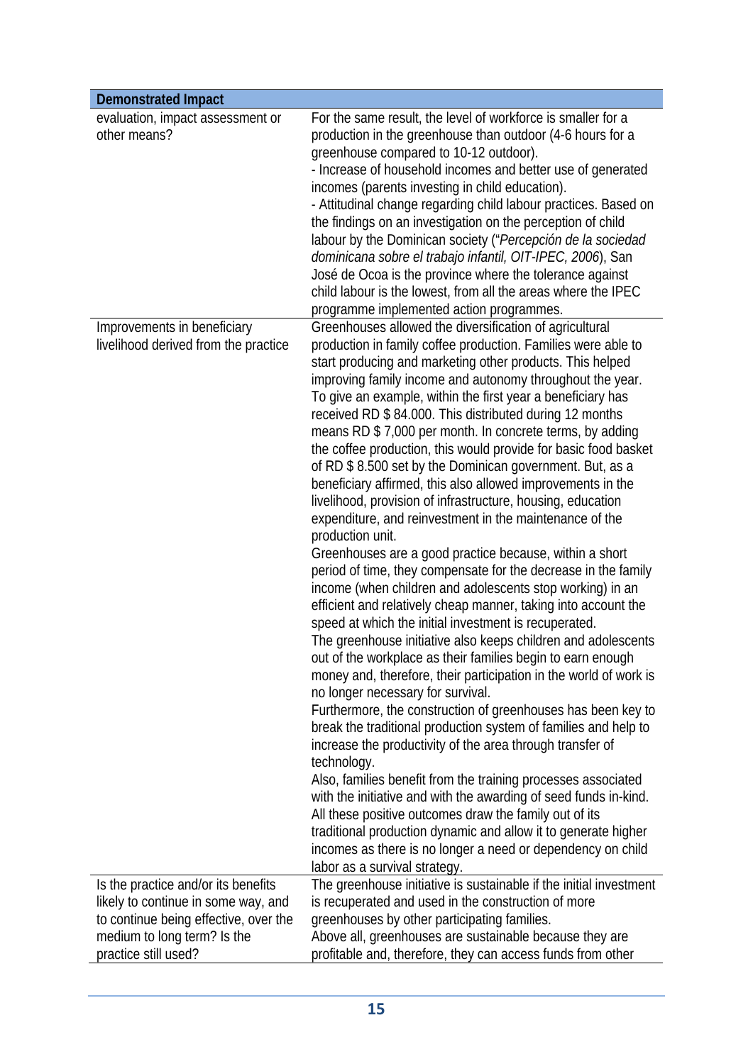| Demonstrated Impact | |
|---|---|
| evaluation, impact assessment or other means? | For the same result, the level of workforce is smaller for a production in the greenhouse than outdoor (4-6 hours for a greenhouse compared to 10-12 outdoor).<br>- Increase of household incomes and better use of generated incomes (parents investing in child education).<br>- Attitudinal change regarding child labour practices. Based on the findings on an investigation on the perception of child labour by the Dominican society ("*Percepción de la sociedad dominicana sobre el trabajo infantil, OIT-IPEC, 2006*), San José de Ocoa is the province where the tolerance against child labour is the lowest, from all the areas where the IPEC programme implemented action programmes. |
| Improvements in beneficiary livelihood derived from the practice | Greenhouses allowed the diversification of agricultural production in family coffee production. Families were able to start producing and marketing other products. This helped improving family income and autonomy throughout the year. To give an example, within the first year a beneficiary has received RD $ 84.000. This distributed during 12 months means RD $ 7,000 per month. In concrete terms, by adding the coffee production, this would provide for basic food basket of RD $ 8.500 set by the Dominican government. But, as a beneficiary affirmed, this also allowed improvements in the livelihood, provision of infrastructure, housing, education expenditure, and reinvestment in the maintenance of the production unit.<br>Greenhouses are a good practice because, within a short period of time, they compensate for the decrease in the family income (when children and adolescents stop working) in an efficient and relatively cheap manner, taking into account the speed at which the initial investment is recuperated.<br>The greenhouse initiative also keeps children and adolescents out of the workplace as their families begin to earn enough money and, therefore, their participation in the world of work is no longer necessary for survival.<br>Furthermore, the construction of greenhouses has been key to break the traditional production system of families and help to increase the productivity of the area through transfer of technology.<br>Also, families benefit from the training processes associated with the initiative and with the awarding of seed funds in-kind. All these positive outcomes draw the family out of its traditional production dynamic and allow it to generate higher incomes as there is no longer a need or dependency on child labor as a survival strategy. |
| Is the practice and/or its benefits likely to continue in some way, and to continue being effective, over the medium to long term? Is the practice still used? | The greenhouse initiative is sustainable if the initial investment is recuperated and used in the construction of more greenhouses by other participating families.<br>Above all, greenhouses are sustainable because they are profitable and, therefore, they can access funds from other |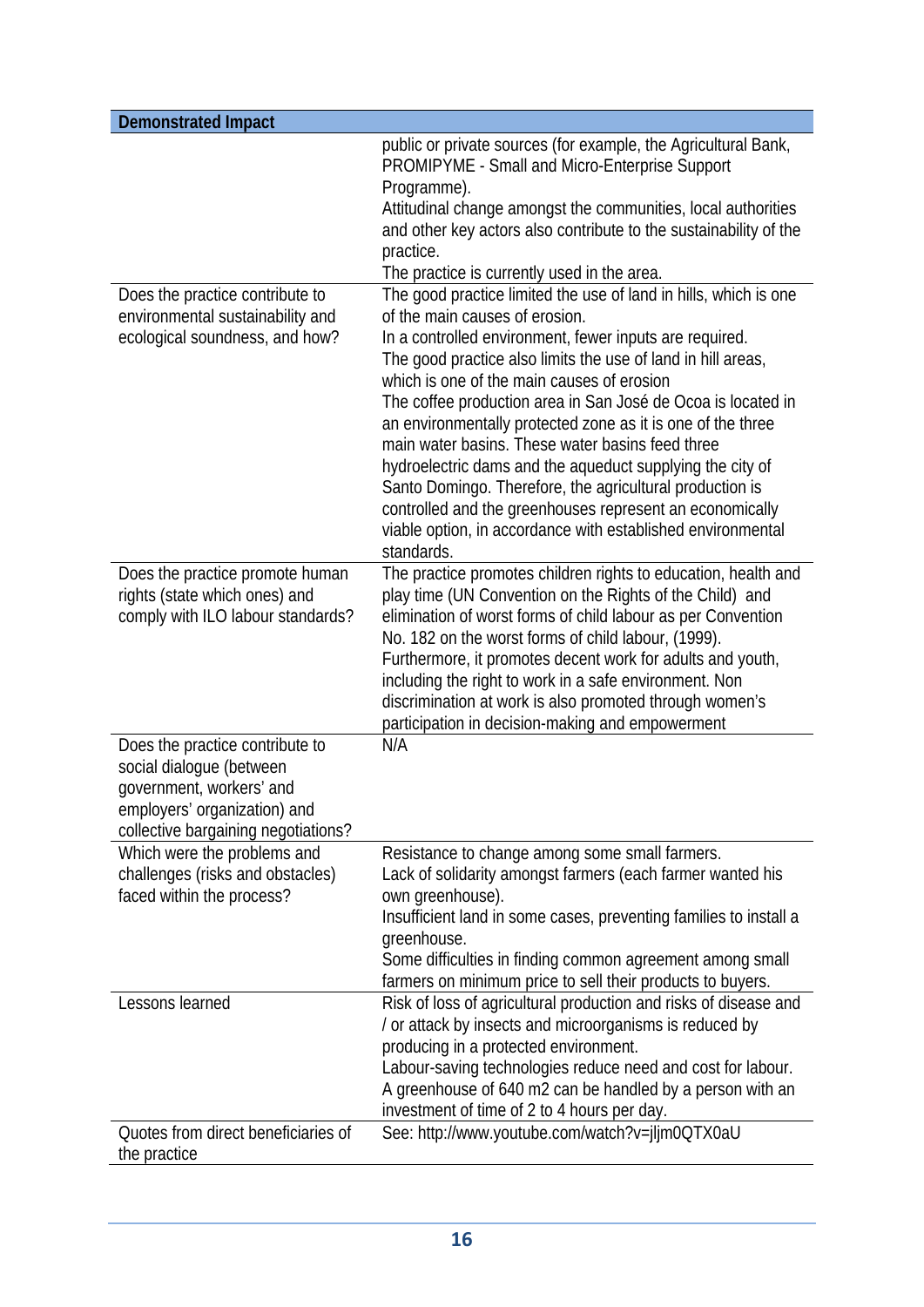| Demonstrated Impact | |
|---|---|
| | public or private sources (for example, the Agricultural Bank, PROMIPYME - Small and Micro-Enterprise Support Programme).<br>Attitudinal change amongst the communities, local authorities and other key actors also contribute to the sustainability of the practice.<br>The practice is currently used in the area. |
| Does the practice contribute to environmental sustainability and ecological soundness, and how? | The good practice limited the use of land in hills, which is one of the main causes of erosion.<br>In a controlled environment, fewer inputs are required.<br>The good practice also limits the use of land in hill areas, which is one of the main causes of erosion<br>The coffee production area in San José de Ocoa is located in an environmentally protected zone as it is one of the three main water basins. These water basins feed three hydroelectric dams and the aqueduct supplying the city of Santo Domingo. Therefore, the agricultural production is controlled and the greenhouses represent an economically viable option, in accordance with established environmental standards. |
| Does the practice promote human rights (state which ones) and comply with ILO labour standards? | The practice promotes children rights to education, health and play time (UN Convention on the Rights of the Child) and elimination of worst forms of child labour as per Convention No. 182 on the worst forms of child labour, (1999).<br>Furthermore, it promotes decent work for adults and youth, including the right to work in a safe environment. Non discrimination at work is also promoted through women's participation in decision-making and empowerment |
| Does the practice contribute to social dialogue (between government, workers' and employers' organization) and collective bargaining negotiations? | N/A |
| Which were the problems and challenges (risks and obstacles) faced within the process? | Resistance to change among some small farmers.<br>Lack of solidarity amongst farmers (each farmer wanted his own greenhouse).<br>Insufficient land in some cases, preventing families to install a greenhouse.<br>Some difficulties in finding common agreement among small farmers on minimum price to sell their products to buyers. |
| Lessons learned | Risk of loss of agricultural production and risks of disease and / or attack by insects and microorganisms is reduced by producing in a protected environment.<br>Labour-saving technologies reduce need and cost for labour.<br>A greenhouse of 640 m2 can be handled by a person with an investment of time of 2 to 4 hours per day. |
| Quotes from direct beneficiaries of the practice | See: http://www.youtube.com/watch?v=jljm0QTX0aU |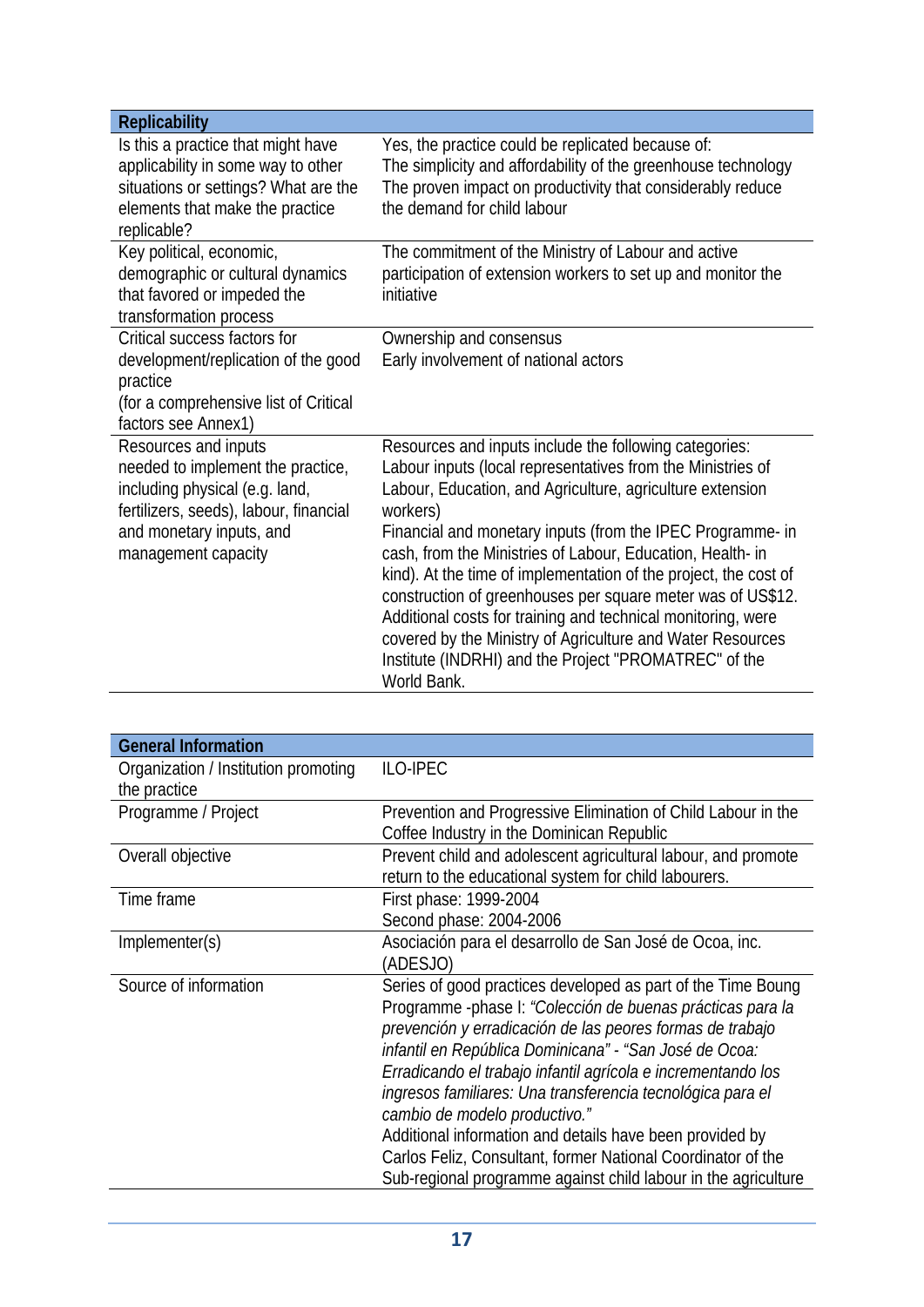| Replicability | |
|---|---|
| Is this a practice that might have applicability in some way to other situations or settings? What are the elements that make the practice replicable? | Yes, the practice could be replicated because of:<br>The simplicity and affordability of the greenhouse technology<br>The proven impact on productivity that considerably reduce the demand for child labour |
| Key political, economic, demographic or cultural dynamics that favored or impeded the transformation process | The commitment of the Ministry of Labour and active participation of extension workers to set up and monitor the initiative |
| Critical success factors for development/replication of the good practice<br>(for a comprehensive list of Critical factors see Annex1) | Ownership and consensus<br>Early involvement of national actors |
| Resources and inputs needed to implement the practice, including physical (e.g. land, fertilizers, seeds), labour, financial and monetary inputs, and management capacity | Resources and inputs include the following categories:<br>Labour inputs (local representatives from the Ministries of Labour, Education, and Agriculture, agriculture extension workers)<br>Financial and monetary inputs (from the IPEC Programme- in cash, from the Ministries of Labour, Education, Health- in kind). At the time of implementation of the project, the cost of construction of greenhouses per square meter was of US$12. Additional costs for training and technical monitoring, were covered by the Ministry of Agriculture and Water Resources Institute (INDRHI) and the Project "PROMATREC" of the World Bank. |

| General Information | |
|---|---|
| Organization / Institution promoting the practice | ILO-IPEC |
| Programme / Project | Prevention and Progressive Elimination of Child Labour in the Coffee Industry in the Dominican Republic |
| Overall objective | Prevent child and adolescent agricultural labour, and promote return to the educational system for child labourers. |
| Time frame | First phase: 1999-2004<br>Second phase: 2004-2006 |
| Implementer(s) | Asociación para el desarrollo de San José de Ocoa, inc. (ADESJO) |
| Source of information | Series of good practices developed as part of the Time Boung Programme -phase I: *"Colección de buenas prácticas para la prevención y erradicación de las peores formas de trabajo infantil en República Dominicana"* - *"San José de Ocoa: Erradicando el trabajo infantil agrícola e incrementando los ingresos familiares: Una transferencia tecnológica para el cambio de modelo productivo."*<br>Additional information and details have been provided by Carlos Feliz, Consultant, former National Coordinator of the Sub-regional programme against child labour in the agriculture |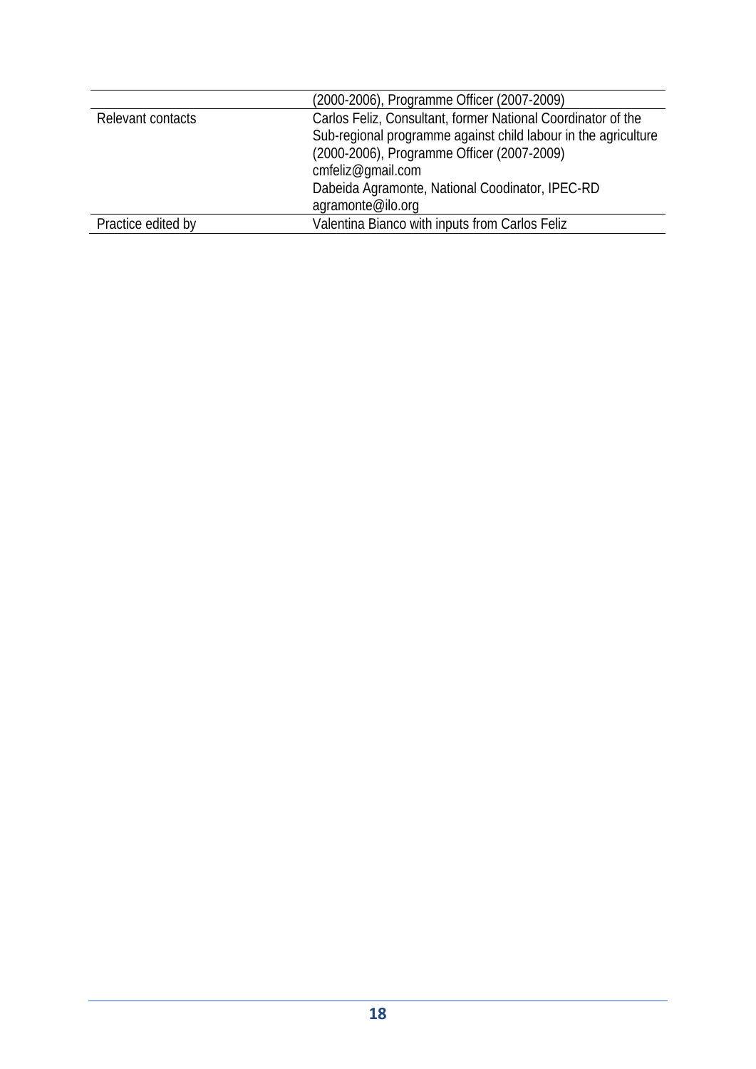| | |
|---|---|
| | (2000-2006), Programme Officer (2007-2009) |
| Relevant contacts | Carlos Feliz, Consultant, former National Coordinator of the Sub-regional programme against child labour in the agriculture (2000-2006), Programme Officer (2007-2009)<br>cmfeliz@gmail.com<br>Dabeida Agramonte, National Coodinator, IPEC-RD<br>agramonte@ilo.org |
| Practice edited by | Valentina Bianco with inputs from Carlos Feliz |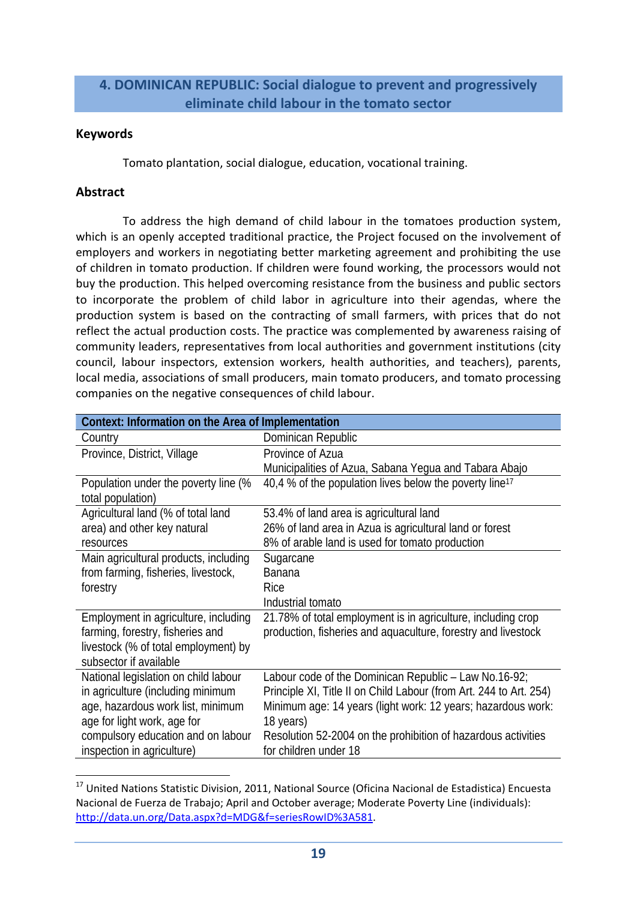## 4. DOMINICAN REPUBLIC: Social dialogue to prevent and progressively eliminate child labour in the tomato sector

### Keywords

Tomato plantation, social dialogue, education, vocational training.

### Abstract

To address the high demand of child labour in the tomatoes production system, which is an openly accepted traditional practice, the Project focused on the involvement of employers and workers in negotiating better marketing agreement and prohibiting the use of children in tomato production. If children were found working, the processors would not buy the production. This helped overcoming resistance from the business and public sectors to incorporate the problem of child labor in agriculture into their agendas, where the production system is based on the contracting of small farmers, with prices that do not reflect the actual production costs. The practice was complemented by awareness raising of community leaders, representatives from local authorities and government institutions (city council, labour inspectors, extension workers, health authorities, and teachers), parents, local media, associations of small producers, main tomato producers, and tomato processing companies on the negative consequences of child labour.

| Context: Information on the Area of Implementation | |
|---|---|
| Country | Dominican Republic |
| Province, District, Village | Province of Azua<br>Municipalities of Azua, Sabana Yegua and Tabara Abajo |
| Population under the poverty line (% total population) | 40,4 % of the population lives below the poverty line[17] |
| Agricultural land (% of total land area) and other key natural resources | 53.4% of land area is agricultural land<br>26% of land area in Azua is agricultural land or forest<br>8% of arable land is used for tomato production |
| Main agricultural products, including from farming, fisheries, livestock, forestry | Sugarcane<br>Banana<br>Rice<br>Industrial tomato |
| Employment in agriculture, including farming, forestry, fisheries and livestock (% of total employment) by subsector if available | 21.78% of total employment is in agriculture, including crop production, fisheries and aquaculture, forestry and livestock |
| National legislation on child labour in agriculture (including minimum age, hazardous work list, minimum age for light work, age for compulsory education and on labour inspection in agriculture) | Labour code of the Dominican Republic – Law No.16-92; Principle XI, Title II on Child Labour (from Art. 244 to Art. 254)<br>Minimum age: 14 years (light work: 12 years; hazardous work: 18 years)<br>Resolution 52-2004 on the prohibition of hazardous activities for children under 18 |

[17] United Nations Statistic Division, 2011, National Source (Oficina Nacional de Estadistica) Encuesta Nacional de Fuerza de Trabajo; April and October average; Moderate Poverty Line (individuals): http://data.un.org/Data.aspx?d=MDG&f=seriesRowID%3A581.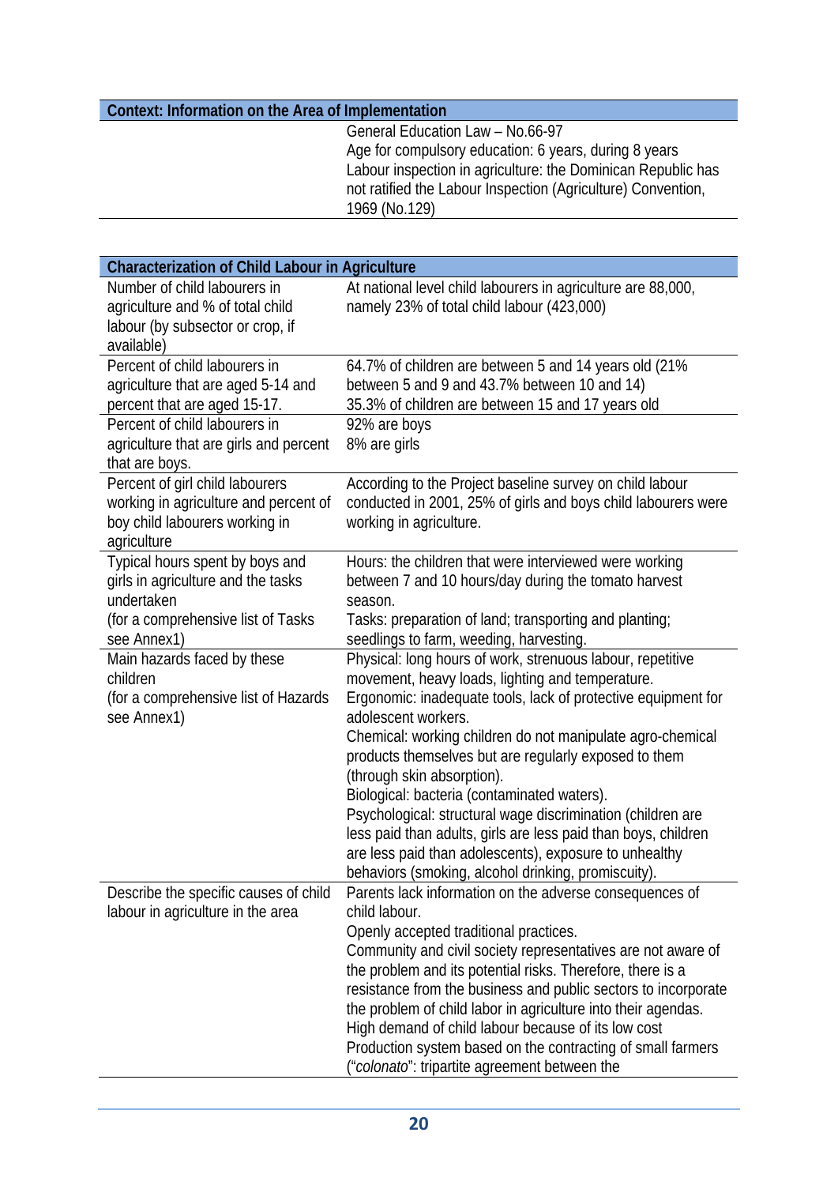| Context: Information on the Area of Implementation | |
|---|---|
| | General Education Law – No.66-97<br>Age for compulsory education: 6 years, during 8 years<br>Labour inspection in agriculture: the Dominican Republic has not ratified the Labour Inspection (Agriculture) Convention, 1969 (No.129) |

| Characterization of Child Labour in Agriculture | |
|---|---|
| Number of child labourers in agriculture and % of total child labour (by subsector or crop, if available) | At national level child labourers in agriculture are 88,000, namely 23% of total child labour (423,000) |
| Percent of child labourers in agriculture that are aged 5-14 and percent that are aged 15-17. | 64.7% of children are between 5 and 14 years old (21% between 5 and 9 and 43.7% between 10 and 14)<br>35.3% of children are between 15 and 17 years old |
| Percent of child labourers in agriculture that are girls and percent that are boys. | 92% are boys<br>8% are girls |
| Percent of girl child labourers working in agriculture and percent of boy child labourers working in agriculture | According to the Project baseline survey on child labour conducted in 2001, 25% of girls and boys child labourers were working in agriculture. |
| Typical hours spent by boys and girls in agriculture and the tasks undertaken<br>(for a comprehensive list of Tasks see Annex1) | Hours: the children that were interviewed were working between 7 and 10 hours/day during the tomato harvest season.<br>Tasks: preparation of land; transporting and planting; seedlings to farm, weeding, harvesting. |
| Main hazards faced by these children<br>(for a comprehensive list of Hazards see Annex1) | Physical: long hours of work, strenuous labour, repetitive movement, heavy loads, lighting and temperature.<br>Ergonomic: inadequate tools, lack of protective equipment for adolescent workers.<br>Chemical: working children do not manipulate agro-chemical products themselves but are regularly exposed to them (through skin absorption).<br>Biological: bacteria (contaminated waters).<br>Psychological: structural wage discrimination (children are less paid than adults, girls are less paid than boys, children are less paid than adolescents), exposure to unhealthy behaviors (smoking, alcohol drinking, promiscuity). |
| Describe the specific causes of child labour in agriculture in the area | Parents lack information on the adverse consequences of child labour.<br>Openly accepted traditional practices.<br>Community and civil society representatives are not aware of the problem and its potential risks. Therefore, there is a resistance from the business and public sectors to incorporate the problem of child labor in agriculture into their agendas.<br>High demand of child labour because of its low cost<br>Production system based on the contracting of small farmers ("*colonato*": tripartite agreement between the |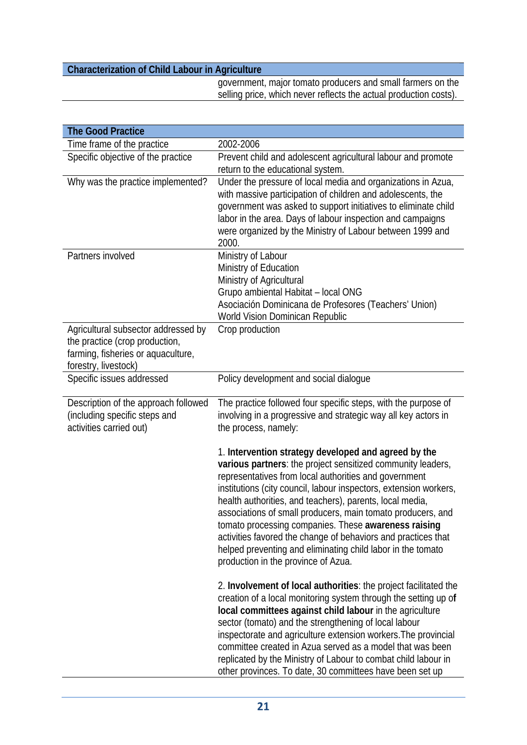| Characterization of Child Labour in Agriculture | |
|---|---|
| | government, major tomato producers and small farmers on the selling price, which never reflects the actual production costs). |

| The Good Practice | |
|---|---|
| Time frame of the practice | 2002-2006 |
| Specific objective of the practice | Prevent child and adolescent agricultural labour and promote return to the educational system. |
| Why was the practice implemented? | Under the pressure of local media and organizations in Azua, with massive participation of children and adolescents, the government was asked to support initiatives to eliminate child labor in the area. Days of labour inspection and campaigns were organized by the Ministry of Labour between 1999 and 2000. |
| Partners involved | Ministry of Labour<br>Ministry of Education<br>Ministry of Agricultural<br>Grupo ambiental Habitat – local ONG<br>Asociación Dominicana de Profesores (Teachers' Union)<br>World Vision Dominican Republic |
| Agricultural subsector addressed by the practice (crop production, farming, fisheries or aquaculture, forestry, livestock) | Crop production |
| Specific issues addressed | Policy development and social dialogue |
| Description of the approach followed (including specific steps and activities carried out) | The practice followed four specific steps, with the purpose of involving in a progressive and strategic way all key actors in the process, namely:<br><br>1. **Intervention strategy developed and agreed by the various partners**: the project sensitized community leaders, representatives from local authorities and government institutions (city council, labour inspectors, extension workers, health authorities, and teachers), parents, local media, associations of small producers, main tomato producers, and tomato processing companies. These **awareness raising** activities favored the change of behaviors and practices that helped preventing and eliminating child labor in the tomato production in the province of Azua.<br><br>2. **Involvement of local authorities**: the project facilitated the creation of a local monitoring system through the setting up of **local committees against child labour** in the agriculture sector (tomato) and the strengthening of local labour inspectorate and agriculture extension workers.The provincial committee created in Azua served as a model that was been replicated by the Ministry of Labour to combat child labour in other provinces. To date, 30 committees have been set up |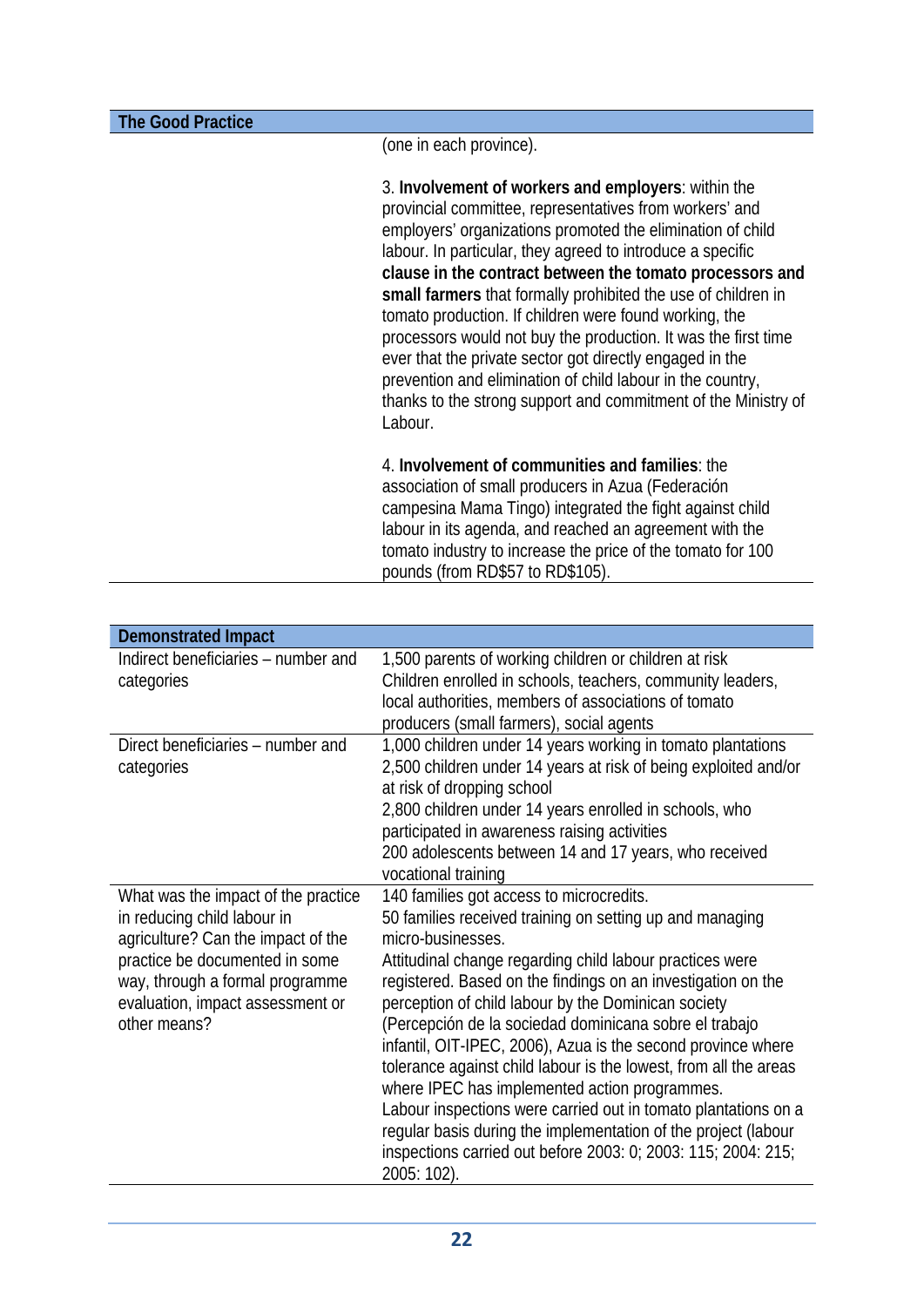| The Good Practice | |
|---|---|
| | (one in each province).<br><br>3. **Involvement of workers and employers**: within the provincial committee, representatives from workers' and employers' organizations promoted the elimination of child labour. In particular, they agreed to introduce a specific **clause in the contract between the tomato processors and small farmers** that formally prohibited the use of children in tomato production. If children were found working, the processors would not buy the production. It was the first time ever that the private sector got directly engaged in the prevention and elimination of child labour in the country, thanks to the strong support and commitment of the Ministry of Labour.<br><br>4. **Involvement of communities and families**: the association of small producers in Azua (Federación campesina Mama Tingo) integrated the fight against child labour in its agenda, and reached an agreement with the tomato industry to increase the price of the tomato for 100 pounds (from RD$57 to RD$105). |

| Demonstrated Impact | |
|---|---|
| Indirect beneficiaries – number and categories | 1,500 parents of working children or children at risk<br>Children enrolled in schools, teachers, community leaders, local authorities, members of associations of tomato producers (small farmers), social agents |
| Direct beneficiaries – number and categories | 1,000 children under 14 years working in tomato plantations<br>2,500 children under 14 years at risk of being exploited and/or at risk of dropping school<br>2,800 children under 14 years enrolled in schools, who participated in awareness raising activities<br>200 adolescents between 14 and 17 years, who received vocational training |
| What was the impact of the practice in reducing child labour in agriculture? Can the impact of the practice be documented in some way, through a formal programme evaluation, impact assessment or other means? | 140 families got access to microcredits.<br>50 families received training on setting up and managing micro-businesses.<br>Attitudinal change regarding child labour practices were registered. Based on the findings on an investigation on the perception of child labour by the Dominican society (Percepción de la sociedad dominicana sobre el trabajo infantil, OIT-IPEC, 2006), Azua is the second province where tolerance against child labour is the lowest, from all the areas where IPEC has implemented action programmes.<br>Labour inspections were carried out in tomato plantations on a regular basis during the implementation of the project (labour inspections carried out before 2003: 0; 2003: 115; 2004: 215; 2005: 102). |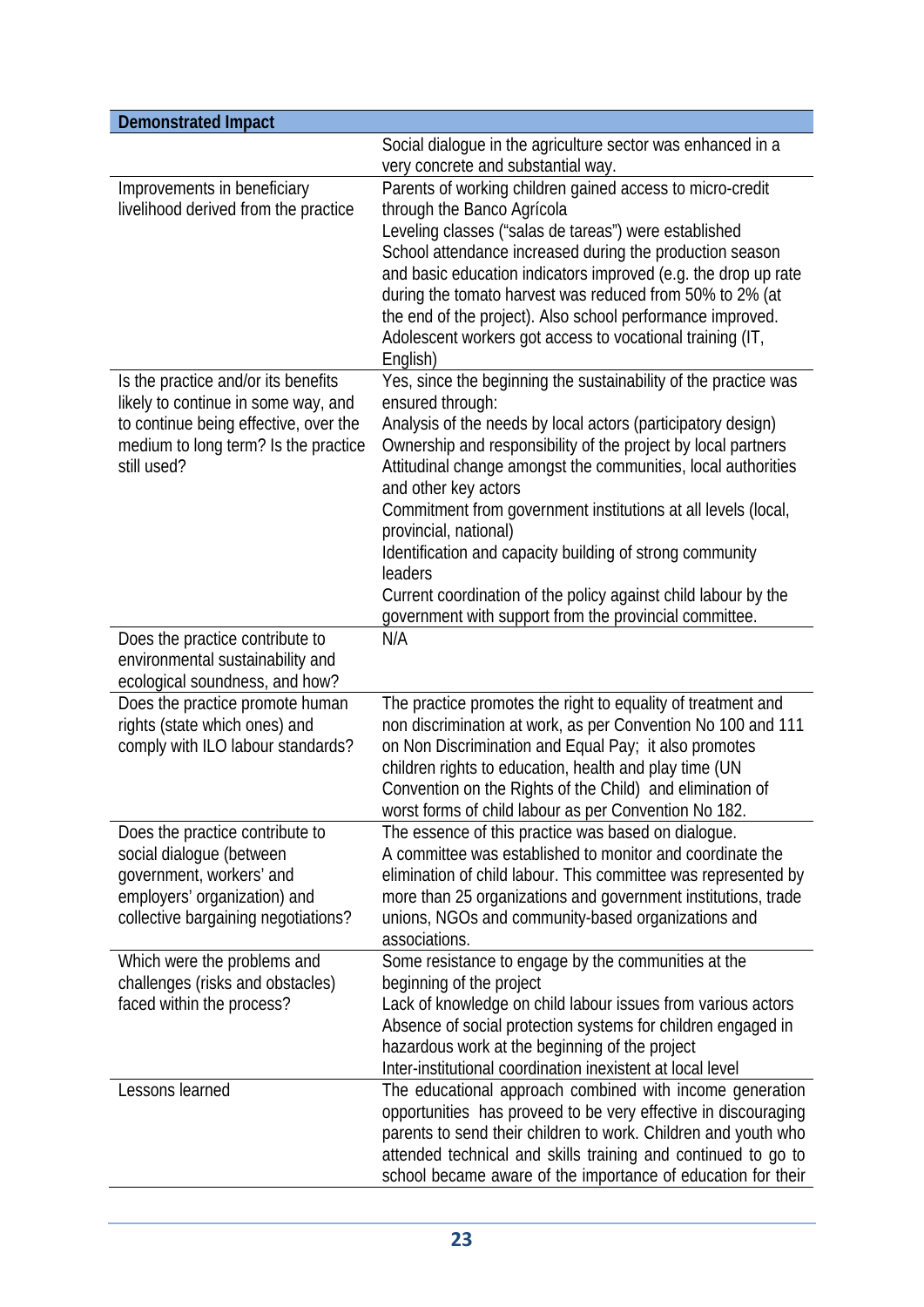| Demonstrated Impact | |
|---|---|
| | Social dialogue in the agriculture sector was enhanced in a very concrete and substantial way. |
| Improvements in beneficiary livelihood derived from the practice | Parents of working children gained access to micro-credit through the Banco Agrícola<br>Leveling classes ("salas de tareas") were established<br>School attendance increased during the production season and basic education indicators improved (e.g. the drop up rate during the tomato harvest was reduced from 50% to 2% (at the end of the project). Also school performance improved.<br>Adolescent workers got access to vocational training (IT, English) |
| Is the practice and/or its benefits likely to continue in some way, and to continue being effective, over the medium to long term? Is the practice still used? | Yes, since the beginning the sustainability of the practice was ensured through:<br>Analysis of the needs by local actors (participatory design)<br>Ownership and responsibility of the project by local partners<br>Attitudinal change amongst the communities, local authorities and other key actors<br>Commitment from government institutions at all levels (local, provincial, national)<br>Identification and capacity building of strong community leaders<br>Current coordination of the policy against child labour by the government with support from the provincial committee. |
| Does the practice contribute to environmental sustainability and ecological soundness, and how? | N/A |
| Does the practice promote human rights (state which ones) and comply with ILO labour standards? | The practice promotes the right to equality of treatment and non discrimination at work, as per Convention No 100 and 111 on Non Discrimination and Equal Pay; it also promotes children rights to education, health and play time (UN Convention on the Rights of the Child) and elimination of worst forms of child labour as per Convention No 182. |
| Does the practice contribute to social dialogue (between government, workers' and employers' organization) and collective bargaining negotiations? | The essence of this practice was based on dialogue.<br>A committee was established to monitor and coordinate the elimination of child labour. This committee was represented by more than 25 organizations and government institutions, trade unions, NGOs and community-based organizations and associations. |
| Which were the problems and challenges (risks and obstacles) faced within the process? | Some resistance to engage by the communities at the beginning of the project<br>Lack of knowledge on child labour issues from various actors<br>Absence of social protection systems for children engaged in hazardous work at the beginning of the project<br>Inter-institutional coordination inexistent at local level |
| Lessons learned | The educational approach combined with income generation opportunities has proveed to be very effective in discouraging parents to send their children to work. Children and youth who attended technical and skills training and continued to go to school became aware of the importance of education for their |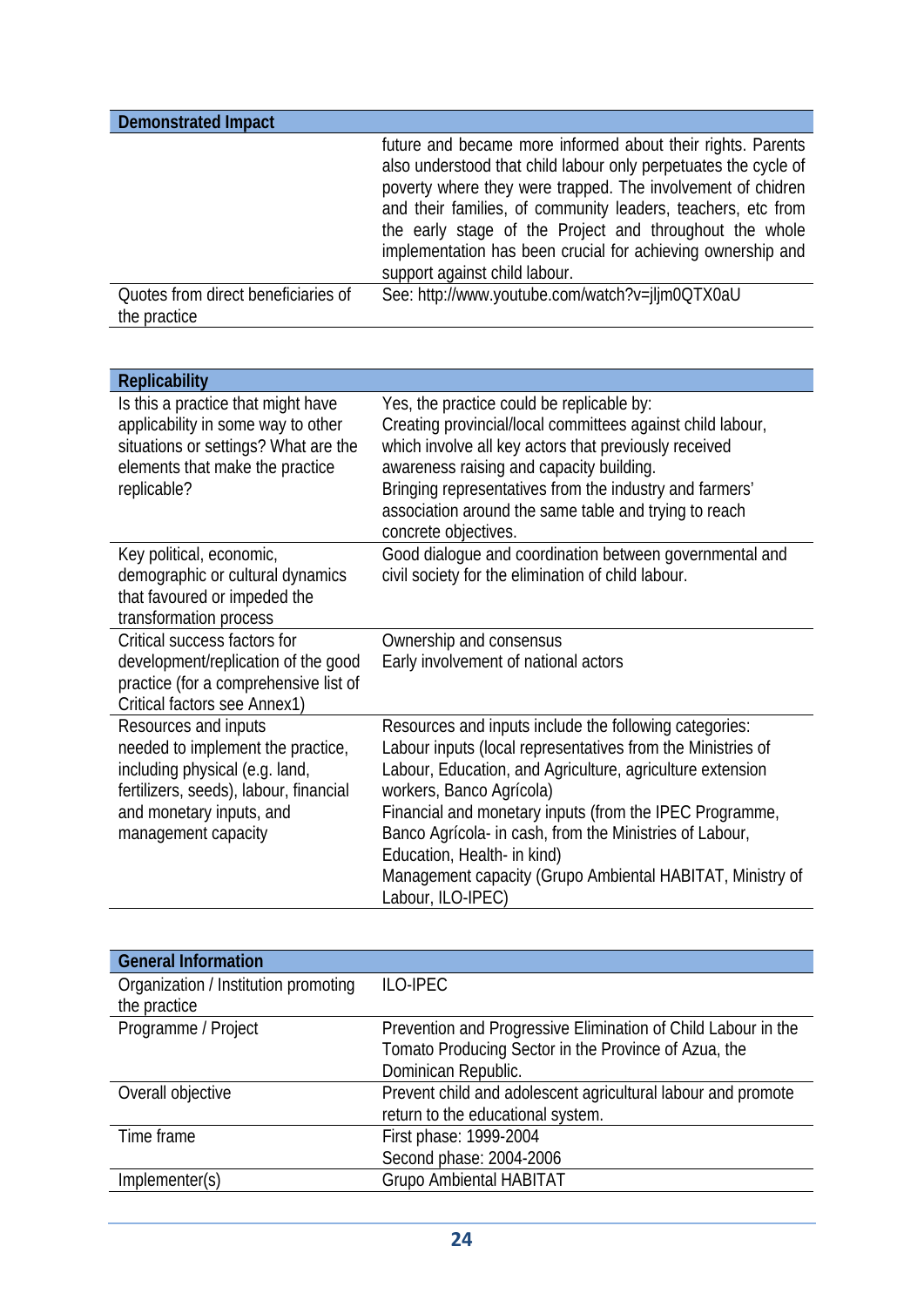| Demonstrated Impact | |
|---|---|
| | future and became more informed about their rights. Parents also understood that child labour only perpetuates the cycle of poverty where they were trapped. The involvement of chidren and their families, of community leaders, teachers, etc from the early stage of the Project and throughout the whole implementation has been crucial for achieving ownership and support against child labour. |
| Quotes from direct beneficiaries of the practice | See: http://www.youtube.com/watch?v=jljm0QTX0aU |

| Replicability | |
|---|---|
| Is this a practice that might have applicability in some way to other situations or settings? What are the elements that make the practice replicable? | Yes, the practice could be replicable by:<br>Creating provincial/local committees against child labour, which involve all key actors that previously received awareness raising and capacity building.<br>Bringing representatives from the industry and farmers' association around the same table and trying to reach concrete objectives. |
| Key political, economic, demographic or cultural dynamics that favoured or impeded the transformation process | Good dialogue and coordination between governmental and civil society for the elimination of child labour. |
| Critical success factors for development/replication of the good practice (for a comprehensive list of Critical factors see Annex1) | Ownership and consensus<br>Early involvement of national actors |
| Resources and inputs needed to implement the practice, including physical (e.g. land, fertilizers, seeds), labour, financial and monetary inputs, and management capacity | Resources and inputs include the following categories:<br>Labour inputs (local representatives from the Ministries of Labour, Education, and Agriculture, agriculture extension workers, Banco Agrícola)<br>Financial and monetary inputs (from the IPEC Programme, Banco Agrícola- in cash, from the Ministries of Labour, Education, Health- in kind)<br>Management capacity (Grupo Ambiental HABITAT, Ministry of Labour, ILO-IPEC) |

| General Information | |
|---|---|
| Organization / Institution promoting the practice | ILO-IPEC |
| Programme / Project | Prevention and Progressive Elimination of Child Labour in the Tomato Producing Sector in the Province of Azua, the Dominican Republic. |
| Overall objective | Prevent child and adolescent agricultural labour and promote return to the educational system. |
| Time frame | First phase: 1999-2004<br>Second phase: 2004-2006 |
| Implementer(s) | Grupo Ambiental HABITAT |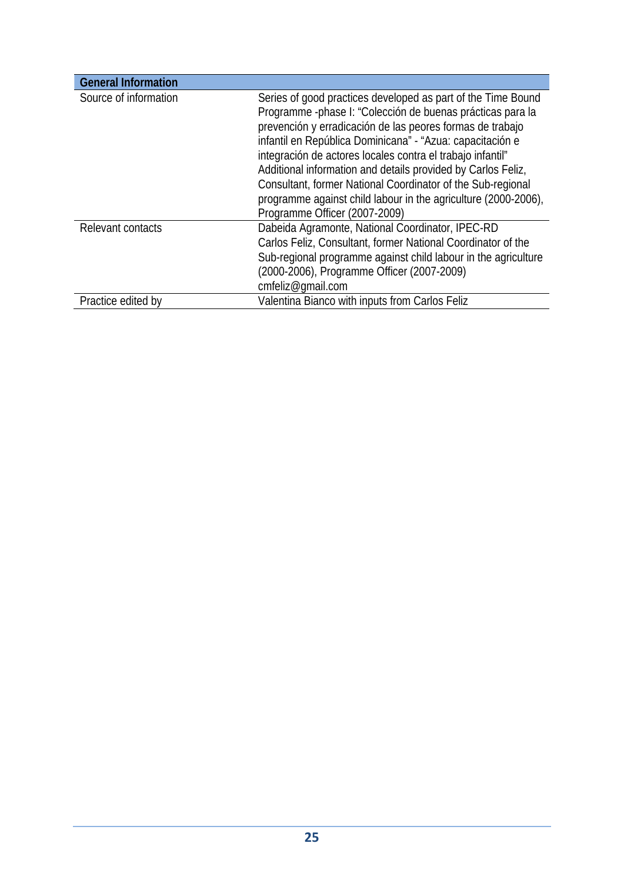| General Information | |
|---|---|
| Source of information | Series of good practices developed as part of the Time Bound Programme -phase I: "Colección de buenas prácticas para la prevención y erradicación de las peores formas de trabajo infantil en República Dominicana" - "Azua: capacitación e integración de actores locales contra el trabajo infantil" Additional information and details provided by Carlos Feliz, Consultant, former National Coordinator of the Sub-regional programme against child labour in the agriculture (2000-2006), Programme Officer (2007-2009) |
| Relevant contacts | Dabeida Agramonte, National Coordinator, IPEC-RD<br>Carlos Feliz, Consultant, former National Coordinator of the Sub-regional programme against child labour in the agriculture (2000-2006), Programme Officer (2007-2009)<br>cmfeliz@gmail.com |
| Practice edited by | Valentina Bianco with inputs from Carlos Feliz |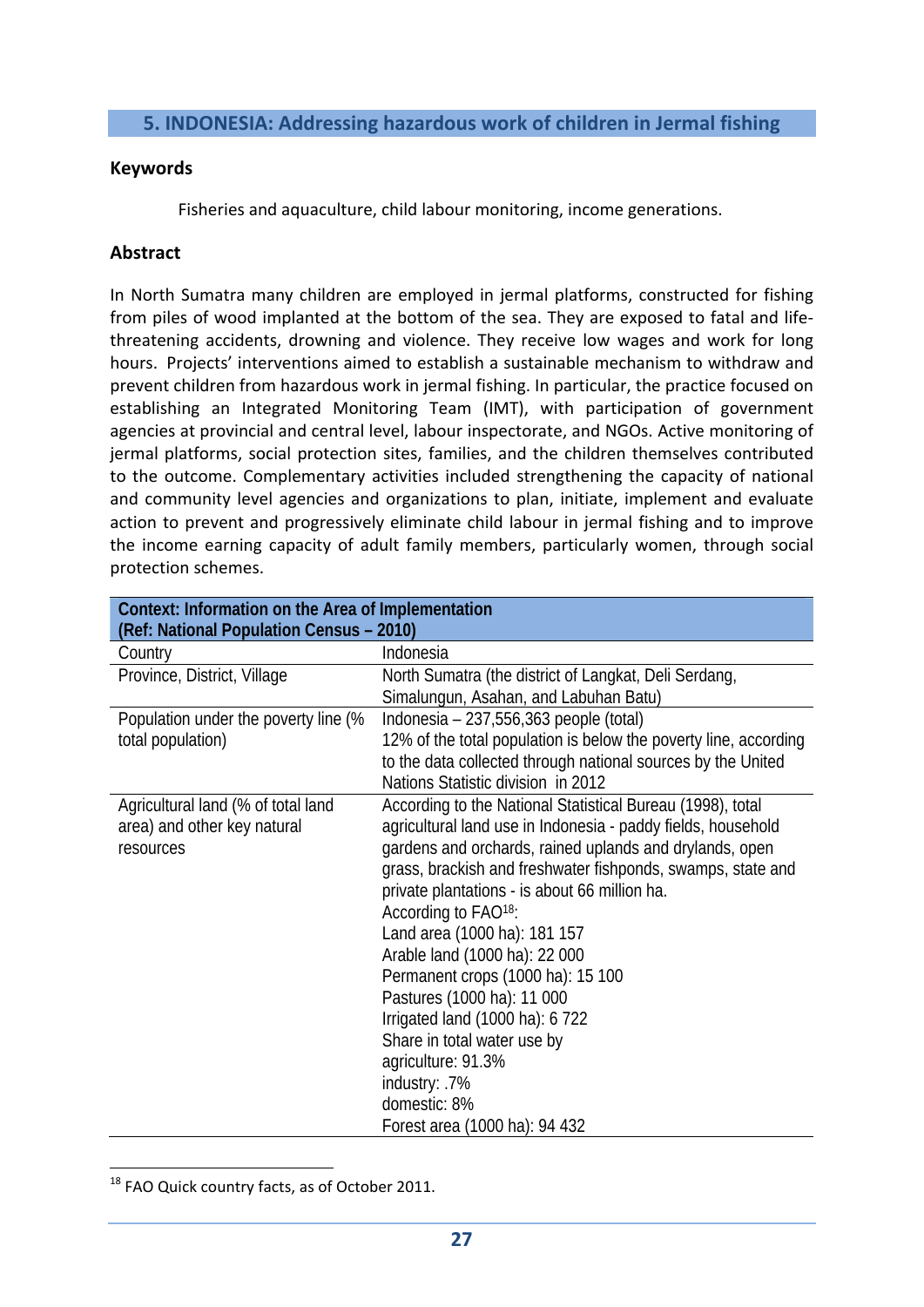## 5. INDONESIA: Addressing hazardous work of children in Jermal fishing

### Keywords

Fisheries and aquaculture, child labour monitoring, income generations.

### Abstract

In North Sumatra many children are employed in jermal platforms, constructed for fishing from piles of wood implanted at the bottom of the sea. They are exposed to fatal and life-threatening accidents, drowning and violence. They receive low wages and work for long hours. Projects' interventions aimed to establish a sustainable mechanism to withdraw and prevent children from hazardous work in jermal fishing. In particular, the practice focused on establishing an Integrated Monitoring Team (IMT), with participation of government agencies at provincial and central level, labour inspectorate, and NGOs. Active monitoring of jermal platforms, social protection sites, families, and the children themselves contributed to the outcome. Complementary activities included strengthening the capacity of national and community level agencies and organizations to plan, initiate, implement and evaluate action to prevent and progressively eliminate child labour in jermal fishing and to improve the income earning capacity of adult family members, particularly women, through social protection schemes.

| Context: Information on the Area of Implementation (Ref: National Population Census – 2010) | |
|---|---|
| Country | Indonesia |
| Province, District, Village | North Sumatra (the district of Langkat, Deli Serdang, Simalungun, Asahan, and Labuhan Batu) |
| Population under the poverty line (% total population) | Indonesia – 237,556,363 people (total)<br>12% of the total population is below the poverty line, according to the data collected through national sources by the United Nations Statistic division in 2012 |
| Agricultural land (% of total land area) and other key natural resources | According to the National Statistical Bureau (1998), total agricultural land use in Indonesia - paddy fields, household gardens and orchards, rained uplands and drylands, open grass, brackish and freshwater fishponds, swamps, state and private plantations - is about 66 million ha.<br>According to FAO[18]:<br>Land area (1000 ha): 181 157<br>Arable land (1000 ha): 22 000<br>Permanent crops (1000 ha): 15 100<br>Pastures (1000 ha): 11 000<br>Irrigated land (1000 ha): 6 722<br>Share in total water use by<br>agriculture: 91.3%<br>industry: .7%<br>domestic: 8%<br>Forest area (1000 ha): 94 432 |

[18] FAO Quick country facts, as of October 2011.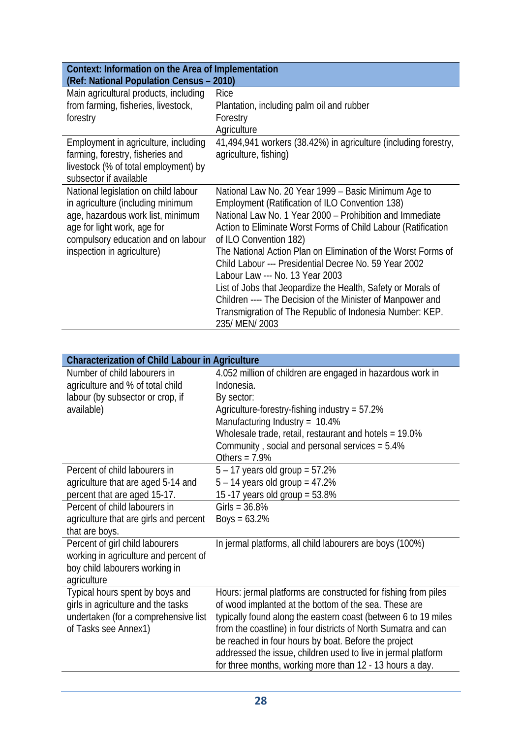| Context: Information on the Area of Implementation (Ref: National Population Census – 2010) | |
|---|---|
| Main agricultural products, including from farming, fisheries, livestock, forestry | Rice<br>Plantation, including palm oil and rubber<br>Forestry<br>Agriculture |
| Employment in agriculture, including farming, forestry, fisheries and livestock (% of total employment) by subsector if available | 41,494,941 workers (38.42%) in agriculture (including forestry, agriculture, fishing) |
| National legislation on child labour in agriculture (including minimum age, hazardous work list, minimum age for light work, age for compulsory education and on labour inspection in agriculture) | National Law No. 20 Year 1999 – Basic Minimum Age to Employment (Ratification of ILO Convention 138)<br>National Law No. 1 Year 2000 – Prohibition and Immediate Action to Eliminate Worst Forms of Child Labour (Ratification of ILO Convention 182)<br>The National Action Plan on Elimination of the Worst Forms of Child Labour --- Presidential Decree No. 59 Year 2002<br>Labour Law --- No. 13 Year 2003<br>List of Jobs that Jeopardize the Health, Safety or Morals of Children ---- The Decision of the Minister of Manpower and Transmigration of The Republic of Indonesia Number: KEP. 235/ MEN/ 2003 |

| Characterization of Child Labour in Agriculture | |
|---|---|
| Number of child labourers in agriculture and % of total child labour (by subsector or crop, if available) | 4.052 million of children are engaged in hazardous work in Indonesia.<br>By sector:<br>Agriculture-forestry-fishing industry = 57.2%<br>Manufacturing Industry = 10.4%<br>Wholesale trade, retail, restaurant and hotels = 19.0%<br>Community , social and personal services = 5.4%<br>Others = 7.9% |
| Percent of child labourers in agriculture that are aged 5-14 and percent that are aged 15-17. | 5 – 17 years old group = 57.2%<br>5 – 14 years old group = 47.2%<br>15 -17 years old group = 53.8% |
| Percent of child labourers in agriculture that are girls and percent that are boys. | Girls = 36.8%<br>Boys = 63.2% |
| Percent of girl child labourers working in agriculture and percent of boy child labourers working in agriculture | In jermal platforms, all child labourers are boys (100%) |
| Typical hours spent by boys and girls in agriculture and the tasks undertaken (for a comprehensive list of Tasks see Annex1) | Hours: jermal platforms are constructed for fishing from piles of wood implanted at the bottom of the sea. These are typically found along the eastern coast (between 6 to 19 miles from the coastline) in four districts of North Sumatra and can be reached in four hours by boat. Before the project addressed the issue, children used to live in jermal platform for three months, working more than 12 - 13 hours a day. |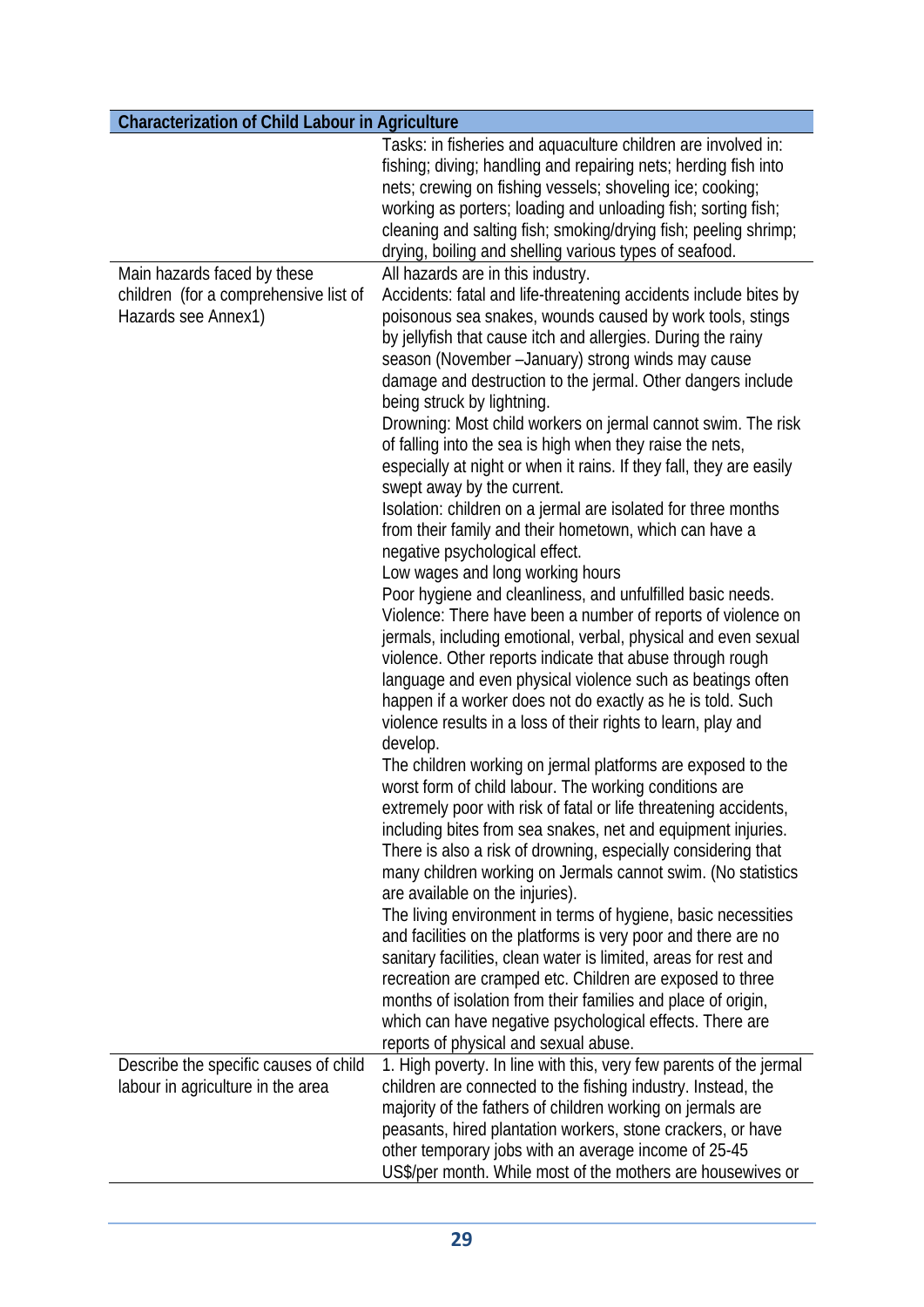| Characterization of Child Labour in Agriculture | |
|---|---|
| | Tasks: in fisheries and aquaculture children are involved in: fishing; diving; handling and repairing nets; herding fish into nets; crewing on fishing vessels; shoveling ice; cooking; working as porters; loading and unloading fish; sorting fish; cleaning and salting fish; smoking/drying fish; peeling shrimp; drying, boiling and shelling various types of seafood. |
| Main hazards faced by these children (for a comprehensive list of Hazards see Annex1) | All hazards are in this industry.<br>Accidents: fatal and life-threatening accidents include bites by poisonous sea snakes, wounds caused by work tools, stings by jellyfish that cause itch and allergies. During the rainy season (November –January) strong winds may cause damage and destruction to the jermal. Other dangers include being struck by lightning.<br>Drowning: Most child workers on jermal cannot swim. The risk of falling into the sea is high when they raise the nets, especially at night or when it rains. If they fall, they are easily swept away by the current.<br>Isolation: children on a jermal are isolated for three months from their family and their hometown, which can have a negative psychological effect.<br>Low wages and long working hours<br>Poor hygiene and cleanliness, and unfulfilled basic needs.<br>Violence: There have been a number of reports of violence on jermals, including emotional, verbal, physical and even sexual violence. Other reports indicate that abuse through rough language and even physical violence such as beatings often happen if a worker does not do exactly as he is told. Such violence results in a loss of their rights to learn, play and develop.<br>The children working on jermal platforms are exposed to the worst form of child labour. The working conditions are extremely poor with risk of fatal or life threatening accidents, including bites from sea snakes, net and equipment injuries. There is also a risk of drowning, especially considering that many children working on Jermals cannot swim. (No statistics are available on the injuries).<br>The living environment in terms of hygiene, basic necessities and facilities on the platforms is very poor and there are no sanitary facilities, clean water is limited, areas for rest and recreation are cramped etc. Children are exposed to three months of isolation from their families and place of origin, which can have negative psychological effects. There are reports of physical and sexual abuse. |
| Describe the specific causes of child labour in agriculture in the area | 1. High poverty. In line with this, very few parents of the jermal children are connected to the fishing industry. Instead, the majority of the fathers of children working on jermals are peasants, hired plantation workers, stone crackers, or have other temporary jobs with an average income of 25-45 US$/per month. While most of the mothers are housewives or |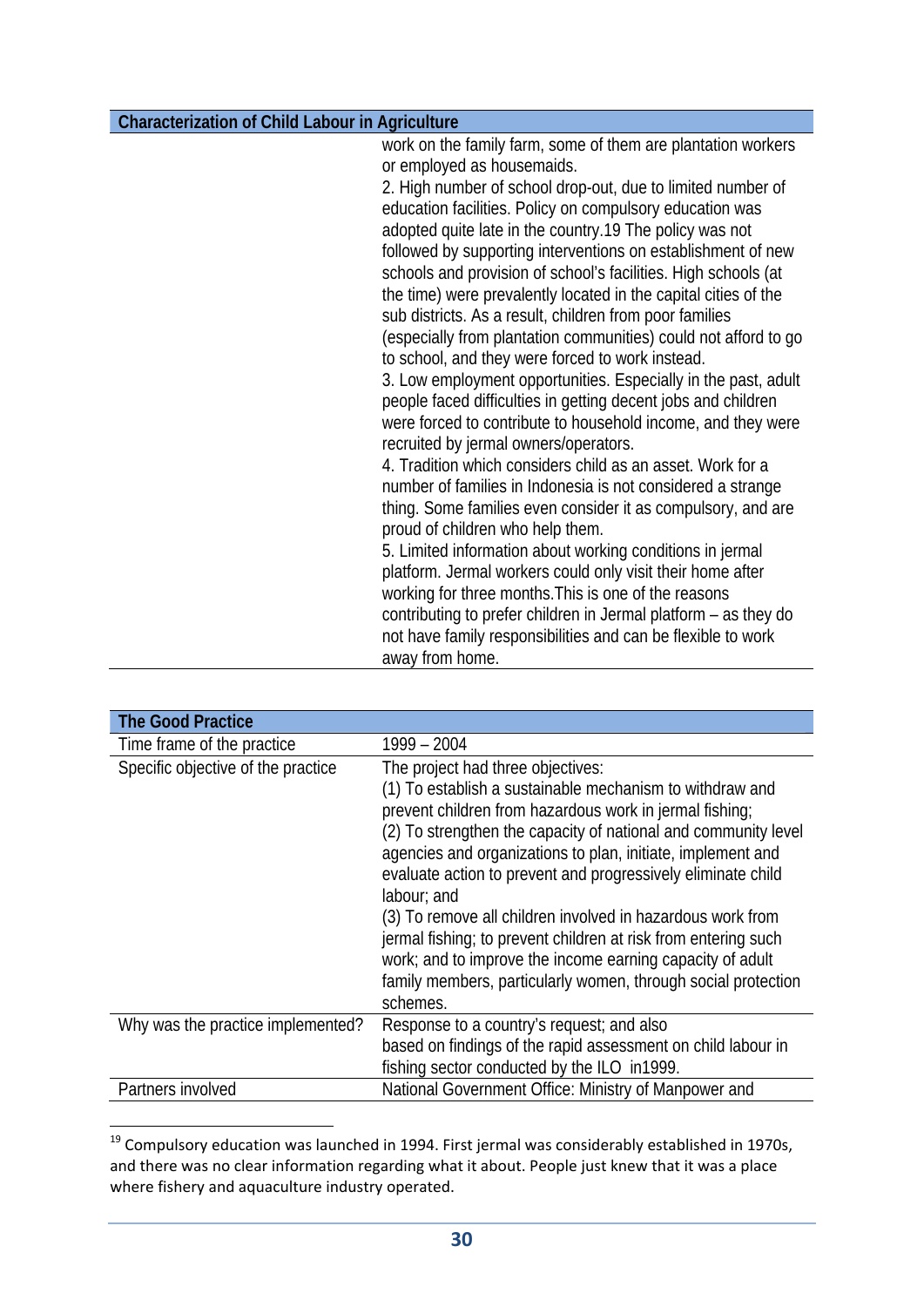| Characterization of Child Labour in Agriculture | |
|---|---|
| | work on the family farm, some of them are plantation workers or employed as housemaids.<br>2. High number of school drop-out, due to limited number of education facilities. Policy on compulsory education was adopted quite late in the country.19 The policy was not followed by supporting interventions on establishment of new schools and provision of school's facilities. High schools (at the time) were prevalently located in the capital cities of the sub districts. As a result, children from poor families (especially from plantation communities) could not afford to go to school, and they were forced to work instead.<br>3. Low employment opportunities. Especially in the past, adult people faced difficulties in getting decent jobs and children were forced to contribute to household income, and they were recruited by jermal owners/operators.<br>4. Tradition which considers child as an asset. Work for a number of families in Indonesia is not considered a strange thing. Some families even consider it as compulsory, and are proud of children who help them.<br>5. Limited information about working conditions in jermal platform. Jermal workers could only visit their home after working for three months.This is one of the reasons contributing to prefer children in Jermal platform – as they do not have family responsibilities and can be flexible to work away from home. |

| The Good Practice | |
|---|---|
| Time frame of the practice | 1999 – 2004 |
| Specific objective of the practice | The project had three objectives:<br>(1) To establish a sustainable mechanism to withdraw and prevent children from hazardous work in jermal fishing;<br>(2) To strengthen the capacity of national and community level agencies and organizations to plan, initiate, implement and evaluate action to prevent and progressively eliminate child labour; and<br>(3) To remove all children involved in hazardous work from jermal fishing; to prevent children at risk from entering such work; and to improve the income earning capacity of adult family members, particularly women, through social protection schemes. |
| Why was the practice implemented? | Response to a country's request; and also based on findings of the rapid assessment on child labour in fishing sector conducted by the ILO in1999. |
| Partners involved | National Government Office: Ministry of Manpower and |

[19] Compulsory education was launched in 1994. First jermal was considerably established in 1970s, and there was no clear information regarding what it about. People just knew that it was a place where fishery and aquaculture industry operated.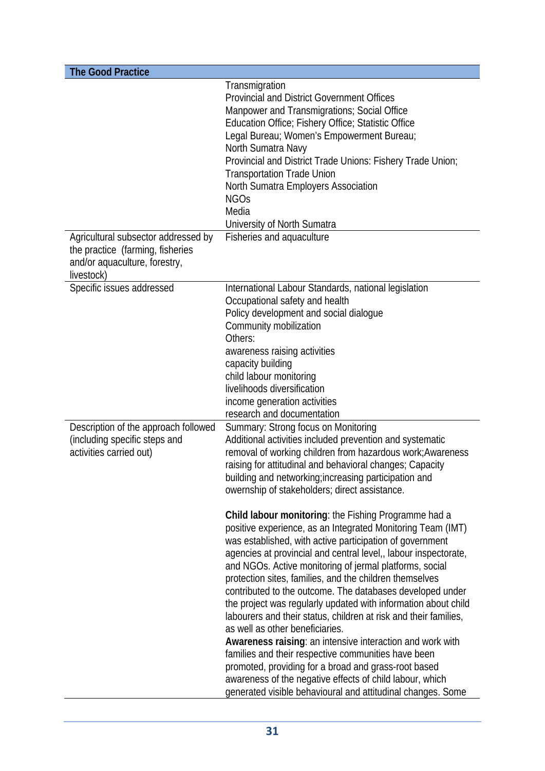| The Good Practice | |
|---|---|
| | Transmigration<br>Provincial and District Government Offices<br>Manpower and Transmigrations; Social Office<br>Education Office; Fishery Office; Statistic Office<br>Legal Bureau; Women's Empowerment Bureau;<br>North Sumatra Navy<br>Provincial and District Trade Unions: Fishery Trade Union;<br>Transportation Trade Union<br>North Sumatra Employers Association<br>NGOs<br>Media<br>University of North Sumatra |
| Agricultural subsector addressed by the practice (farming, fisheries and/or aquaculture, forestry, livestock) | Fisheries and aquaculture |
| Specific issues addressed | International Labour Standards, national legislation<br>Occupational safety and health<br>Policy development and social dialogue<br>Community mobilization<br>Others:<br>awareness raising activities<br>capacity building<br>child labour monitoring<br>livelihoods diversification<br>income generation activities<br>research and documentation |
| Description of the approach followed (including specific steps and activities carried out) | Summary: Strong focus on Monitoring<br>Additional activities included prevention and systematic removal of working children from hazardous work;Awareness raising for attitudinal and behavioral changes; Capacity building and networking;increasing participation and owernship of stakeholders; direct assistance.<br><br>**Child labour monitoring**: the Fishing Programme had a positive experience, as an Integrated Monitoring Team (IMT) was established, with active participation of government agencies at provincial and central level,, labour inspectorate, and NGOs. Active monitoring of jermal platforms, social protection sites, families, and the children themselves contributed to the outcome. The databases developed under the project was regularly updated with information about child labourers and their status, children at risk and their families, as well as other beneficiaries.<br>**Awareness raising**: an intensive interaction and work with families and their respective communities have been promoted, providing for a broad and grass-root based awareness of the negative effects of child labour, which generated visible behavioural and attitudinal changes. Some |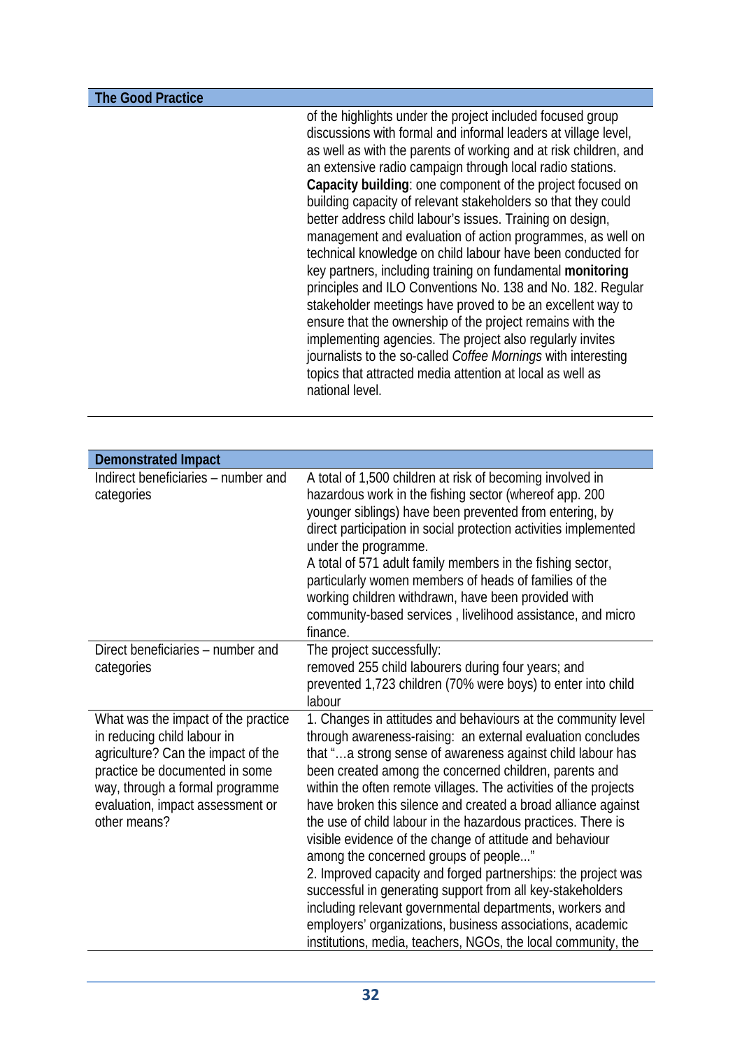| The Good Practice | |
|---|---|
| | of the highlights under the project included focused group discussions with formal and informal leaders at village level, as well as with the parents of working and at risk children, and an extensive radio campaign through local radio stations. **Capacity building**: one component of the project focused on building capacity of relevant stakeholders so that they could better address child labour's issues. Training on design, management and evaluation of action programmes, as well on technical knowledge on child labour have been conducted for key partners, including training on fundamental **monitoring** principles and ILO Conventions No. 138 and No. 182. Regular stakeholder meetings have proved to be an excellent way to ensure that the ownership of the project remains with the implementing agencies. The project also regularly invites journalists to the so-called *Coffee Mornings* with interesting topics that attracted media attention at local as well as national level. |

| Demonstrated Impact | |
|---|---|
| Indirect beneficiaries – number and categories | A total of 1,500 children at risk of becoming involved in hazardous work in the fishing sector (whereof app. 200 younger siblings) have been prevented from entering, by direct participation in social protection activities implemented under the programme.<br>A total of 571 adult family members in the fishing sector, particularly women members of heads of families of the working children withdrawn, have been provided with community-based services , livelihood assistance, and micro finance. |
| Direct beneficiaries – number and categories | The project successfully:<br>removed 255 child labourers during four years; and<br>prevented 1,723 children (70% were boys) to enter into child labour |
| What was the impact of the practice in reducing child labour in agriculture? Can the impact of the practice be documented in some way, through a formal programme evaluation, impact assessment or other means? | 1. Changes in attitudes and behaviours at the community level through awareness-raising: an external evaluation concludes that "…a strong sense of awareness against child labour has been created among the concerned children, parents and within the often remote villages. The activities of the projects have broken this silence and created a broad alliance against the use of child labour in the hazardous practices. There is visible evidence of the change of attitude and behaviour among the concerned groups of people..."<br>2. Improved capacity and forged partnerships: the project was successful in generating support from all key-stakeholders including relevant governmental departments, workers and employers' organizations, business associations, academic institutions, media, teachers, NGOs, the local community, the |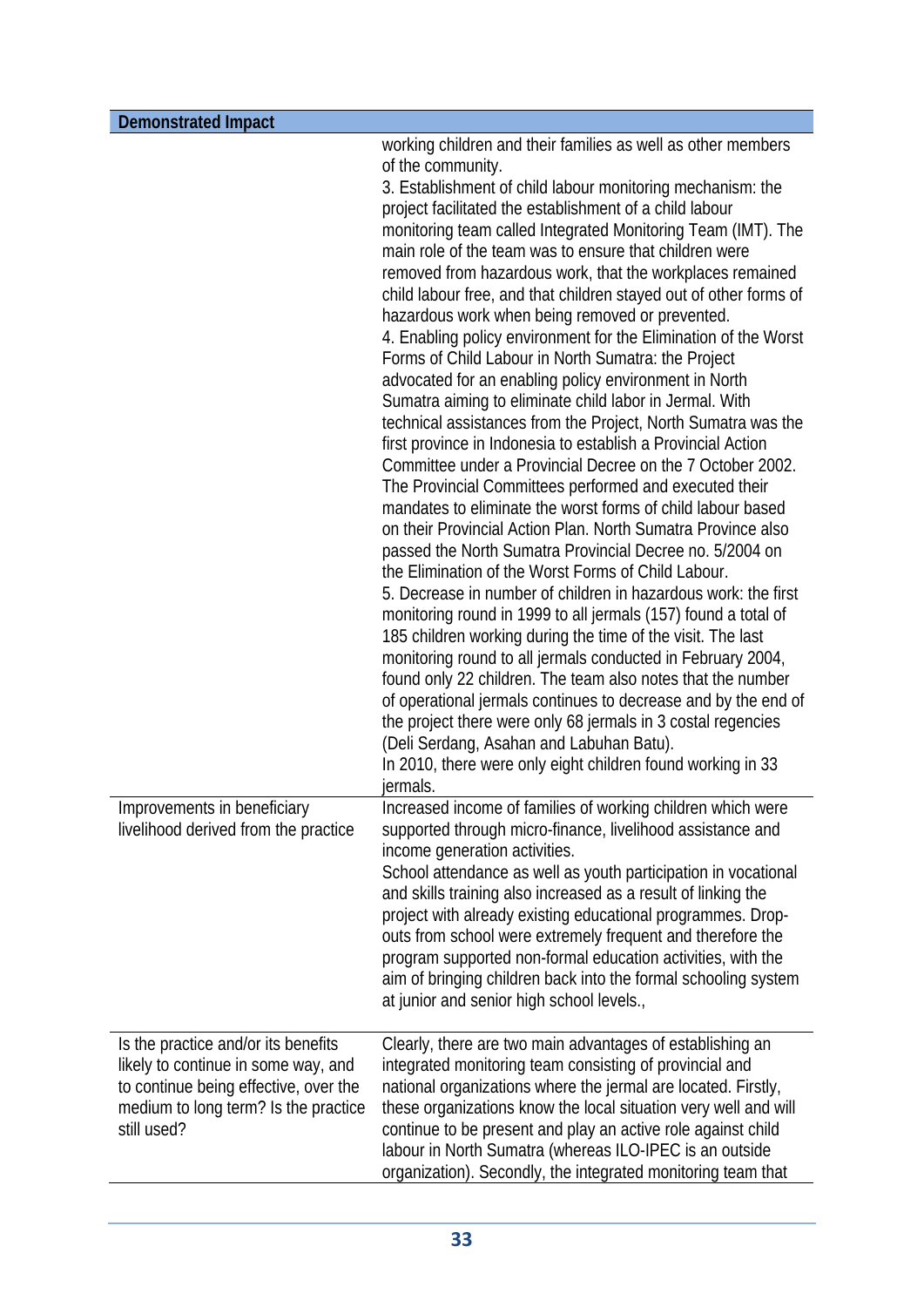| Demonstrated Impact | |
|---|---|
| | working children and their families as well as other members of the community.<br>3. Establishment of child labour monitoring mechanism: the project facilitated the establishment of a child labour monitoring team called Integrated Monitoring Team (IMT). The main role of the team was to ensure that children were removed from hazardous work, that the workplaces remained child labour free, and that children stayed out of other forms of hazardous work when being removed or prevented.<br>4. Enabling policy environment for the Elimination of the Worst Forms of Child Labour in North Sumatra: the Project advocated for an enabling policy environment in North Sumatra aiming to eliminate child labor in Jermal. With technical assistances from the Project, North Sumatra was the first province in Indonesia to establish a Provincial Action Committee under a Provincial Decree on the 7 October 2002. The Provincial Committees performed and executed their mandates to eliminate the worst forms of child labour based on their Provincial Action Plan. North Sumatra Province also passed the North Sumatra Provincial Decree no. 5/2004 on the Elimination of the Worst Forms of Child Labour.<br>5. Decrease in number of children in hazardous work: the first monitoring round in 1999 to all jermals (157) found a total of 185 children working during the time of the visit. The last monitoring round to all jermals conducted in February 2004, found only 22 children. The team also notes that the number of operational jermals continues to decrease and by the end of the project there were only 68 jermals in 3 costal regencies (Deli Serdang, Asahan and Labuhan Batu).<br>In 2010, there were only eight children found working in 33 jermals. |
| Improvements in beneficiary livelihood derived from the practice | Increased income of families of working children which were supported through micro-finance, livelihood assistance and income generation activities.<br>School attendance as well as youth participation in vocational and skills training also increased as a result of linking the project with already existing educational programmes. Drop-outs from school were extremely frequent and therefore the program supported non-formal education activities, with the aim of bringing children back into the formal schooling system at junior and senior high school levels., |
| Is the practice and/or its benefits likely to continue in some way, and to continue being effective, over the medium to long term? Is the practice still used? | Clearly, there are two main advantages of establishing an integrated monitoring team consisting of provincial and national organizations where the jermal are located. Firstly, these organizations know the local situation very well and will continue to be present and play an active role against child labour in North Sumatra (whereas ILO-IPEC is an outside organization). Secondly, the integrated monitoring team that |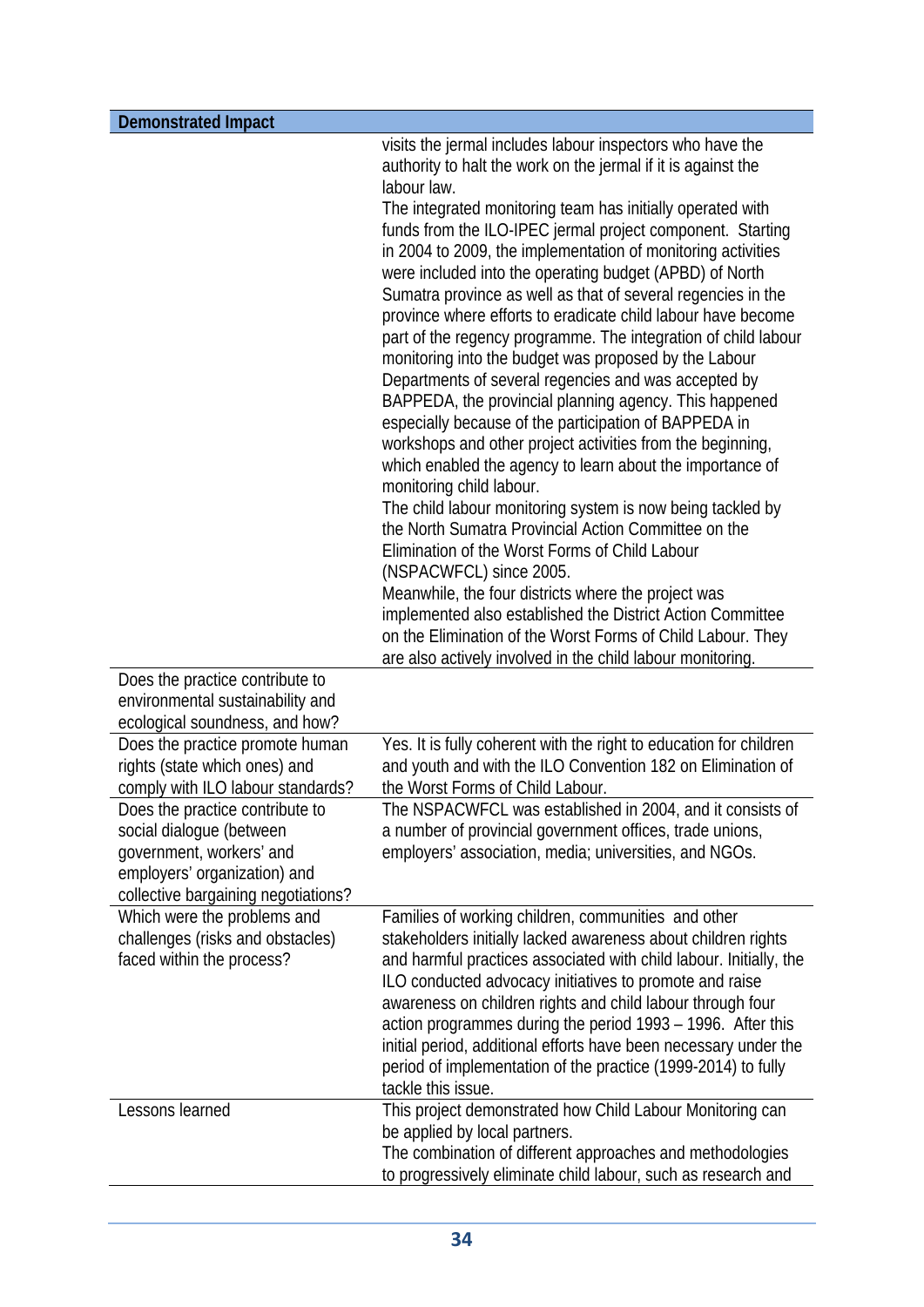| Demonstrated Impact | |
|---|---|
| | visits the jermal includes labour inspectors who have the authority to halt the work on the jermal if it is against the labour law.<br>The integrated monitoring team has initially operated with funds from the ILO-IPEC jermal project component. Starting in 2004 to 2009, the implementation of monitoring activities were included into the operating budget (APBD) of North Sumatra province as well as that of several regencies in the province where efforts to eradicate child labour have become part of the regency programme. The integration of child labour monitoring into the budget was proposed by the Labour Departments of several regencies and was accepted by BAPPEDA, the provincial planning agency. This happened especially because of the participation of BAPPEDA in workshops and other project activities from the beginning, which enabled the agency to learn about the importance of monitoring child labour.<br>The child labour monitoring system is now being tackled by the North Sumatra Provincial Action Committee on the Elimination of the Worst Forms of Child Labour (NSPACWFCL) since 2005.<br>Meanwhile, the four districts where the project was implemented also established the District Action Committee on the Elimination of the Worst Forms of Child Labour. They are also actively involved in the child labour monitoring. |
| Does the practice contribute to environmental sustainability and ecological soundness, and how? | |
| Does the practice promote human rights (state which ones) and comply with ILO labour standards? | Yes. It is fully coherent with the right to education for children and youth and with the ILO Convention 182 on Elimination of the Worst Forms of Child Labour. |
| Does the practice contribute to social dialogue (between government, workers' and employers' organization) and collective bargaining negotiations? | The NSPACWFCL was established in 2004, and it consists of a number of provincial government offices, trade unions, employers' association, media; universities, and NGOs. |
| Which were the problems and challenges (risks and obstacles) faced within the process? | Families of working children, communities and other stakeholders initially lacked awareness about children rights and harmful practices associated with child labour. Initially, the ILO conducted advocacy initiatives to promote and raise awareness on children rights and child labour through four action programmes during the period 1993 – 1996. After this initial period, additional efforts have been necessary under the period of implementation of the practice (1999-2014) to fully tackle this issue. |
| Lessons learned | This project demonstrated how Child Labour Monitoring can be applied by local partners.<br>The combination of different approaches and methodologies to progressively eliminate child labour, such as research and |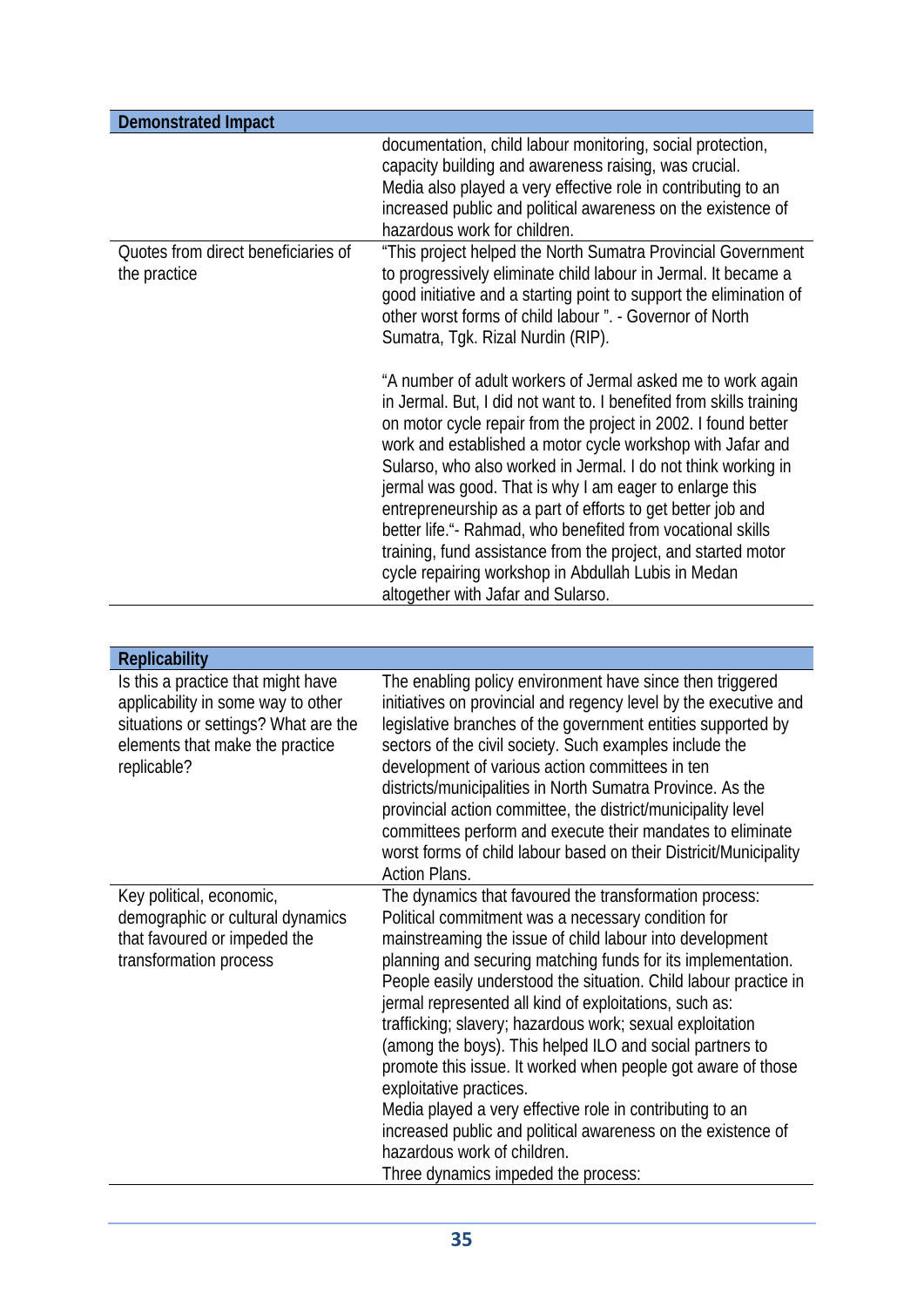| Demonstrated Impact | |
|---|---|
| | documentation, child labour monitoring, social protection, capacity building and awareness raising, was crucial. Media also played a very effective role in contributing to an increased public and political awareness on the existence of hazardous work for children. |
| Quotes from direct beneficiaries of the practice | "This project helped the North Sumatra Provincial Government to progressively eliminate child labour in Jermal. It became a good initiative and a starting point to support the elimination of other worst forms of child labour ". - Governor of North Sumatra, Tgk. Rizal Nurdin (RIP).<br><br>"A number of adult workers of Jermal asked me to work again in Jermal. But, I did not want to. I benefited from skills training on motor cycle repair from the project in 2002. I found better work and established a motor cycle workshop with Jafar and Sularso, who also worked in Jermal. I do not think working in jermal was good. That is why I am eager to enlarge this entrepreneurship as a part of efforts to get better job and better life."- Rahmad, who benefited from vocational skills training, fund assistance from the project, and started motor cycle repairing workshop in Abdullah Lubis in Medan altogether with Jafar and Sularso. |

| Replicability | |
|---|---|
| Is this a practice that might have applicability in some way to other situations or settings? What are the elements that make the practice replicable? | The enabling policy environment have since then triggered initiatives on provincial and regency level by the executive and legislative branches of the government entities supported by sectors of the civil society. Such examples include the development of various action committees in ten districts/municipalities in North Sumatra Province. As the provincial action committee, the district/municipality level committees perform and execute their mandates to eliminate worst forms of child labour based on their District/Municipality Action Plans. |
| Key political, economic, demographic or cultural dynamics that favoured or impeded the transformation process | The dynamics that favoured the transformation process:<br>Political commitment was a necessary condition for mainstreaming the issue of child labour into development planning and securing matching funds for its implementation. People easily understood the situation. Child labour practice in jermal represented all kind of exploitations, such as: trafficking; slavery; hazardous work; sexual exploitation (among the boys). This helped ILO and social partners to promote this issue. It worked when people got aware of those exploitative practices.<br>Media played a very effective role in contributing to an increased public and political awareness on the existence of hazardous work of children.<br>Three dynamics impeded the process: |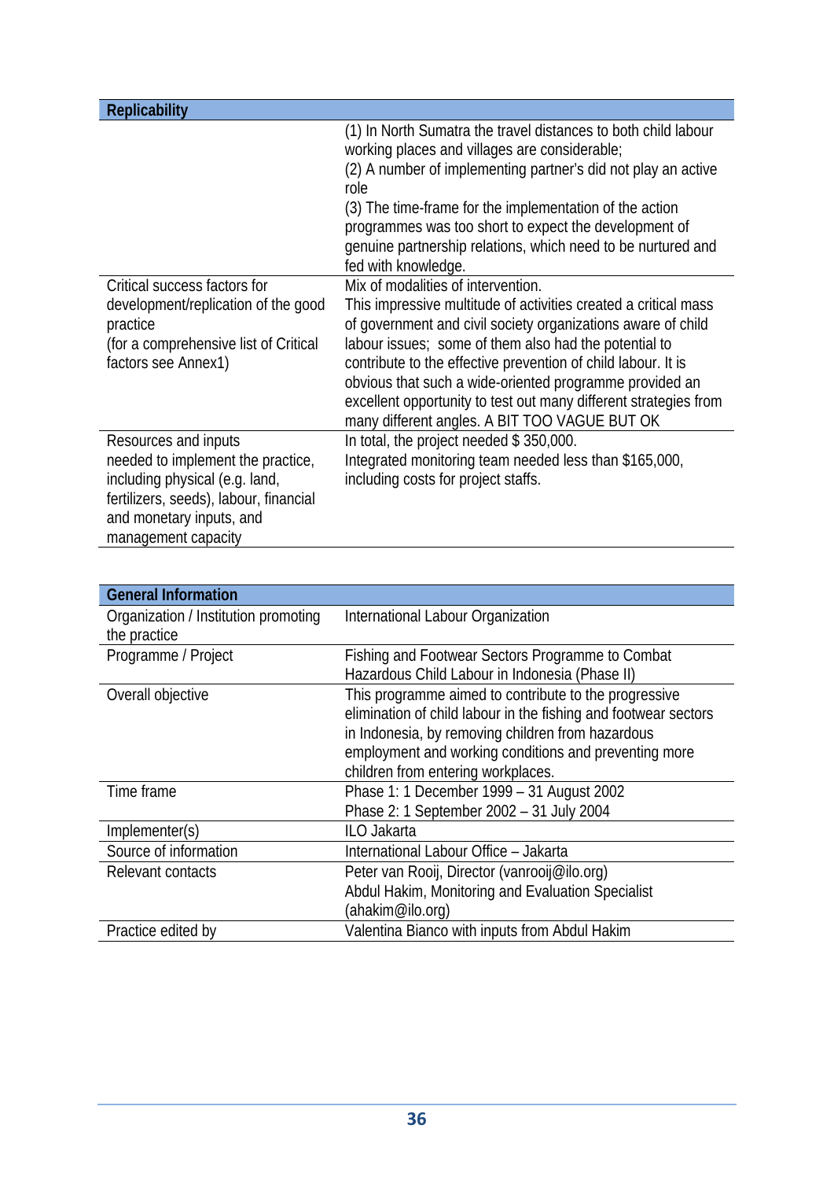| Replicability | |
|---|---|
| | (1) In North Sumatra the travel distances to both child labour working places and villages are considerable;<br>(2) A number of implementing partner's did not play an active role<br>(3) The time-frame for the implementation of the action programmes was too short to expect the development of genuine partnership relations, which need to be nurtured and fed with knowledge. |
| Critical success factors for development/replication of the good practice<br>(for a comprehensive list of Critical factors see Annex1) | Mix of modalities of intervention.<br>This impressive multitude of activities created a critical mass of government and civil society organizations aware of child labour issues; some of them also had the potential to contribute to the effective prevention of child labour. It is obvious that such a wide-oriented programme provided an excellent opportunity to test out many different strategies from many different angles. A BIT TOO VAGUE BUT OK |
| Resources and inputs needed to implement the practice, including physical (e.g. land, fertilizers, seeds), labour, financial and monetary inputs, and management capacity | In total, the project needed $ 350,000.<br>Integrated monitoring team needed less than $165,000, including costs for project staffs. |

| General Information | |
|---|---|
| Organization / Institution promoting the practice | International Labour Organization |
| Programme / Project | Fishing and Footwear Sectors Programme to Combat Hazardous Child Labour in Indonesia (Phase II) |
| Overall objective | This programme aimed to contribute to the progressive elimination of child labour in the fishing and footwear sectors in Indonesia, by removing children from hazardous employment and working conditions and preventing more children from entering workplaces. |
| Time frame | Phase 1: 1 December 1999 – 31 August 2002<br>Phase 2: 1 September 2002 – 31 July 2004 |
| Implementer(s) | ILO Jakarta |
| Source of information | International Labour Office – Jakarta |
| Relevant contacts | Peter van Rooij, Director (vanrooij@ilo.org)<br>Abdul Hakim, Monitoring and Evaluation Specialist (ahakim@ilo.org) |
| Practice edited by | Valentina Bianco with inputs from Abdul Hakim |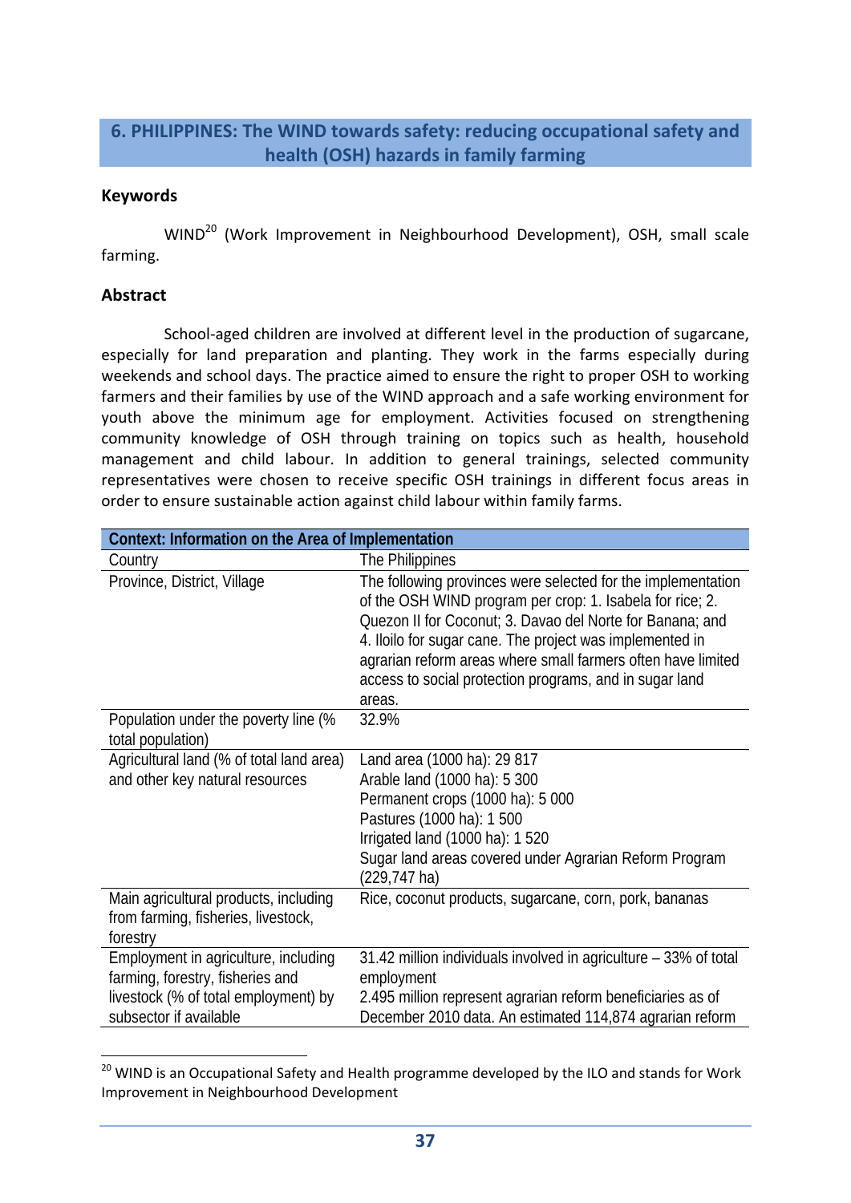## 6. PHILIPPINES: The WIND towards safety: reducing occupational safety and health (OSH) hazards in family farming

### Keywords

WIND[20] (Work Improvement in Neighbourhood Development), OSH, small scale farming.

### Abstract

School-aged children are involved at different level in the production of sugarcane, especially for land preparation and planting. They work in the farms especially during weekends and school days. The practice aimed to ensure the right to proper OSH to working farmers and their families by use of the WIND approach and a safe working environment for youth above the minimum age for employment. Activities focused on strengthening community knowledge of OSH through training on topics such as health, household management and child labour. In addition to general trainings, selected community representatives were chosen to receive specific OSH trainings in different focus areas in order to ensure sustainable action against child labour within family farms.

| Context: Information on the Area of Implementation | |
|---|---|
| Country | The Philippines |
| Province, District, Village | The following provinces were selected for the implementation of the OSH WIND program per crop: 1. Isabela for rice; 2. Quezon II for Coconut; 3. Davao del Norte for Banana; and 4. Iloilo for sugar cane. The project was implemented in agrarian reform areas where small farmers often have limited access to social protection programs, and in sugar land areas. |
| Population under the poverty line (% total population) | 32.9% |
| Agricultural land (% of total land area) and other key natural resources | Land area (1000 ha): 29 817<br>Arable land (1000 ha): 5 300<br>Permanent crops (1000 ha): 5 000<br>Pastures (1000 ha): 1 500<br>Irrigated land (1000 ha): 1 520<br>Sugar land areas covered under Agrarian Reform Program (229,747 ha) |
| Main agricultural products, including from farming, fisheries, livestock, forestry | Rice, coconut products, sugarcane, corn, pork, bananas |
| Employment in agriculture, including farming, forestry, fisheries and livestock (% of total employment) by subsector if available | 31.42 million individuals involved in agriculture – 33% of total employment<br>2.495 million represent agrarian reform beneficiaries as of December 2010 data. An estimated 114,874 agrarian reform |

[20] WIND is an Occupational Safety and Health programme developed by the ILO and stands for Work Improvement in Neighbourhood Development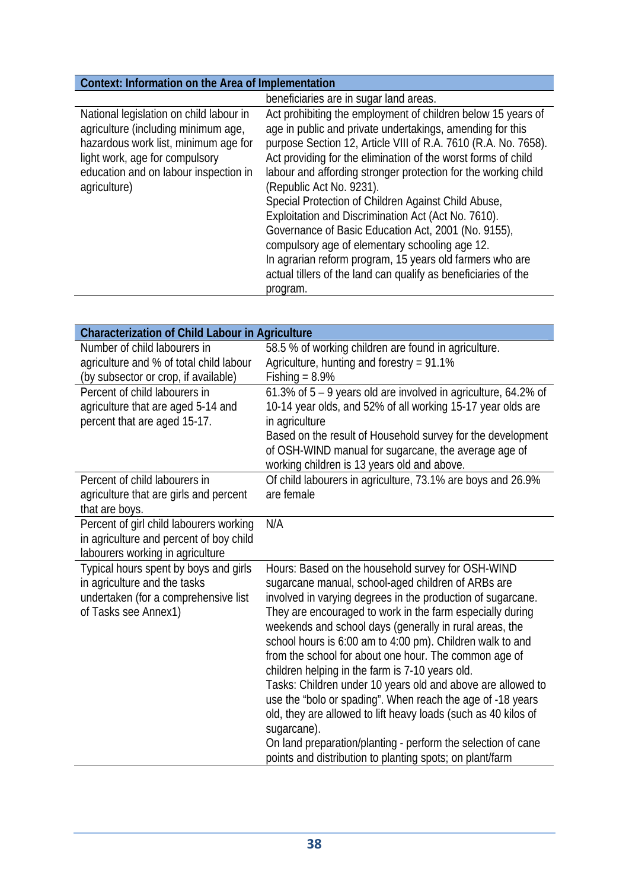| Context: Information on the Area of Implementation | |
|---|---|
| | beneficiaries are in sugar land areas. |
| National legislation on child labour in agriculture (including minimum age, hazardous work list, minimum age for light work, age for compulsory education and on labour inspection in agriculture) | Act prohibiting the employment of children below 15 years of age in public and private undertakings, amending for this purpose Section 12, Article VIII of R.A. 7610 (R.A. No. 7658). Act providing for the elimination of the worst forms of child labour and affording stronger protection for the working child (Republic Act No. 9231). Special Protection of Children Against Child Abuse, Exploitation and Discrimination Act (Act No. 7610). Governance of Basic Education Act, 2001 (No. 9155), compulsory age of elementary schooling age 12. In agrarian reform program, 15 years old farmers who are actual tillers of the land can qualify as beneficiaries of the program. |

| Characterization of Child Labour in Agriculture | |
|---|---|
| Number of child labourers in agriculture and % of total child labour (by subsector or crop, if available) | 58.5 % of working children are found in agriculture. Agriculture, hunting and forestry = 91.1% Fishing = 8.9% |
| Percent of child labourers in agriculture that are aged 5-14 and percent that are aged 15-17. | 61.3% of 5 – 9 years old are involved in agriculture, 64.2% of 10-14 year olds, and 52% of all working 15-17 year olds are in agriculture Based on the result of Household survey for the development of OSH-WIND manual for sugarcane, the average age of working children is 13 years old and above. |
| Percent of child labourers in agriculture that are girls and percent that are boys. | Of child labourers in agriculture, 73.1% are boys and 26.9% are female |
| Percent of girl child labourers working in agriculture and percent of boy child labourers working in agriculture | N/A |
| Typical hours spent by boys and girls in agriculture and the tasks undertaken (for a comprehensive list of Tasks see Annex1) | Hours: Based on the household survey for OSH-WIND sugarcane manual, school-aged children of ARBs are involved in varying degrees in the production of sugarcane. They are encouraged to work in the farm especially during weekends and school days (generally in rural areas, the school hours is 6:00 am to 4:00 pm). Children walk to and from the school for about one hour. The common age of children helping in the farm is 7-10 years old. Tasks: Children under 10 years old and above are allowed to use the "bolo or spading". When reach the age of -18 years old, they are allowed to lift heavy loads (such as 40 kilos of sugarcane). On land preparation/planting - perform the selection of cane points and distribution to planting spots; on plant/farm |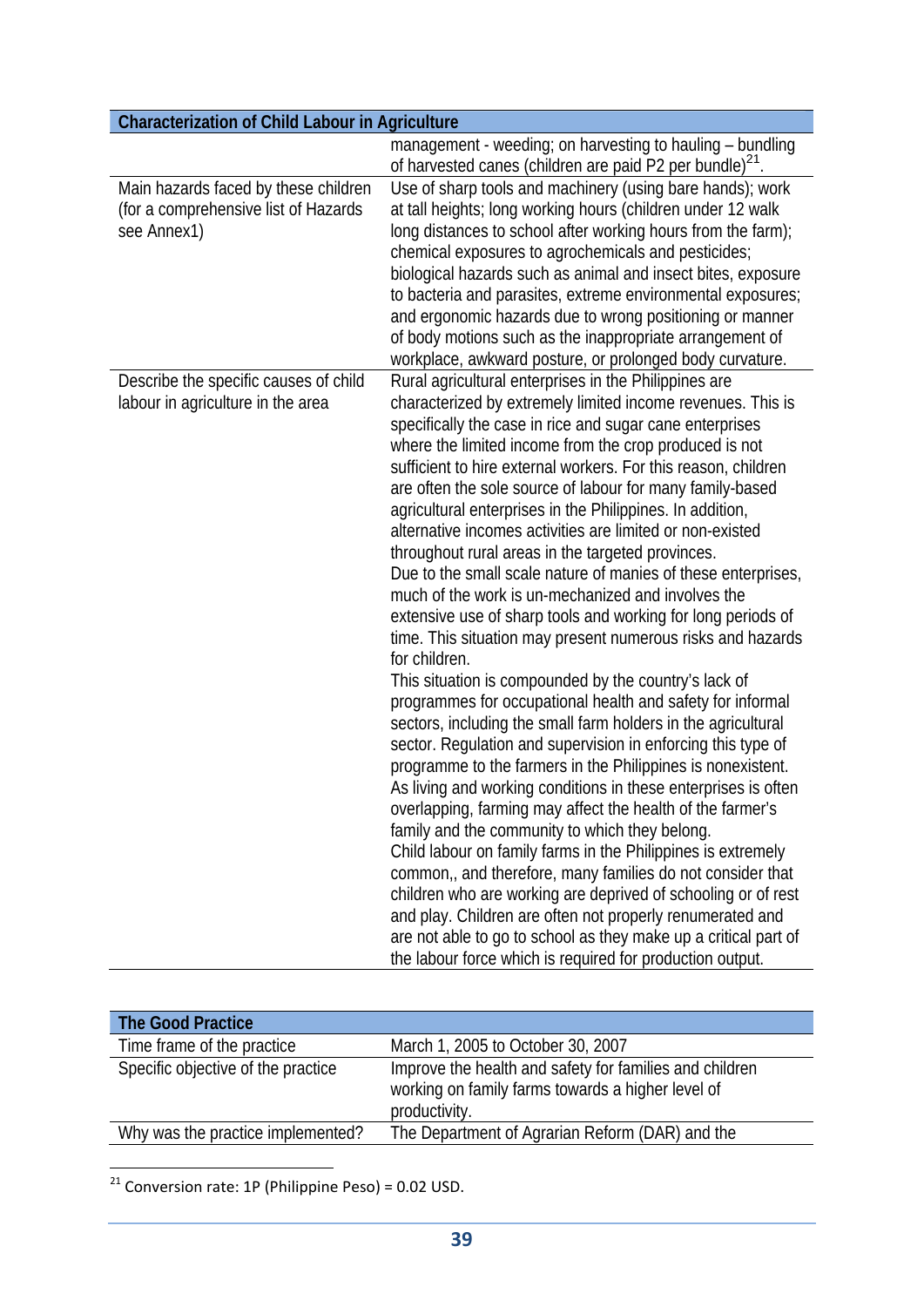| Characterization of Child Labour in Agriculture | |
|---|---|
| | management - weeding; on harvesting to hauling – bundling of harvested canes (children are paid P2 per bundle)[21]. |
| Main hazards faced by these children (for a comprehensive list of Hazards see Annex1) | Use of sharp tools and machinery (using bare hands); work at tall heights; long working hours (children under 12 walk long distances to school after working hours from the farm); chemical exposures to agrochemicals and pesticides; biological hazards such as animal and insect bites, exposure to bacteria and parasites, extreme environmental exposures; and ergonomic hazards due to wrong positioning or manner of body motions such as the inappropriate arrangement of workplace, awkward posture, or prolonged body curvature. |
| Describe the specific causes of child labour in agriculture in the area | Rural agricultural enterprises in the Philippines are characterized by extremely limited income revenues. This is specifically the case in rice and sugar cane enterprises where the limited income from the crop produced is not sufficient to hire external workers. For this reason, children are often the sole source of labour for many family-based agricultural enterprises in the Philippines. In addition, alternative incomes activities are limited or non-existed throughout rural areas in the targeted provinces.<br>Due to the small scale nature of manies of these enterprises, much of the work is un-mechanized and involves the extensive use of sharp tools and working for long periods of time. This situation may present numerous risks and hazards for children.<br>This situation is compounded by the country's lack of programmes for occupational health and safety for informal sectors, including the small farm holders in the agricultural sector. Regulation and supervision in enforcing this type of programme to the farmers in the Philippines is nonexistent. As living and working conditions in these enterprises is often overlapping, farming may affect the health of the farmer's family and the community to which they belong.<br>Child labour on family farms in the Philippines is extremely common,, and therefore, many families do not consider that children who are working are deprived of schooling or of rest and play. Children are often not properly renumerated and are not able to go to school as they make up a critical part of the labour force which is required for production output. |

| The Good Practice | |
|---|---|
| Time frame of the practice | March 1, 2005 to October 30, 2007 |
| Specific objective of the practice | Improve the health and safety for families and children working on family farms towards a higher level of productivity. |
| Why was the practice implemented? | The Department of Agrarian Reform (DAR) and the |

[21] Conversion rate: 1P (Philippine Peso) = 0.02 USD.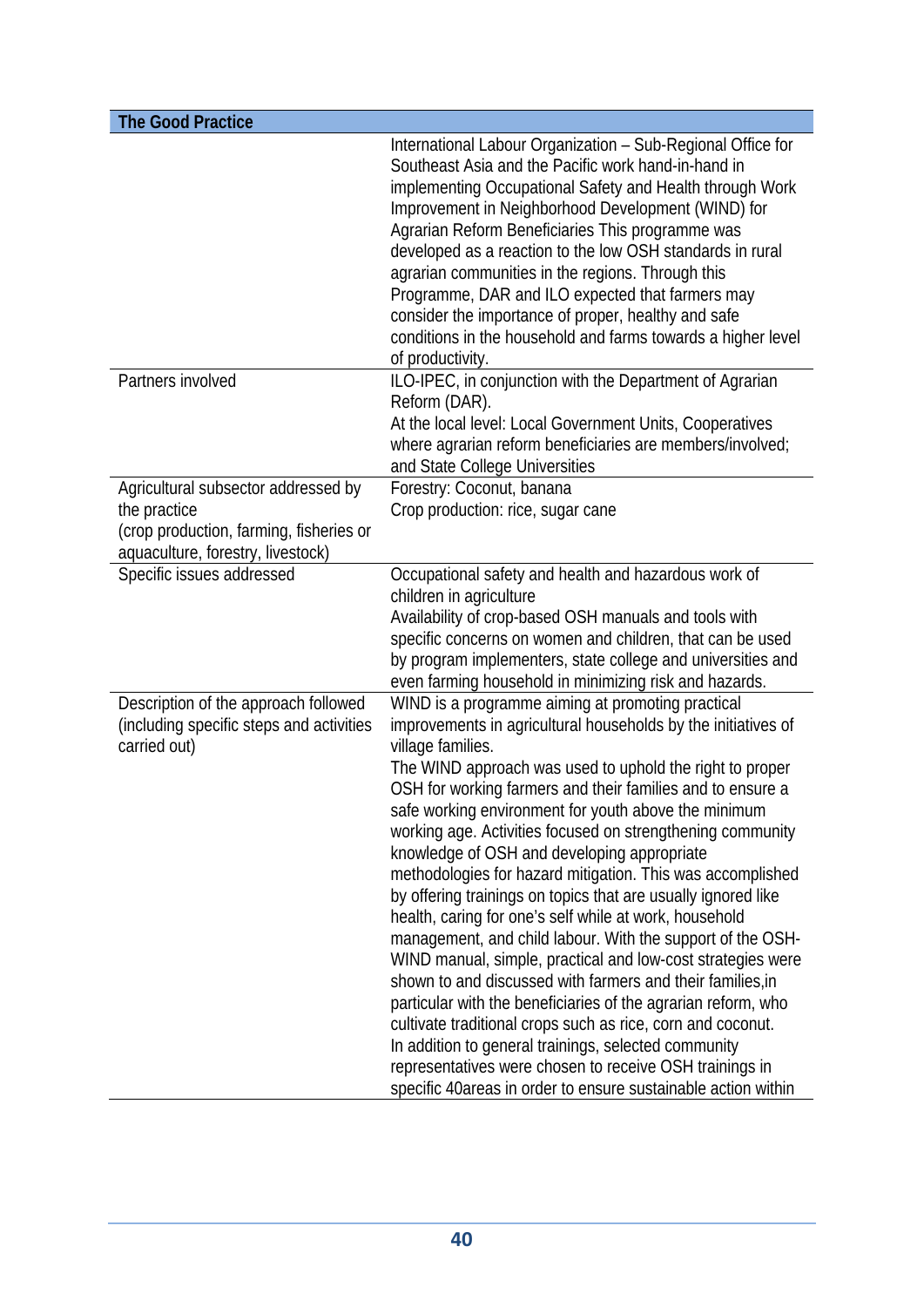| The Good Practice | |
|---|---|
| | International Labour Organization – Sub-Regional Office for Southeast Asia and the Pacific work hand-in-hand in implementing Occupational Safety and Health through Work Improvement in Neighborhood Development (WIND) for Agrarian Reform Beneficiaries This programme was developed as a reaction to the low OSH standards in rural agrarian communities in the regions. Through this Programme, DAR and ILO expected that farmers may consider the importance of proper, healthy and safe conditions in the household and farms towards a higher level of productivity. |
| Partners involved | ILO-IPEC, in conjunction with the Department of Agrarian Reform (DAR).<br>At the local level: Local Government Units, Cooperatives where agrarian reform beneficiaries are members/involved; and State College Universities |
| Agricultural subsector addressed by the practice<br>(crop production, farming, fisheries or aquaculture, forestry, livestock) | Forestry: Coconut, banana<br>Crop production: rice, sugar cane |
| Specific issues addressed | Occupational safety and health and hazardous work of children in agriculture<br>Availability of crop-based OSH manuals and tools with specific concerns on women and children, that can be used by program implementers, state college and universities and even farming household in minimizing risk and hazards. |
| Description of the approach followed (including specific steps and activities carried out) | WIND is a programme aiming at promoting practical improvements in agricultural households by the initiatives of village families.<br>The WIND approach was used to uphold the right to proper OSH for working farmers and their families and to ensure a safe working environment for youth above the minimum working age. Activities focused on strengthening community knowledge of OSH and developing appropriate methodologies for hazard mitigation. This was accomplished by offering trainings on topics that are usually ignored like health, caring for one's self while at work, household management, and child labour. With the support of the OSH-WIND manual, simple, practical and low-cost strategies were shown to and discussed with farmers and their families,in particular with the beneficiaries of the agrarian reform, who cultivate traditional crops such as rice, corn and coconut.<br>In addition to general trainings, selected community representatives were chosen to receive OSH trainings in specific 40areas in order to ensure sustainable action within |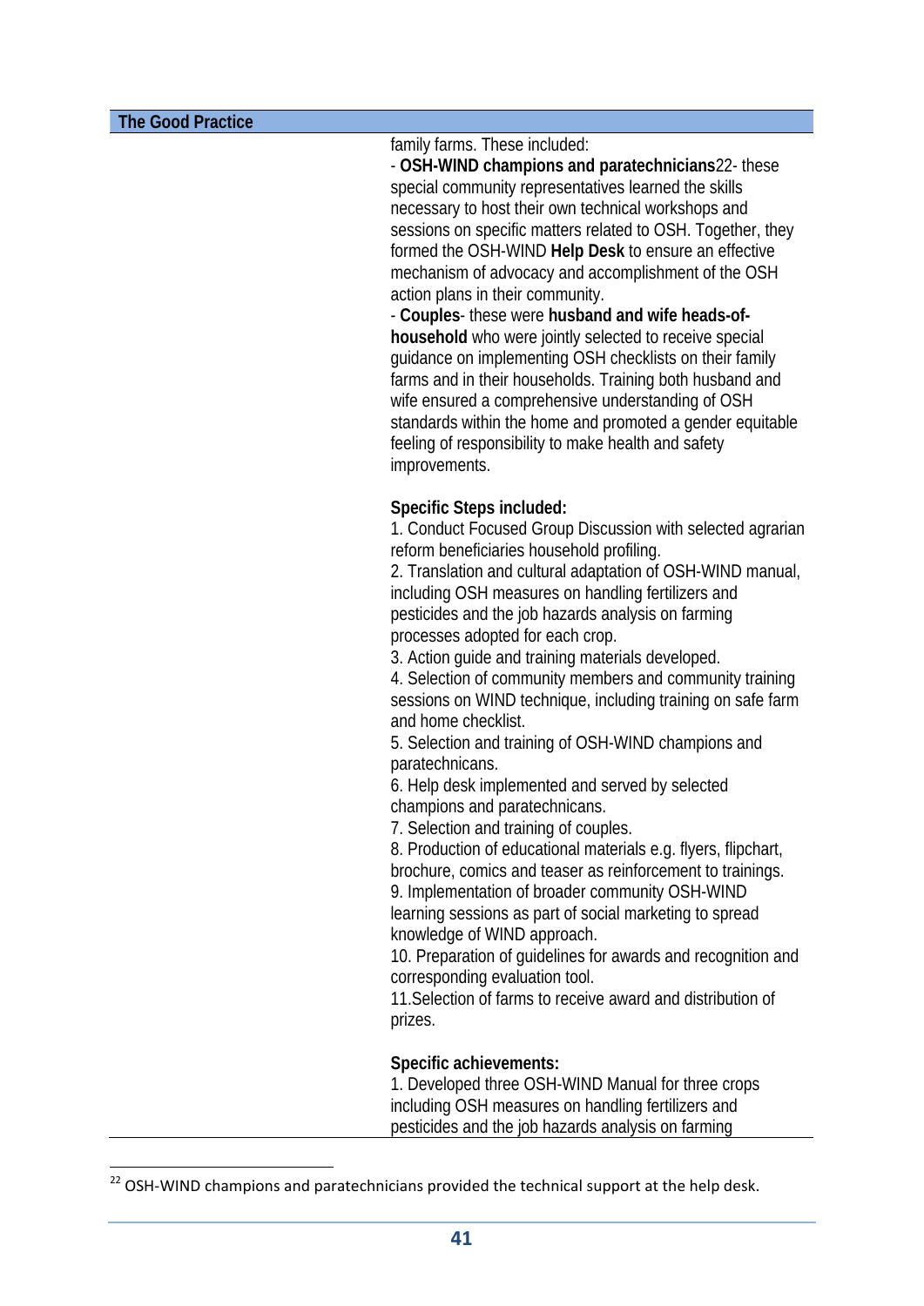| The Good Practice | |
|---|---|
| | family farms. These included:<br>- **OSH-WIND champions and paratechnicians**[22]- these special community representatives learned the skills necessary to host their own technical workshops and sessions on specific matters related to OSH. Together, they formed the OSH-WIND **Help Desk** to ensure an effective mechanism of advocacy and accomplishment of the OSH action plans in their community.<br>- **Couples**- these were **husband and wife heads-of-household** who were jointly selected to receive special guidance on implementing OSH checklists on their family farms and in their households. Training both husband and wife ensured a comprehensive understanding of OSH standards within the home and promoted a gender equitable feeling of responsibility to make health and safety improvements.<br><br>**Specific Steps included:**<br>1. Conduct Focused Group Discussion with selected agrarian reform beneficiaries household profiling.<br>2. Translation and cultural adaptation of OSH-WIND manual, including OSH measures on handling fertilizers and pesticides and the job hazards analysis on farming processes adopted for each crop.<br>3. Action guide and training materials developed.<br>4. Selection of community members and community training sessions on WIND technique, including training on safe farm and home checklist.<br>5. Selection and training of OSH-WIND champions and paratechnicans.<br>6. Help desk implemented and served by selected champions and paratechnicans.<br>7. Selection and training of couples.<br>8. Production of educational materials e.g. flyers, flipchart, brochure, comics and teaser as reinforcement to trainings.<br>9. Implementation of broader community OSH-WIND learning sessions as part of social marketing to spread knowledge of WIND approach.<br>10. Preparation of guidelines for awards and recognition and corresponding evaluation tool.<br>11.Selection of farms to receive award and distribution of prizes.<br><br>**Specific achievements:**<br>1. Developed three OSH-WIND Manual for three crops including OSH measures on handling fertilizers and pesticides and the job hazards analysis on farming |

[22] OSH-WIND champions and paratechnicians provided the technical support at the help desk.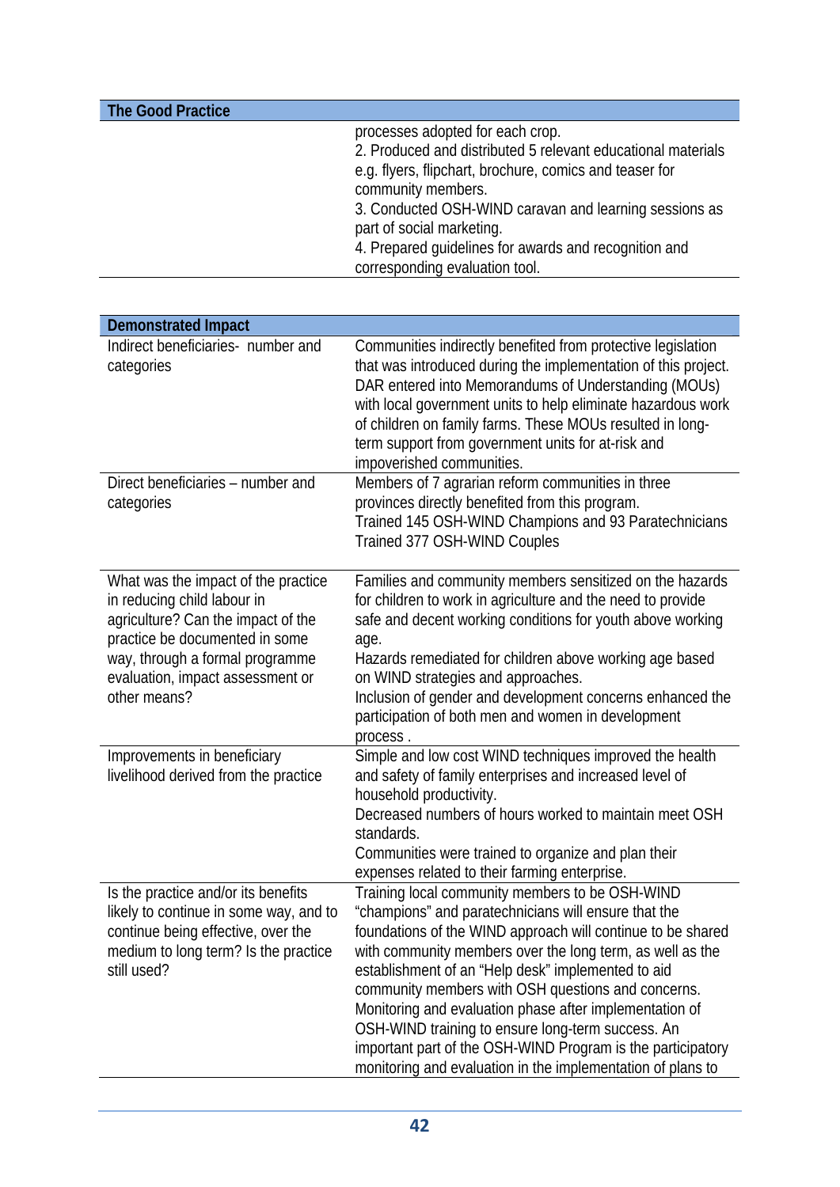| The Good Practice | |
|---|---|
| | processes adopted for each crop.<br>2. Produced and distributed 5 relevant educational materials e.g. flyers, flipchart, brochure, comics and teaser for community members.<br>3. Conducted OSH-WIND caravan and learning sessions as part of social marketing.<br>4. Prepared guidelines for awards and recognition and corresponding evaluation tool. |

| Demonstrated Impact | |
|---|---|
| Indirect beneficiaries- number and categories | Communities indirectly benefited from protective legislation that was introduced during the implementation of this project. DAR entered into Memorandums of Understanding (MOUs) with local government units to help eliminate hazardous work of children on family farms. These MOUs resulted in long-term support from government units for at-risk and impoverished communities. |
| Direct beneficiaries – number and categories | Members of 7 agrarian reform communities in three provinces directly benefited from this program.<br>Trained 145 OSH-WIND Champions and 93 Paratechnicians<br>Trained 377 OSH-WIND Couples |
| What was the impact of the practice in reducing child labour in agriculture? Can the impact of the practice be documented in some way, through a formal programme evaluation, impact assessment or other means? | Families and community members sensitized on the hazards for children to work in agriculture and the need to provide safe and decent working conditions for youth above working age.<br>Hazards remediated for children above working age based on WIND strategies and approaches.<br>Inclusion of gender and development concerns enhanced the participation of both men and women in development process . |
| Improvements in beneficiary livelihood derived from the practice | Simple and low cost WIND techniques improved the health and safety of family enterprises and increased level of household productivity.<br>Decreased numbers of hours worked to maintain meet OSH standards.<br>Communities were trained to organize and plan their expenses related to their farming enterprise. |
| Is the practice and/or its benefits likely to continue in some way, and to continue being effective, over the medium to long term? Is the practice still used? | Training local community members to be OSH-WIND "champions" and paratechnicians will ensure that the foundations of the WIND approach will continue to be shared with community members over the long term, as well as the establishment of an "Help desk" implemented to aid community members with OSH questions and concerns.<br>Monitoring and evaluation phase after implementation of OSH-WIND training to ensure long-term success. An important part of the OSH-WIND Program is the participatory monitoring and evaluation in the implementation of plans to |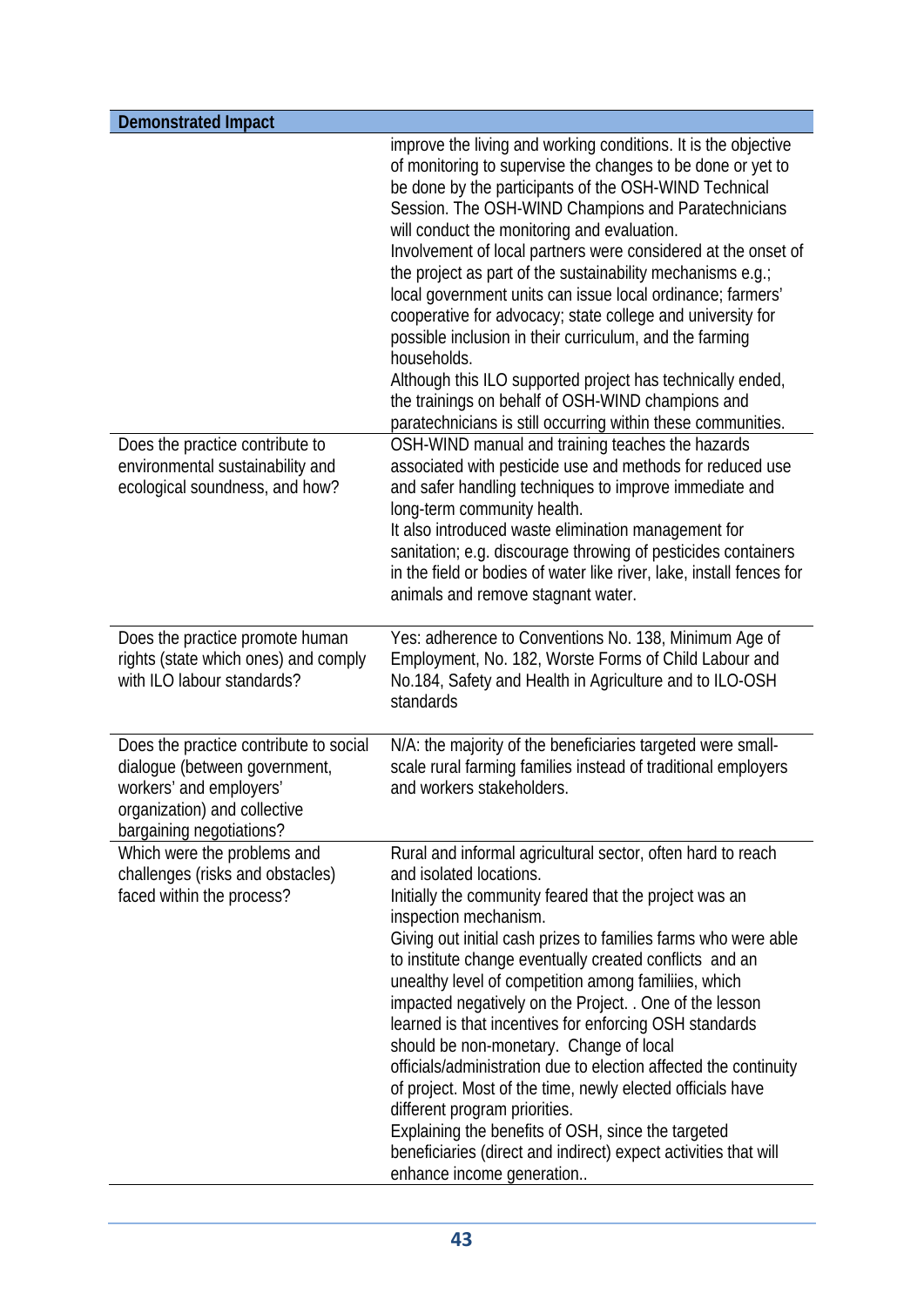| Demonstrated Impact | |
|---|---|
| | improve the living and working conditions. It is the objective of monitoring to supervise the changes to be done or yet to be done by the participants of the OSH-WIND Technical Session. The OSH-WIND Champions and Paratechnicians will conduct the monitoring and evaluation. Involvement of local partners were considered at the onset of the project as part of the sustainability mechanisms e.g.; local government units can issue local ordinance; farmers' cooperative for advocacy; state college and university for possible inclusion in their curriculum, and the farming households. Although this ILO supported project has technically ended, the trainings on behalf of OSH-WIND champions and paratechnicians is still occurring within these communities. |
| Does the practice contribute to environmental sustainability and ecological soundness, and how? | OSH-WIND manual and training teaches the hazards associated with pesticide use and methods for reduced use and safer handling techniques to improve immediate and long-term community health. It also introduced waste elimination management for sanitation; e.g. discourage throwing of pesticides containers in the field or bodies of water like river, lake, install fences for animals and remove stagnant water. |
| Does the practice promote human rights (state which ones) and comply with ILO labour standards? | Yes: adherence to Conventions No. 138, Minimum Age of Employment, No. 182, Worste Forms of Child Labour and No.184, Safety and Health in Agriculture and to ILO-OSH standards |
| Does the practice contribute to social dialogue (between government, workers' and employers' organization) and collective bargaining negotiations? | N/A: the majority of the beneficiaries targeted were small-scale rural farming families instead of traditional employers and workers stakeholders. |
| Which were the problems and challenges (risks and obstacles) faced within the process? | Rural and informal agricultural sector, often hard to reach and isolated locations. Initially the community feared that the project was an inspection mechanism. Giving out initial cash prizes to families farms who were able to institute change eventually created conflicts and an unealthy level of competition among familiies, which impacted negatively on the Project. . One of the lesson learned is that incentives for enforcing OSH standards should be non-monetary. Change of local officials/administration due to election affected the continuity of project. Most of the time, newly elected officials have different program priorities. Explaining the benefits of OSH, since the targeted beneficiaries (direct and indirect) expect activities that will enhance income generation.. |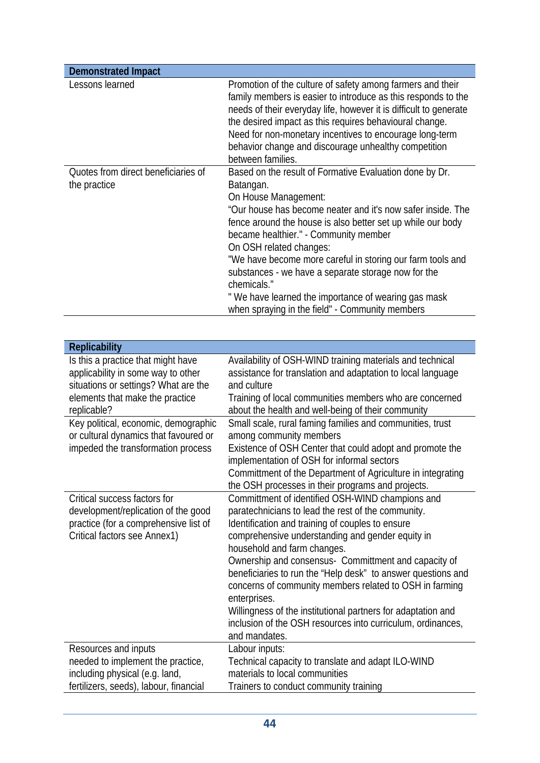| Demonstrated Impact | |
|---|---|
| Lessons learned | Promotion of the culture of safety among farmers and their family members is easier to introduce as this responds to the needs of their everyday life, however it is difficult to generate the desired impact as this requires behavioural change. Need for non-monetary incentives to encourage long-term behavior change and discourage unhealthy competition between families. |
| Quotes from direct beneficiaries of the practice | Based on the result of Formative Evaluation done by Dr. Batangan.<br>On House Management:<br>"Our house has become neater and it's now safer inside. The fence around the house is also better set up while our body became healthier." - Community member<br>On OSH related changes:<br>"We have become more careful in storing our farm tools and substances - we have a separate storage now for the chemicals."<br>" We have learned the importance of wearing gas mask when spraying in the field" - Community members |

| Replicability | |
|---|---|
| Is this a practice that might have applicability in some way to other situations or settings? What are the elements that make the practice replicable? | Availability of OSH-WIND training materials and technical assistance for translation and adaptation to local language and culture<br>Training of local communities members who are concerned about the health and well-being of their community |
| Key political, economic, demographic or cultural dynamics that favoured or impeded the transformation process | Small scale, rural faming families and communities, trust among community members<br>Existence of OSH Center that could adopt and promote the implementation of OSH for informal sectors<br>Committment of the Department of Agriculture in integrating the OSH processes in their programs and projects. |
| Critical success factors for development/replication of the good practice (for a comprehensive list of Critical factors see Annex1) | Committment of identified OSH-WIND champions and paratechnicians to lead the rest of the community.<br>Identification and training of couples to ensure comprehensive understanding and gender equity in household and farm changes.<br>Ownership and consensus- Committment and capacity of beneficiaries to run the "Help desk" to answer questions and concerns of community members related to OSH in farming enterprises.<br>Willingness of the institutional partners for adaptation and inclusion of the OSH resources into curriculum, ordinances, and mandates. |
| Resources and inputs needed to implement the practice, including physical (e.g. land, fertilizers, seeds), labour, financial | Labour inputs:<br>Technical capacity to translate and adapt ILO-WIND materials to local communities<br>Trainers to conduct community training |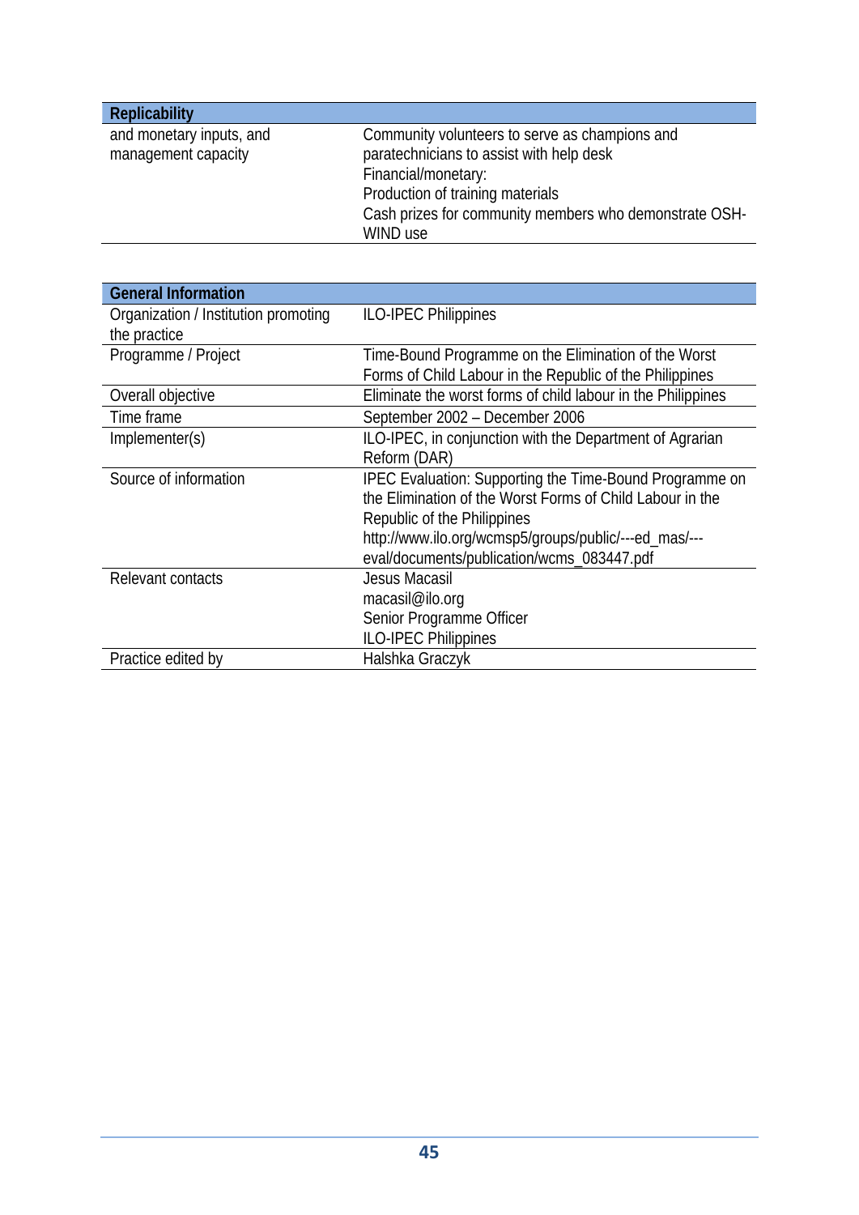| Replicability | |
|---|---|
| and monetary inputs, and management capacity | Community volunteers to serve as champions and paratechnicians to assist with help desk<br>Financial/monetary:<br>Production of training materials<br>Cash prizes for community members who demonstrate OSH-WIND use |

| General Information | |
|---|---|
| Organization / Institution promoting the practice | ILO-IPEC Philippines |
| Programme / Project | Time-Bound Programme on the Elimination of the Worst Forms of Child Labour in the Republic of the Philippines |
| Overall objective | Eliminate the worst forms of child labour in the Philippines |
| Time frame | September 2002 – December 2006 |
| Implementer(s) | ILO-IPEC, in conjunction with the Department of Agrarian Reform (DAR) |
| Source of information | IPEC Evaluation: Supporting the Time-Bound Programme on the Elimination of the Worst Forms of Child Labour in the Republic of the Philippines<br>http://www.ilo.org/wcmsp5/groups/public/---ed_mas/---eval/documents/publication/wcms_083447.pdf |
| Relevant contacts | Jesus Macasil<br>macasil@ilo.org<br>Senior Programme Officer<br>ILO-IPEC Philippines |
| Practice edited by | Halshka Graczyk |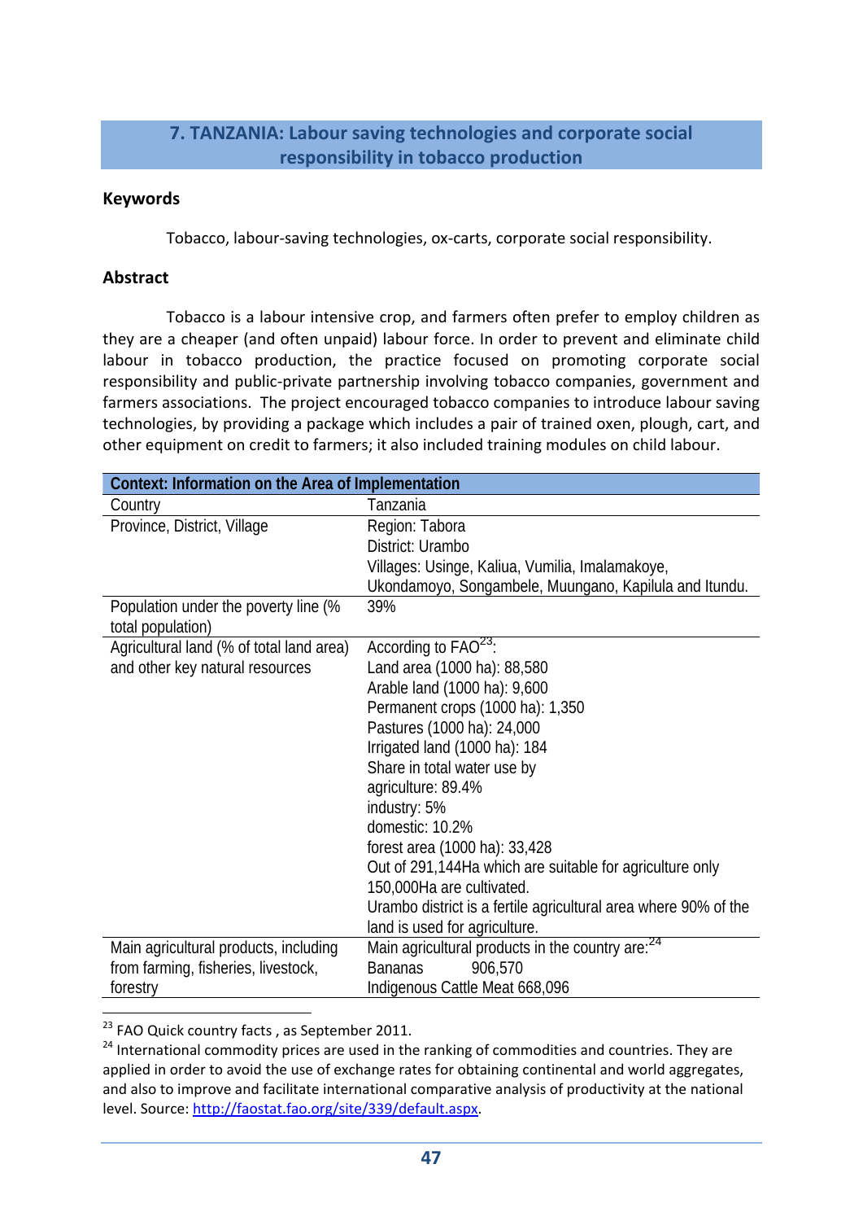## 7. TANZANIA: Labour saving technologies and corporate social responsibility in tobacco production

### Keywords

Tobacco, labour-saving technologies, ox-carts, corporate social responsibility.

### Abstract

Tobacco is a labour intensive crop, and farmers often prefer to employ children as they are a cheaper (and often unpaid) labour force. In order to prevent and eliminate child labour in tobacco production, the practice focused on promoting corporate social responsibility and public-private partnership involving tobacco companies, government and farmers associations. The project encouraged tobacco companies to introduce labour saving technologies, by providing a package which includes a pair of trained oxen, plough, cart, and other equipment on credit to farmers; it also included training modules on child labour.

| Context: Information on the Area of Implementation | |
|---|---|
| Country | Tanzania |
| Province, District, Village | Region: Tabora<br>District: Urambo<br>Villages: Usinge, Kaliua, Vumilia, Imalamakoye, Ukondamoyo, Songambele, Muungano, Kapilula and Itundu. |
| Population under the poverty line (% total population) | 39% |
| Agricultural land (% of total land area) and other key natural resources | According to FAO[23]:<br>Land area (1000 ha): 88,580<br>Arable land (1000 ha): 9,600<br>Permanent crops (1000 ha): 1,350<br>Pastures (1000 ha): 24,000<br>Irrigated land (1000 ha): 184<br>Share in total water use by<br>agriculture: 89.4%<br>industry: 5%<br>domestic: 10.2%<br>forest area (1000 ha): 33,428<br>Out of 291,144Ha which are suitable for agriculture only 150,000Ha are cultivated.<br>Urambo district is a fertile agricultural area where 90% of the land is used for agriculture. |
| Main agricultural products, including from farming, fisheries, livestock, forestry | Main agricultural products in the country are:[24]<br>Bananas 906,570<br>Indigenous Cattle Meat 668,096 |

[23] FAO Quick country facts , as September 2011.

[24] International commodity prices are used in the ranking of commodities and countries. They are applied in order to avoid the use of exchange rates for obtaining continental and world aggregates, and also to improve and facilitate international comparative analysis of productivity at the national level. Source: http://faostat.fao.org/site/339/default.aspx.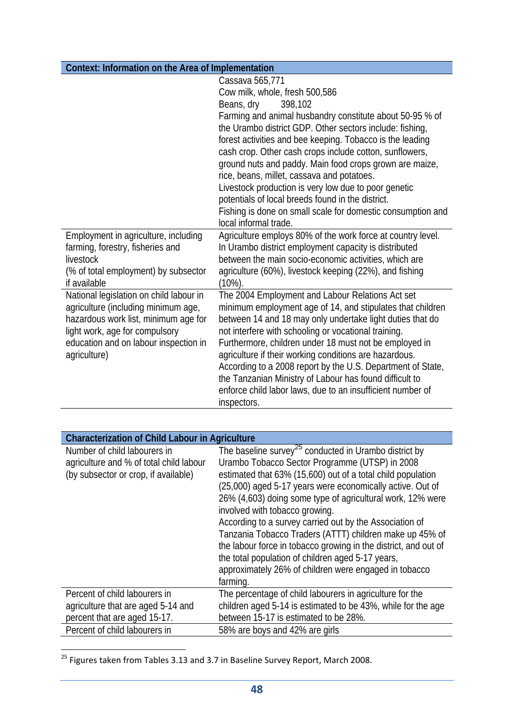| Context: Information on the Area of Implementation | |
|---|---|
| | Cassava 565,771<br>Cow milk, whole, fresh 500,586<br>Beans, dry 398,102<br>Farming and animal husbandry constitute about 50-95 % of the Urambo district GDP. Other sectors include: fishing, forest activities and bee keeping. Tobacco is the leading cash crop. Other cash crops include cotton, sunflowers, ground nuts and paddy. Main food crops grown are maize, rice, beans, millet, cassava and potatoes.<br>Livestock production is very low due to poor genetic potentials of local breeds found in the district.<br>Fishing is done on small scale for domestic consumption and local informal trade. |
| Employment in agriculture, including farming, forestry, fisheries and livestock (% of total employment) by subsector if available | Agriculture employs 80% of the work force at country level. In Urambo district employment capacity is distributed between the main socio-economic activities, which are agriculture (60%), livestock keeping (22%), and fishing (10%). |
| National legislation on child labour in agriculture (including minimum age, hazardous work list, minimum age for light work, age for compulsory education and on labour inspection in agriculture) | The 2004 Employment and Labour Relations Act set minimum employment age of 14, and stipulates that children between 14 and 18 may only undertake light duties that do not interfere with schooling or vocational training. Furthermore, children under 18 must not be employed in agriculture if their working conditions are hazardous. According to a 2008 report by the U.S. Department of State, the Tanzanian Ministry of Labour has found difficult to enforce child labor laws, due to an insufficient number of inspectors. |

| Characterization of Child Labour in Agriculture | |
|---|---|
| Number of child labourers in agriculture and % of total child labour (by subsector or crop, if available) | The baseline survey[25] conducted in Urambo district by Urambo Tobacco Sector Programme (UTSP) in 2008 estimated that 63% (15,600) out of a total child population (25,000) aged 5-17 years were economically active. Out of 26% (4,603) doing some type of agricultural work, 12% were involved with tobacco growing.<br>According to a survey carried out by the Association of Tanzania Tobacco Traders (ATTT) children make up 45% of the labour force in tobacco growing in the district, and out of the total population of children aged 5-17 years, approximately 26% of children were engaged in tobacco farming. |
| Percent of child labourers in agriculture that are aged 5-14 and percent that are aged 15-17. | The percentage of child labourers in agriculture for the children aged 5-14 is estimated to be 43%, while for the age between 15-17 is estimated to be 28%. |
| Percent of child labourers in | 58% are boys and 42% are girls |

[25] Figures taken from Tables 3.13 and 3.7 in Baseline Survey Report, March 2008.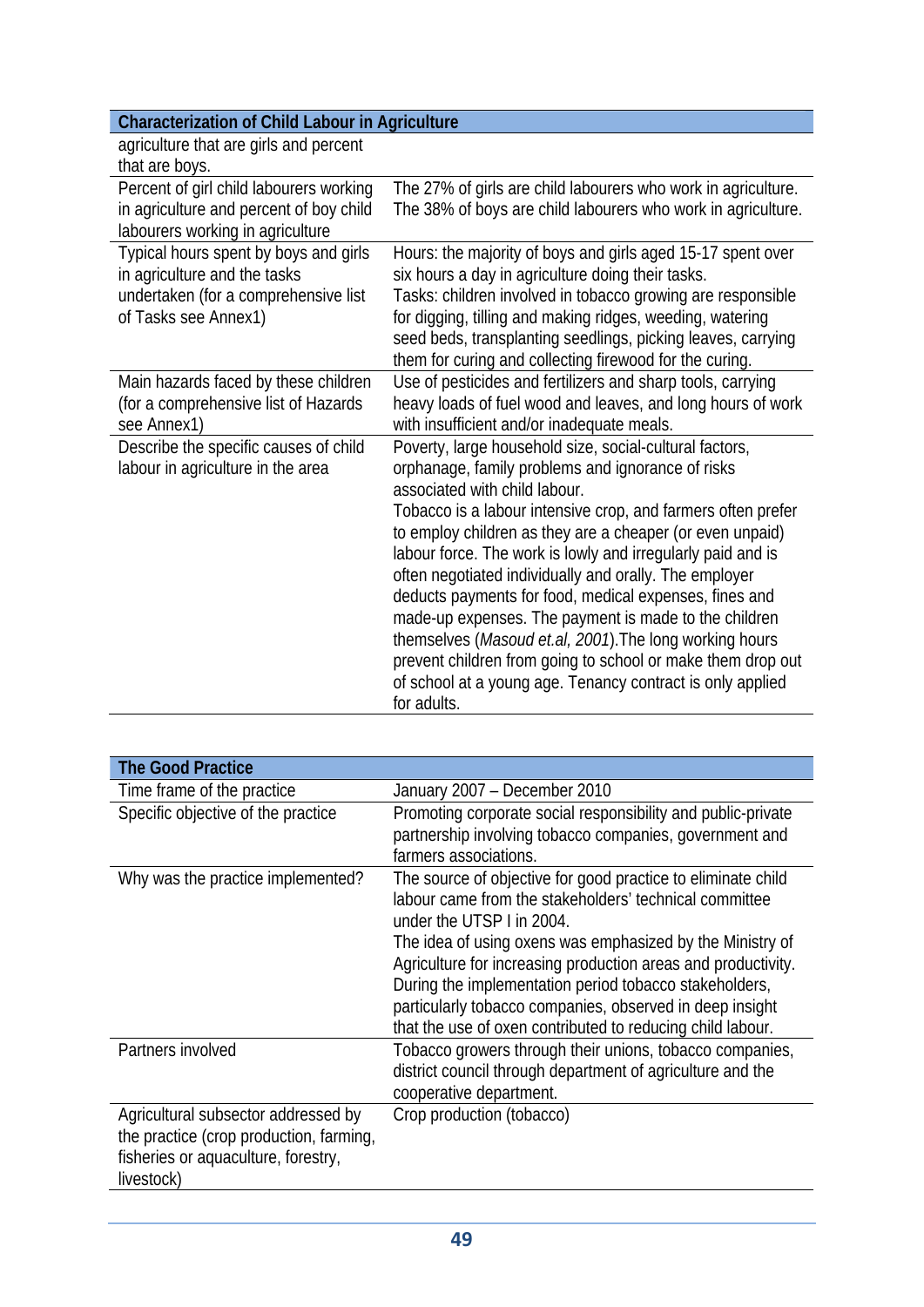| Characterization of Child Labour in Agriculture | |
|---|---|
| agriculture that are girls and percent that are boys. | |
| Percent of girl child labourers working in agriculture and percent of boy child labourers working in agriculture | The 27% of girls are child labourers who work in agriculture. The 38% of boys are child labourers who work in agriculture. |
| Typical hours spent by boys and girls in agriculture and the tasks undertaken (for a comprehensive list of Tasks see Annex1) | Hours: the majority of boys and girls aged 15-17 spent over six hours a day in agriculture doing their tasks.<br>Tasks: children involved in tobacco growing are responsible for digging, tilling and making ridges, weeding, watering seed beds, transplanting seedlings, picking leaves, carrying them for curing and collecting firewood for the curing. |
| Main hazards faced by these children (for a comprehensive list of Hazards see Annex1) | Use of pesticides and fertilizers and sharp tools, carrying heavy loads of fuel wood and leaves, and long hours of work with insufficient and/or inadequate meals. |
| Describe the specific causes of child labour in agriculture in the area | Poverty, large household size, social-cultural factors, orphanage, family problems and ignorance of risks associated with child labour.<br>Tobacco is a labour intensive crop, and farmers often prefer to employ children as they are a cheaper (or even unpaid) labour force. The work is lowly and irregularly paid and is often negotiated individually and orally. The employer deducts payments for food, medical expenses, fines and made-up expenses. The payment is made to the children themselves (*Masoud et.al, 2001*).The long working hours prevent children from going to school or make them drop out of school at a young age. Tenancy contract is only applied for adults. |

| The Good Practice | |
|---|---|
| Time frame of the practice | January 2007 – December 2010 |
| Specific objective of the practice | Promoting corporate social responsibility and public-private partnership involving tobacco companies, government and farmers associations. |
| Why was the practice implemented? | The source of objective for good practice to eliminate child labour came from the stakeholders' technical committee under the UTSP I in 2004.<br>The idea of using oxens was emphasized by the Ministry of Agriculture for increasing production areas and productivity. During the implementation period tobacco stakeholders, particularly tobacco companies, observed in deep insight that the use of oxen contributed to reducing child labour. |
| Partners involved | Tobacco growers through their unions, tobacco companies, district council through department of agriculture and the cooperative department. |
| Agricultural subsector addressed by the practice (crop production, farming, fisheries or aquaculture, forestry, livestock) | Crop production (tobacco) |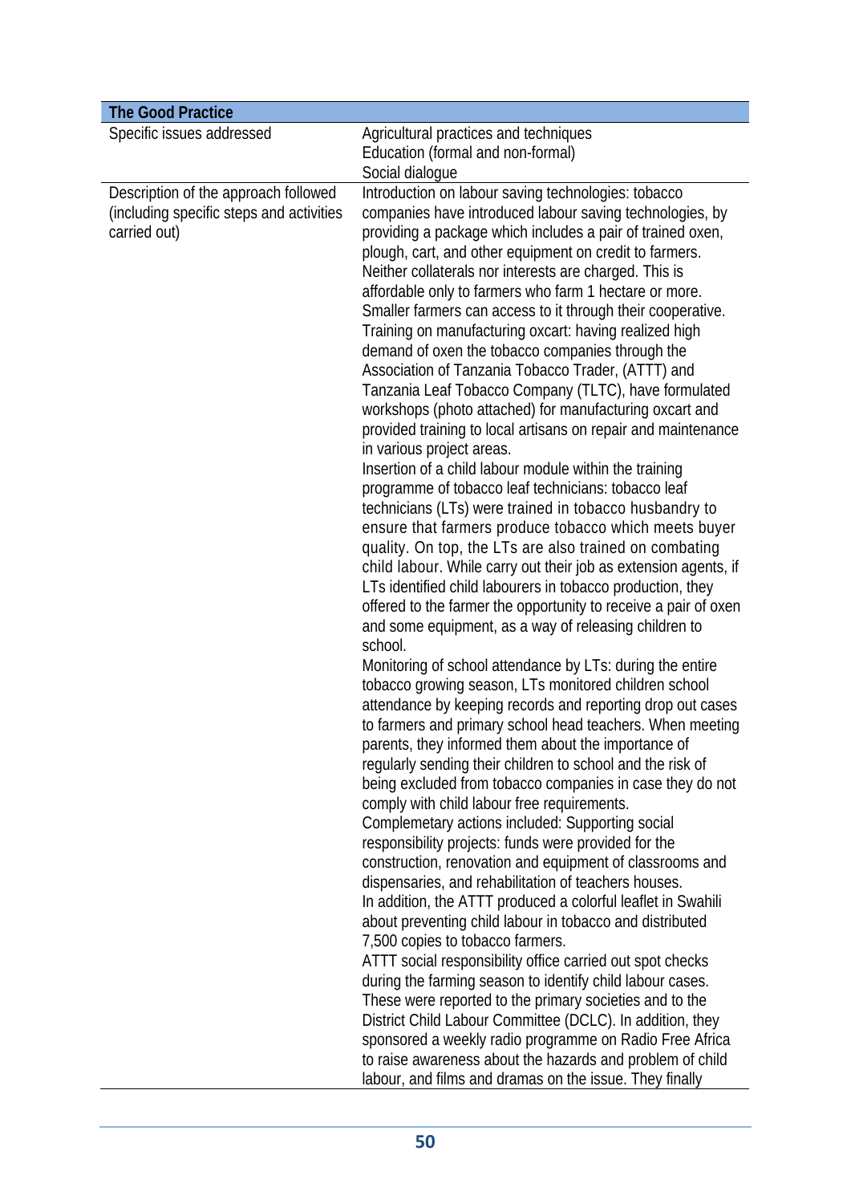| The Good Practice | |
|---|---|
| Specific issues addressed | Agricultural practices and techniques<br>Education (formal and non-formal)<br>Social dialogue |
| Description of the approach followed (including specific steps and activities carried out) | Introduction on labour saving technologies: tobacco companies have introduced labour saving technologies, by providing a package which includes a pair of trained oxen, plough, cart, and other equipment on credit to farmers. Neither collaterals nor interests are charged. This is affordable only to farmers who farm 1 hectare or more. Smaller farmers can access to it through their cooperative.<br>Training on manufacturing oxcart: having realized high demand of oxen the tobacco companies through the Association of Tanzania Tobacco Trader, (ATTT) and Tanzania Leaf Tobacco Company (TLTC), have formulated workshops (photo attached) for manufacturing oxcart and provided training to local artisans on repair and maintenance in various project areas.<br>Insertion of a child labour module within the training programme of tobacco leaf technicians: tobacco leaf technicians (LTs) were trained in tobacco husbandry to ensure that farmers produce tobacco which meets buyer quality. On top, the LTs are also trained on combating child labour. While carry out their job as extension agents, if LTs identified child labourers in tobacco production, they offered to the farmer the opportunity to receive a pair of oxen and some equipment, as a way of releasing children to school.<br>Monitoring of school attendance by LTs: during the entire tobacco growing season, LTs monitored children school attendance by keeping records and reporting drop out cases to farmers and primary school head teachers. When meeting parents, they informed them about the importance of regularly sending their children to school and the risk of being excluded from tobacco companies in case they do not comply with child labour free requirements.<br>Complemetary actions included: Supporting social responsibility projects: funds were provided for the construction, renovation and equipment of classrooms and dispensaries, and rehabilitation of teachers houses.<br>In addition, the ATTT produced a colorful leaflet in Swahili about preventing child labour in tobacco and distributed 7,500 copies to tobacco farmers.<br>ATTT social responsibility office carried out spot checks during the farming season to identify child labour cases. These were reported to the primary societies and to the District Child Labour Committee (DCLC). In addition, they sponsored a weekly radio programme on Radio Free Africa to raise awareness about the hazards and problem of child labour, and films and dramas on the issue. They finally |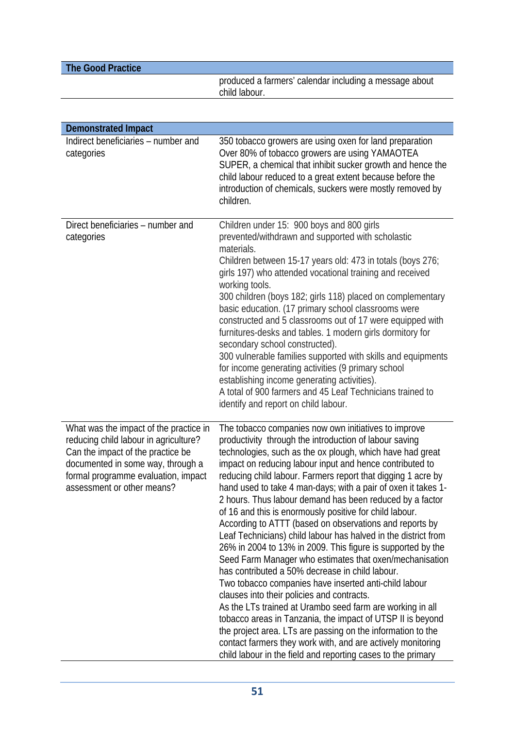| The Good Practice | |
|---|---|
| | produced a farmers' calendar including a message about child labour. |

| Demonstrated Impact | |
|---|---|
| Indirect beneficiaries – number and categories | 350 tobacco growers are using oxen for land preparation<br>Over 80% of tobacco growers are using YAMAOTEA SUPER, a chemical that inhibit sucker growth and hence the child labour reduced to a great extent because before the introduction of chemicals, suckers were mostly removed by children. |
| Direct beneficiaries – number and categories | Children under 15: 900 boys and 800 girls prevented/withdrawn and supported with scholastic materials.<br>Children between 15-17 years old: 473 in totals (boys 276; girls 197) who attended vocational training and received working tools.<br>300 children (boys 182; girls 118) placed on complementary basic education. (17 primary school classrooms were constructed and 5 classrooms out of 17 were equipped with furnitures-desks and tables. 1 modern girls dormitory for secondary school constructed).<br>300 vulnerable families supported with skills and equipments for income generating activities (9 primary school establishing income generating activities).<br>A total of 900 farmers and 45 Leaf Technicians trained to identify and report on child labour. |
| What was the impact of the practice in reducing child labour in agriculture? Can the impact of the practice be documented in some way, through a formal programme evaluation, impact assessment or other means? | The tobacco companies now own initiatives to improve productivity through the introduction of labour saving technologies, such as the ox plough, which have had great impact on reducing labour input and hence contributed to reducing child labour. Farmers report that digging 1 acre by hand used to take 4 man-days; with a pair of oxen it takes 1-2 hours. Thus labour demand has been reduced by a factor of 16 and this is enormously positive for child labour.<br>According to ATTT (based on observations and reports by Leaf Technicians) child labour has halved in the district from 26% in 2004 to 13% in 2009. This figure is supported by the Seed Farm Manager who estimates that oxen/mechanisation has contributed a 50% decrease in child labour.<br>Two tobacco companies have inserted anti-child labour clauses into their policies and contracts.<br>As the LTs trained at Urambo seed farm are working in all tobacco areas in Tanzania, the impact of UTSP II is beyond the project area. LTs are passing on the information to the contact farmers they work with, and are actively monitoring child labour in the field and reporting cases to the primary |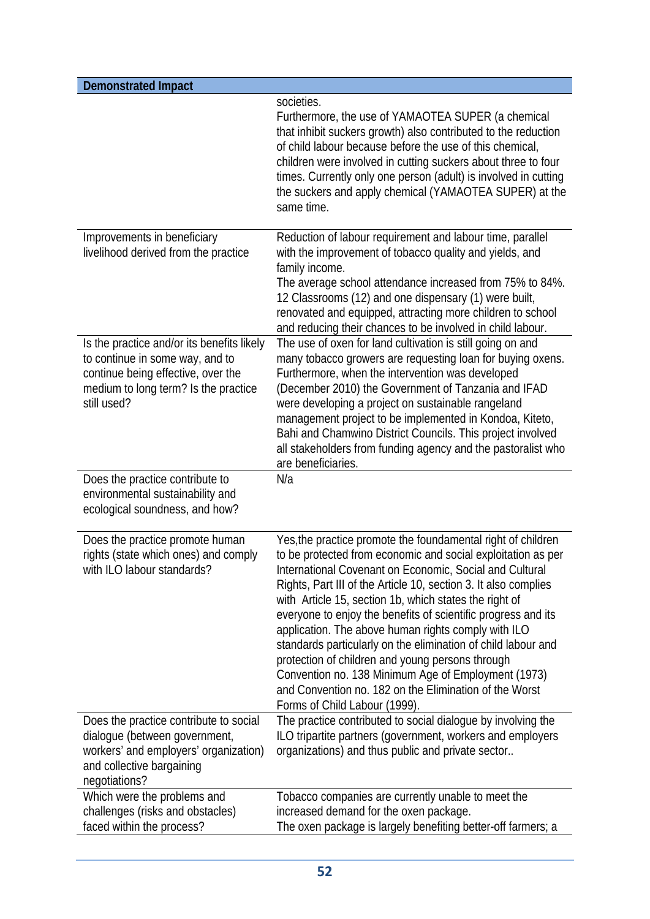| Demonstrated Impact | |
|---|---|
| | societies.<br>Furthermore, the use of YAMAOTEA SUPER (a chemical that inhibit suckers growth) also contributed to the reduction of child labour because before the use of this chemical, children were involved in cutting suckers about three to four times. Currently only one person (adult) is involved in cutting the suckers and apply chemical (YAMAOTEA SUPER) at the same time. |
| Improvements in beneficiary livelihood derived from the practice | Reduction of labour requirement and labour time, parallel with the improvement of tobacco quality and yields, and family income.<br>The average school attendance increased from 75% to 84%. 12 Classrooms (12) and one dispensary (1) were built, renovated and equipped, attracting more children to school and reducing their chances to be involved in child labour. |
| Is the practice and/or its benefits likely to continue in some way, and to continue being effective, over the medium to long term? Is the practice still used? | The use of oxen for land cultivation is still going on and many tobacco growers are requesting loan for buying oxens. Furthermore, when the intervention was developed (December 2010) the Government of Tanzania and IFAD were developing a project on sustainable rangeland management project to be implemented in Kondoa, Kiteto, Bahi and Chamwino District Councils. This project involved all stakeholders from funding agency and the pastoralist who are beneficiaries. |
| Does the practice contribute to environmental sustainability and ecological soundness, and how? | N/a |
| Does the practice promote human rights (state which ones) and comply with ILO labour standards? | Yes,the practice promote the foundamental right of children to be protected from economic and social exploitation as per International Covenant on Economic, Social and Cultural Rights, Part III of the Article 10, section 3. It also complies with Article 15, section 1b, which states the right of everyone to enjoy the benefits of scientific progress and its application. The above human rights comply with ILO standards particularly on the elimination of child labour and protection of children and young persons through Convention no. 138 Minimum Age of Employment (1973) and Convention no. 182 on the Elimination of the Worst Forms of Child Labour (1999). |
| Does the practice contribute to social dialogue (between government, workers' and employers' organization) and collective bargaining negotiations? | The practice contributed to social dialogue by involving the ILO tripartite partners (government, workers and employers organizations) and thus public and private sector.. |
| Which were the problems and challenges (risks and obstacles) faced within the process? | Tobacco companies are currently unable to meet the increased demand for the oxen package.<br>The oxen package is largely benefiting better-off farmers; a |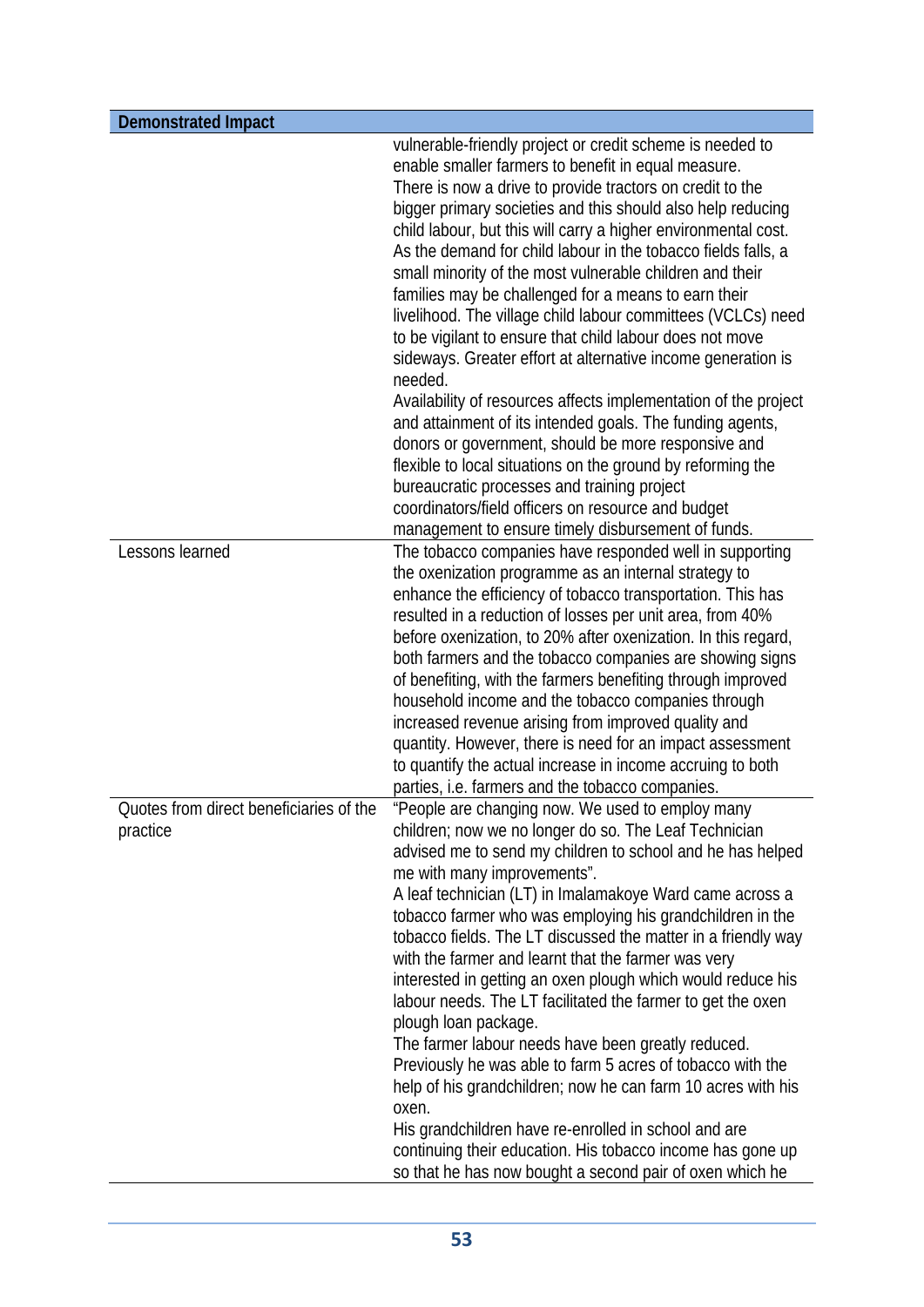| Demonstrated Impact | |
|---|---|
| | vulnerable-friendly project or credit scheme is needed to enable smaller farmers to benefit in equal measure.<br>There is now a drive to provide tractors on credit to the bigger primary societies and this should also help reducing child labour, but this will carry a higher environmental cost. As the demand for child labour in the tobacco fields falls, a small minority of the most vulnerable children and their families may be challenged for a means to earn their livelihood. The village child labour committees (VCLCs) need to be vigilant to ensure that child labour does not move sideways. Greater effort at alternative income generation is needed.<br>Availability of resources affects implementation of the project and attainment of its intended goals. The funding agents, donors or government, should be more responsive and flexible to local situations on the ground by reforming the bureaucratic processes and training project coordinators/field officers on resource and budget management to ensure timely disbursement of funds. |
| Lessons learned | The tobacco companies have responded well in supporting the oxenization programme as an internal strategy to enhance the efficiency of tobacco transportation. This has resulted in a reduction of losses per unit area, from 40% before oxenization, to 20% after oxenization. In this regard, both farmers and the tobacco companies are showing signs of benefiting, with the farmers benefiting through improved household income and the tobacco companies through increased revenue arising from improved quality and quantity. However, there is need for an impact assessment to quantify the actual increase in income accruing to both parties, i.e. farmers and the tobacco companies. |
| Quotes from direct beneficiaries of the practice | "People are changing now. We used to employ many children; now we no longer do so. The Leaf Technician advised me to send my children to school and he has helped me with many improvements".<br>A leaf technician (LT) in Imalamakoye Ward came across a tobacco farmer who was employing his grandchildren in the tobacco fields. The LT discussed the matter in a friendly way with the farmer and learnt that the farmer was very interested in getting an oxen plough which would reduce his labour needs. The LT facilitated the farmer to get the oxen plough loan package.<br>The farmer labour needs have been greatly reduced. Previously he was able to farm 5 acres of tobacco with the help of his grandchildren; now he can farm 10 acres with his oxen.<br>His grandchildren have re-enrolled in school and are continuing their education. His tobacco income has gone up so that he has now bought a second pair of oxen which he |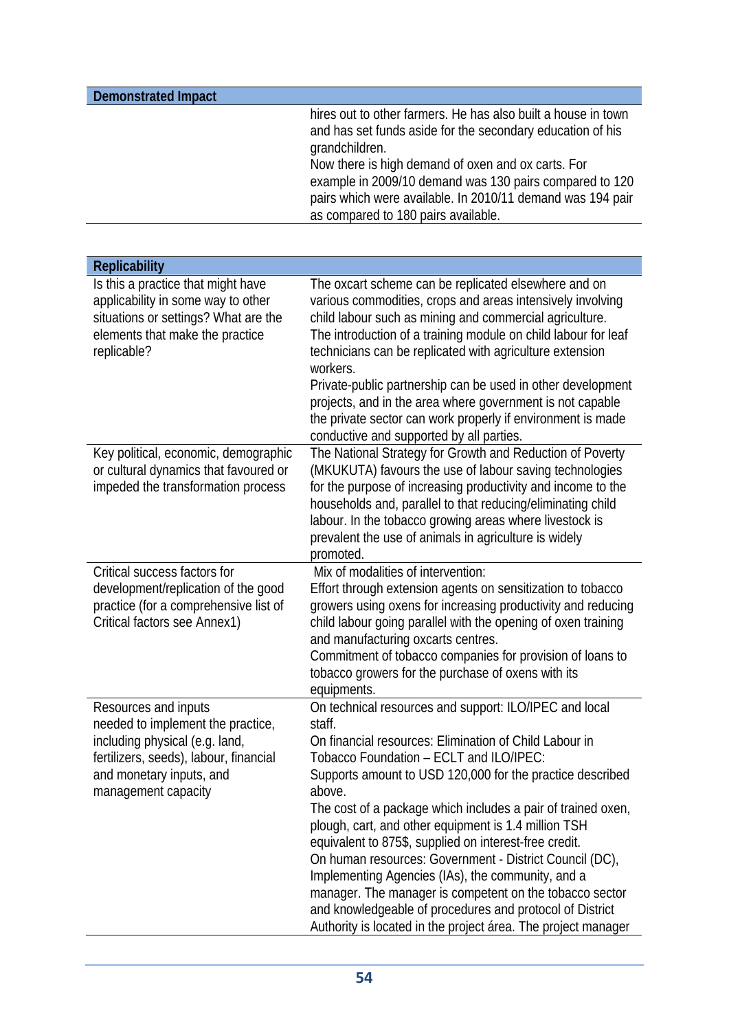| Demonstrated Impact | |
|---|---|
| | hires out to other farmers. He has also built a house in town and has set funds aside for the secondary education of his grandchildren.<br>Now there is high demand of oxen and ox carts. For example in 2009/10 demand was 130 pairs compared to 120 pairs which were available. In 2010/11 demand was 194 pair as compared to 180 pairs available. |

| Replicability | |
|---|---|
| Is this a practice that might have applicability in some way to other situations or settings? What are the elements that make the practice replicable? | The oxcart scheme can be replicated elsewhere and on various commodities, crops and areas intensively involving child labour such as mining and commercial agriculture.<br>The introduction of a training module on child labour for leaf technicians can be replicated with agriculture extension workers.<br>Private-public partnership can be used in other development projects, and in the area where government is not capable the private sector can work properly if environment is made conductive and supported by all parties. |
| Key political, economic, demographic or cultural dynamics that favoured or impeded the transformation process | The National Strategy for Growth and Reduction of Poverty (MKUKUTA) favours the use of labour saving technologies for the purpose of increasing productivity and income to the households and, parallel to that reducing/eliminating child labour. In the tobacco growing areas where livestock is prevalent the use of animals in agriculture is widely promoted. |
| Critical success factors for development/replication of the good practice (for a comprehensive list of Critical factors see Annex1) | Mix of modalities of intervention:<br>Effort through extension agents on sensitization to tobacco growers using oxens for increasing productivity and reducing child labour going parallel with the opening of oxen training and manufacturing oxcarts centres.<br>Commitment of tobacco companies for provision of loans to tobacco growers for the purchase of oxens with its equipments. |
| Resources and inputs needed to implement the practice, including physical (e.g. land, fertilizers, seeds), labour, financial and monetary inputs, and management capacity | On technical resources and support: ILO/IPEC and local staff.<br>On financial resources: Elimination of Child Labour in Tobacco Foundation – ECLT and ILO/IPEC:<br>Supports amount to USD 120,000 for the practice described above.<br>The cost of a package which includes a pair of trained oxen, plough, cart, and other equipment is 1.4 million TSH equivalent to 875$, supplied on interest-free credit.<br>On human resources: Government - District Council (DC), Implementing Agencies (IAs), the community, and a manager. The manager is competent on the tobacco sector and knowledgeable of procedures and protocol of District Authority is located in the project área. The project manager |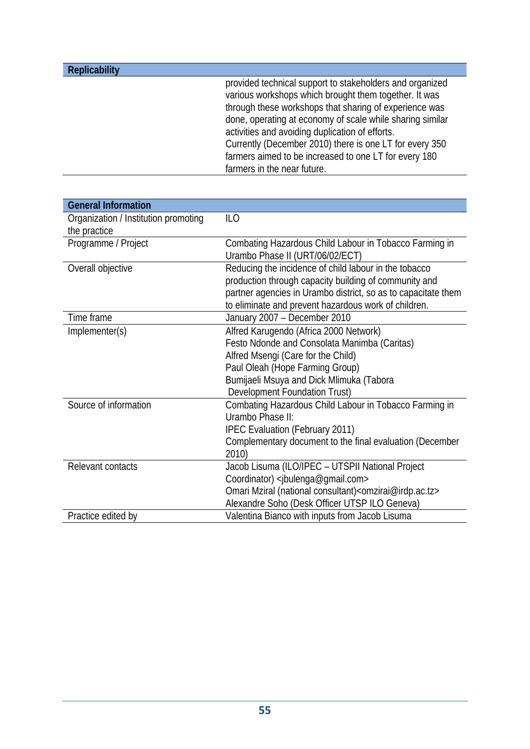| Replicability | |
|---|---|
| | provided technical support to stakeholders and organized various workshops which brought them together. It was through these workshops that sharing of experience was done, operating at economy of scale while sharing similar activities and avoiding duplication of efforts. Currently (December 2010) there is one LT for every 350 farmers aimed to be increased to one LT for every 180 farmers in the near future. |

| General Information | |
|---|---|
| Organization / Institution promoting the practice | ILO |
| Programme / Project | Combating Hazardous Child Labour in Tobacco Farming in Urambo Phase II (URT/06/02/ECT) |
| Overall objective | Reducing the incidence of child labour in the tobacco production through capacity building of community and partner agencies in Urambo district, so as to capacitate them to eliminate and prevent hazardous work of children. |
| Time frame | January 2007 – December 2010 |
| Implementer(s) | Alfred Karugendo (Africa 2000 Network)<br>Festo Ndonde and Consolata Manimba (Caritas)<br>Alfred Msengi (Care for the Child)<br>Paul Oleah (Hope Farming Group)<br>Bumijaeli Msuya and Dick Mlimuka (Tabora Development Foundation Trust) |
| Source of information | Combating Hazardous Child Labour in Tobacco Farming in Urambo Phase II:<br>IPEC Evaluation (February 2011)<br>Complementary document to the final evaluation (December 2010) |
| Relevant contacts | Jacob Lisuma (ILO/IPEC – UTSPII National Project Coordinator) <jbulenga@gmail.com><br>Omari Mziral (national consultant)<omzirai@irdp.ac.tz><br>Alexandre Soho (Desk Officer UTSP ILO Geneva) |
| Practice edited by | Valentina Bianco with inputs from Jacob Lisuma |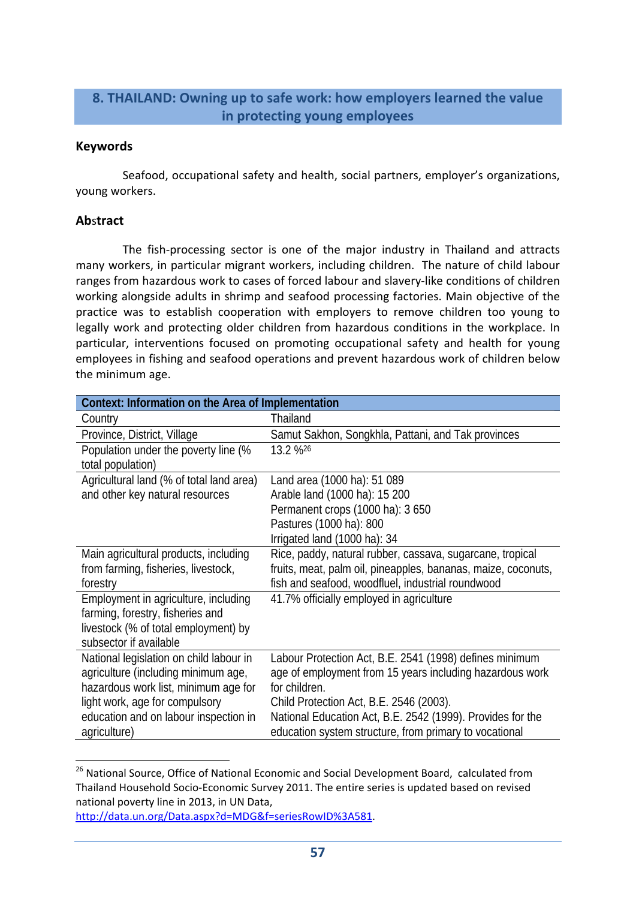## 8. THAILAND: Owning up to safe work: how employers learned the value in protecting young employees

### Keywords

Seafood, occupational safety and health, social partners, employer's organizations, young workers.

### Abstract

The fish-processing sector is one of the major industry in Thailand and attracts many workers, in particular migrant workers, including children. The nature of child labour ranges from hazardous work to cases of forced labour and slavery-like conditions of children working alongside adults in shrimp and seafood processing factories. Main objective of the practice was to establish cooperation with employers to remove children too young to legally work and protecting older children from hazardous conditions in the workplace. In particular, interventions focused on promoting occupational safety and health for young employees in fishing and seafood operations and prevent hazardous work of children below the minimum age.

| Context: Information on the Area of Implementation | |
|---|---|
| Country | Thailand |
| Province, District, Village | Samut Sakhon, Songkhla, Pattani, and Tak provinces |
| Population under the poverty line (% total population) | 13.2 %[26] |
| Agricultural land (% of total land area) and other key natural resources | Land area (1000 ha): 51 089<br>Arable land (1000 ha): 15 200<br>Permanent crops (1000 ha): 3 650<br>Pastures (1000 ha): 800<br>Irrigated land (1000 ha): 34 |
| Main agricultural products, including from farming, fisheries, livestock, forestry | Rice, paddy, natural rubber, cassava, sugarcane, tropical fruits, meat, palm oil, pineapples, bananas, maize, coconuts, fish and seafood, woodfluel, industrial roundwood |
| Employment in agriculture, including farming, forestry, fisheries and livestock (% of total employment) by subsector if available | 41.7% officially employed in agriculture |
| National legislation on child labour in agriculture (including minimum age, hazardous work list, minimum age for light work, age for compulsory education and on labour inspection in agriculture) | Labour Protection Act, B.E. 2541 (1998) defines minimum age of employment from 15 years including hazardous work for children.<br>Child Protection Act, B.E. 2546 (2003).<br>National Education Act, B.E. 2542 (1999). Provides for the education system structure, from primary to vocational |

[26] National Source, Office of National Economic and Social Development Board, calculated from Thailand Household Socio-Economic Survey 2011. The entire series is updated based on revised national poverty line in 2013, in UN Data, http://data.un.org/Data.aspx?d=MDG&f=seriesRowID%3A581.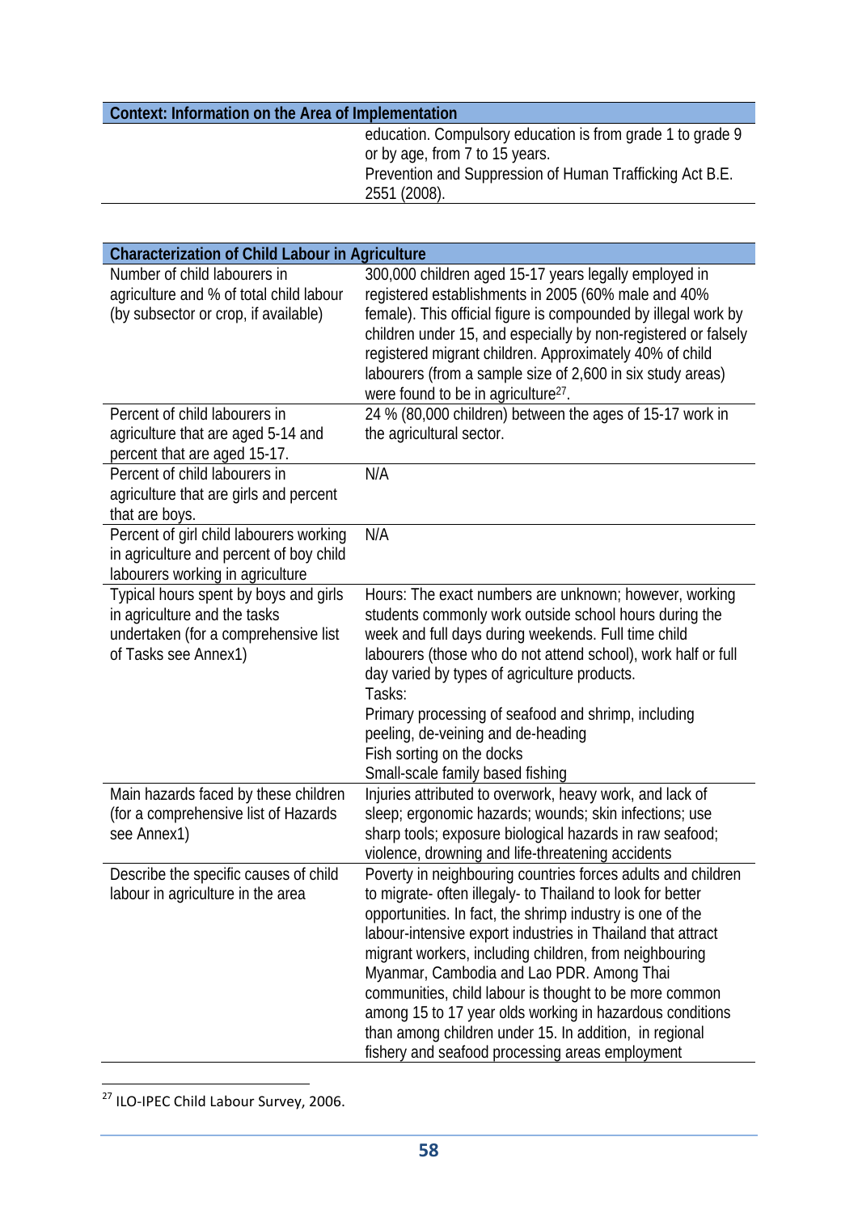| Context: Information on the Area of Implementation | |
|---|---|
| | education. Compulsory education is from grade 1 to grade 9 or by age, from 7 to 15 years.<br>Prevention and Suppression of Human Trafficking Act B.E. 2551 (2008). |

| Characterization of Child Labour in Agriculture | |
|---|---|
| Number of child labourers in agriculture and % of total child labour (by subsector or crop, if available) | 300,000 children aged 15-17 years legally employed in registered establishments in 2005 (60% male and 40% female). This official figure is compounded by illegal work by children under 15, and especially by non-registered or falsely registered migrant children. Approximately 40% of child labourers (from a sample size of 2,600 in six study areas) were found to be in agriculture[27]. |
| Percent of child labourers in agriculture that are aged 5-14 and percent that are aged 15-17. | 24 % (80,000 children) between the ages of 15-17 work in the agricultural sector. |
| Percent of child labourers in agriculture that are girls and percent that are boys. | N/A |
| Percent of girl child labourers working in agriculture and percent of boy child labourers working in agriculture | N/A |
| Typical hours spent by boys and girls in agriculture and the tasks undertaken (for a comprehensive list of Tasks see Annex1) | Hours: The exact numbers are unknown; however, working students commonly work outside school hours during the week and full days during weekends. Full time child labourers (those who do not attend school), work half or full day varied by types of agriculture products.<br>Tasks:<br>Primary processing of seafood and shrimp, including peeling, de-veining and de-heading<br>Fish sorting on the docks<br>Small-scale family based fishing |
| Main hazards faced by these children (for a comprehensive list of Hazards see Annex1) | Injuries attributed to overwork, heavy work, and lack of sleep; ergonomic hazards; wounds; skin infections; use sharp tools; exposure biological hazards in raw seafood; violence, drowning and life-threatening accidents |
| Describe the specific causes of child labour in agriculture in the area | Poverty in neighbouring countries forces adults and children to migrate- often illegaly- to Thailand to look for better opportunities. In fact, the shrimp industry is one of the labour-intensive export industries in Thailand that attract migrant workers, including children, from neighbouring Myanmar, Cambodia and Lao PDR. Among Thai communities, child labour is thought to be more common among 15 to 17 year olds working in hazardous conditions than among children under 15. In addition, in regional fishery and seafood processing areas employment |

[27] ILO-IPEC Child Labour Survey, 2006.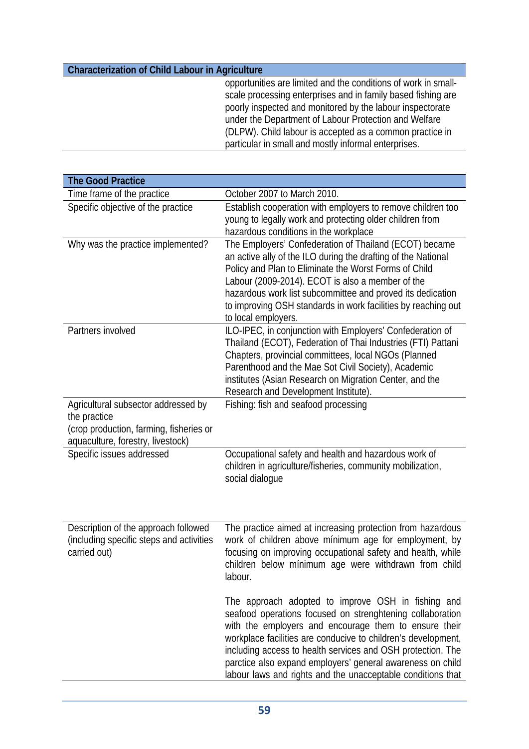| Characterization of Child Labour in Agriculture | |
|---|---|
| | opportunities are limited and the conditions of work in small-scale processing enterprises and in family based fishing are poorly inspected and monitored by the labour inspectorate under the Department of Labour Protection and Welfare (DLPW). Child labour is accepted as a common practice in particular in small and mostly informal enterprises. |

| The Good Practice | |
|---|---|
| Time frame of the practice | October 2007 to March 2010. |
| Specific objective of the practice | Establish cooperation with employers to remove children too young to legally work and protecting older children from hazardous conditions in the workplace |
| Why was the practice implemented? | The Employers' Confederation of Thailand (ECOT) became an active ally of the ILO during the drafting of the National Policy and Plan to Eliminate the Worst Forms of Child Labour (2009-2014). ECOT is also a member of the hazardous work list subcommittee and proved its dedication to improving OSH standards in work facilities by reaching out to local employers. |
| Partners involved | ILO-IPEC, in conjunction with Employers' Confederation of Thailand (ECOT), Federation of Thai Industries (FTI) Pattani Chapters, provincial committees, local NGOs (Planned Parenthood and the Mae Sot Civil Society), Academic institutes (Asian Research on Migration Center, and the Research and Development Institute). |
| Agricultural subsector addressed by the practice (crop production, farming, fisheries or aquaculture, forestry, livestock) | Fishing: fish and seafood processing |
| Specific issues addressed | Occupational safety and health and hazardous work of children in agriculture/fisheries, community mobilization, social dialogue |
| Description of the approach followed (including specific steps and activities carried out) | The practice aimed at increasing protection from hazardous work of children above mínimum age for employment, by focusing on improving occupational safety and health, while children below mínimum age were withdrawn from child labour.<br><br>The approach adopted to improve OSH in fishing and seafood operations focused on strenghtening collaboration with the employers and encourage them to ensure their workplace facilities are conducive to children's development, including access to health services and OSH protection. The parctice also expand employers' general awareness on child labour laws and rights and the unacceptable conditions that |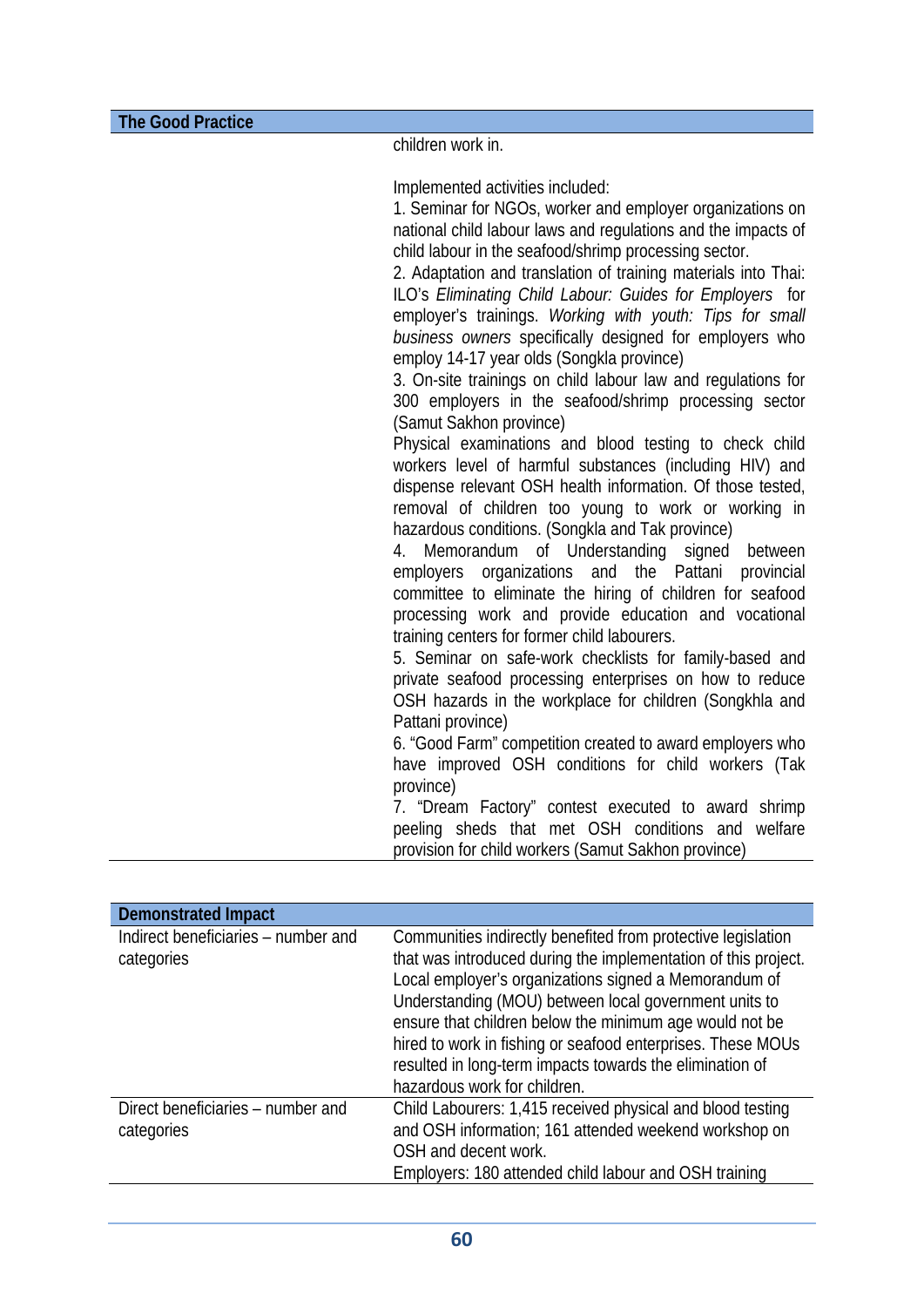| The Good Practice | |
|---|---|
| | children work in.<br><br>Implemented activities included:<br>1. Seminar for NGOs, worker and employer organizations on national child labour laws and regulations and the impacts of child labour in the seafood/shrimp processing sector.<br>2. Adaptation and translation of training materials into Thai: ILO's *Eliminating Child Labour: Guides for Employers* for employer's trainings. *Working with youth: Tips for small business owners* specifically designed for employers who employ 14-17 year olds (Songkla province)<br>3. On-site trainings on child labour law and regulations for 300 employers in the seafood/shrimp processing sector (Samut Sakhon province)<br>Physical examinations and blood testing to check child workers level of harmful substances (including HIV) and dispense relevant OSH health information. Of those tested, removal of children too young to work or working in hazardous conditions. (Songkla and Tak province)<br>4. Memorandum of Understanding signed between employers organizations and the Pattani provincial committee to eliminate the hiring of children for seafood processing work and provide education and vocational training centers for former child labourers.<br>5. Seminar on safe-work checklists for family-based and private seafood processing enterprises on how to reduce OSH hazards in the workplace for children (Songkhla and Pattani province)<br>6. "Good Farm" competition created to award employers who have improved OSH conditions for child workers (Tak province)<br>7. "Dream Factory" contest executed to award shrimp peeling sheds that met OSH conditions and welfare provision for child workers (Samut Sakhon province) |

| Demonstrated Impact | |
|---|---|
| Indirect beneficiaries – number and categories | Communities indirectly benefited from protective legislation that was introduced during the implementation of this project. Local employer's organizations signed a Memorandum of Understanding (MOU) between local government units to ensure that children below the minimum age would not be hired to work in fishing or seafood enterprises. These MOUs resulted in long-term impacts towards the elimination of hazardous work for children. |
| Direct beneficiaries – number and categories | Child Labourers: 1,415 received physical and blood testing and OSH information; 161 attended weekend workshop on OSH and decent work.<br>Employers: 180 attended child labour and OSH training |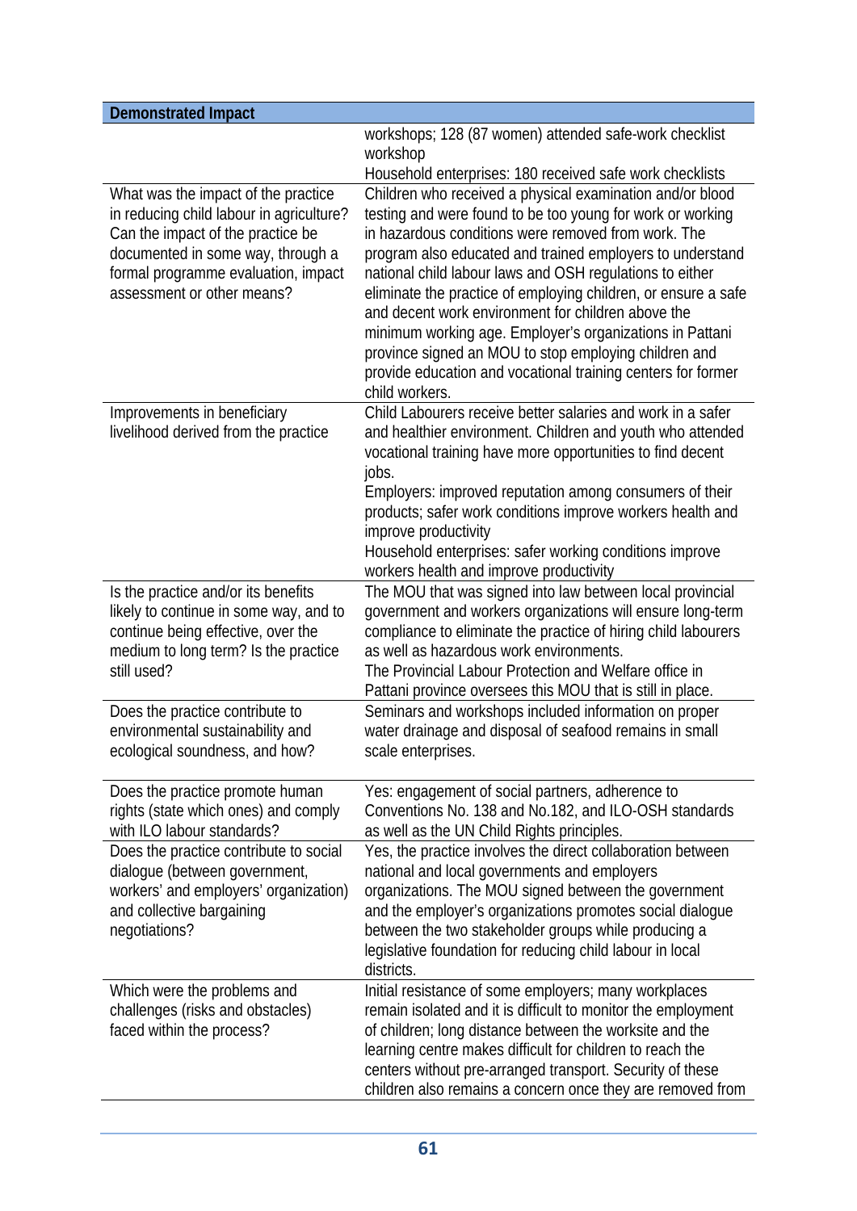| Demonstrated Impact | |
|---|---|
| | workshops; 128 (87 women) attended safe-work checklist workshop<br>Household enterprises: 180 received safe work checklists |
| What was the impact of the practice in reducing child labour in agriculture? Can the impact of the practice be documented in some way, through a formal programme evaluation, impact assessment or other means? | Children who received a physical examination and/or blood testing and were found to be too young for work or working in hazardous conditions were removed from work. The program also educated and trained employers to understand national child labour laws and OSH regulations to either eliminate the practice of employing children, or ensure a safe and decent work environment for children above the minimum working age. Employer's organizations in Pattani province signed an MOU to stop employing children and provide education and vocational training centers for former child workers. |
| Improvements in beneficiary livelihood derived from the practice | Child Labourers receive better salaries and work in a safer and healthier environment. Children and youth who attended vocational training have more opportunities to find decent jobs.<br>Employers: improved reputation among consumers of their products; safer work conditions improve workers health and improve productivity<br>Household enterprises: safer working conditions improve workers health and improve productivity |
| Is the practice and/or its benefits likely to continue in some way, and to continue being effective, over the medium to long term? Is the practice still used? | The MOU that was signed into law between local provincial government and workers organizations will ensure long-term compliance to eliminate the practice of hiring child labourers as well as hazardous work environments.<br>The Provincial Labour Protection and Welfare office in Pattani province oversees this MOU that is still in place. |
| Does the practice contribute to environmental sustainability and ecological soundness, and how? | Seminars and workshops included information on proper water drainage and disposal of seafood remains in small scale enterprises. |
| Does the practice promote human rights (state which ones) and comply with ILO labour standards? | Yes: engagement of social partners, adherence to Conventions No. 138 and No.182, and ILO-OSH standards as well as the UN Child Rights principles. |
| Does the practice contribute to social dialogue (between government, workers' and employers' organization) and collective bargaining negotiations? | Yes, the practice involves the direct collaboration between national and local governments and employers organizations. The MOU signed between the government and the employer's organizations promotes social dialogue between the two stakeholder groups while producing a legislative foundation for reducing child labour in local districts. |
| Which were the problems and challenges (risks and obstacles) faced within the process? | Initial resistance of some employers; many workplaces remain isolated and it is difficult to monitor the employment of children; long distance between the worksite and the learning centre makes difficult for children to reach the centers without pre-arranged transport. Security of these children also remains a concern once they are removed from |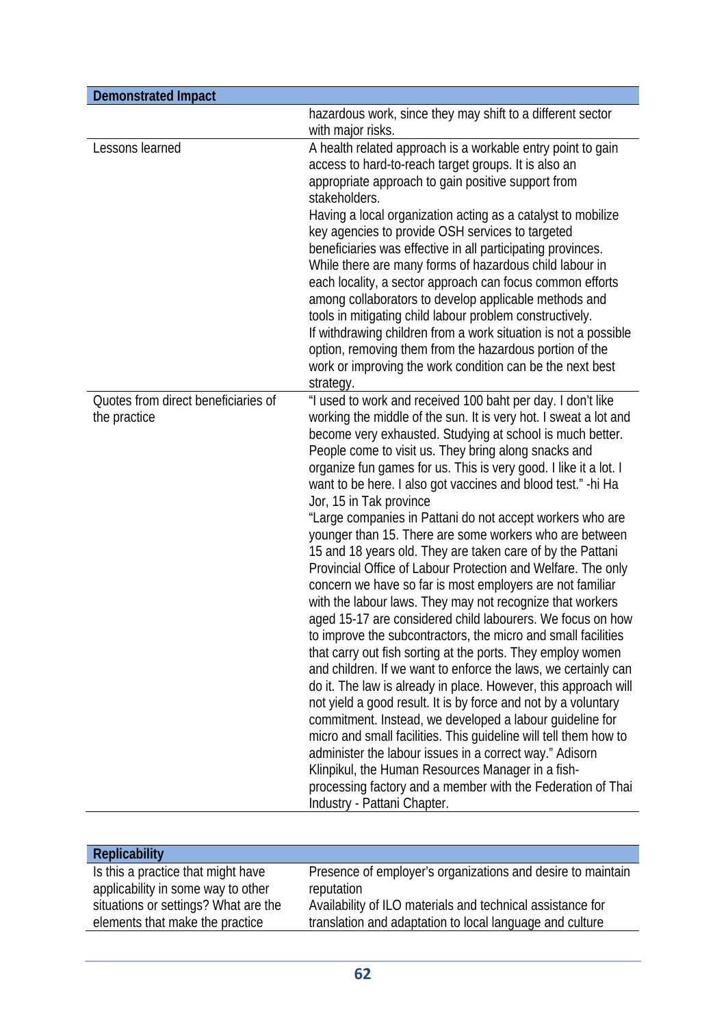| Demonstrated Impact | |
|---|---|
| | hazardous work, since they may shift to a different sector with major risks. |
| Lessons learned | A health related approach is a workable entry point to gain access to hard-to-reach target groups. It is also an appropriate approach to gain positive support from stakeholders.<br>Having a local organization acting as a catalyst to mobilize key agencies to provide OSH services to targeted beneficiaries was effective in all participating provinces.<br>While there are many forms of hazardous child labour in each locality, a sector approach can focus common efforts among collaborators to develop applicable methods and tools in mitigating child labour problem constructively.<br>If withdrawing children from a work situation is not a possible option, removing them from the hazardous portion of the work or improving the work condition can be the next best strategy. |
| Quotes from direct beneficiaries of the practice | "I used to work and received 100 baht per day. I don't like working the middle of the sun. It is very hot. I sweat a lot and become very exhausted. Studying at school is much better. People come to visit us. They bring along snacks and organize fun games for us. This is very good. I like it a lot. I want to be here. I also got vaccines and blood test." -hi Ha Jor, 15 in Tak province<br>"Large companies in Pattani do not accept workers who are younger than 15. There are some workers who are between 15 and 18 years old. They are taken care of by the Pattani Provincial Office of Labour Protection and Welfare. The only concern we have so far is most employers are not familiar with the labour laws. They may not recognize that workers aged 15-17 are considered child labourers. We focus on how to improve the subcontractors, the micro and small facilities that carry out fish sorting at the ports. They employ women and children. If we want to enforce the laws, we certainly can do it. The law is already in place. However, this approach will not yield a good result. It is by force and not by a voluntary commitment. Instead, we developed a labour guideline for micro and small facilities. This guideline will tell them how to administer the labour issues in a correct way." Adisorn Klinpikul, the Human Resources Manager in a fish-processing factory and a member with the Federation of Thai Industry - Pattani Chapter. |

| Replicability | |
|---|---|
| Is this a practice that might have applicability in some way to other situations or settings? What are the elements that make the practice | Presence of employer's organizations and desire to maintain reputation<br>Availability of ILO materials and technical assistance for translation and adaptation to local language and culture |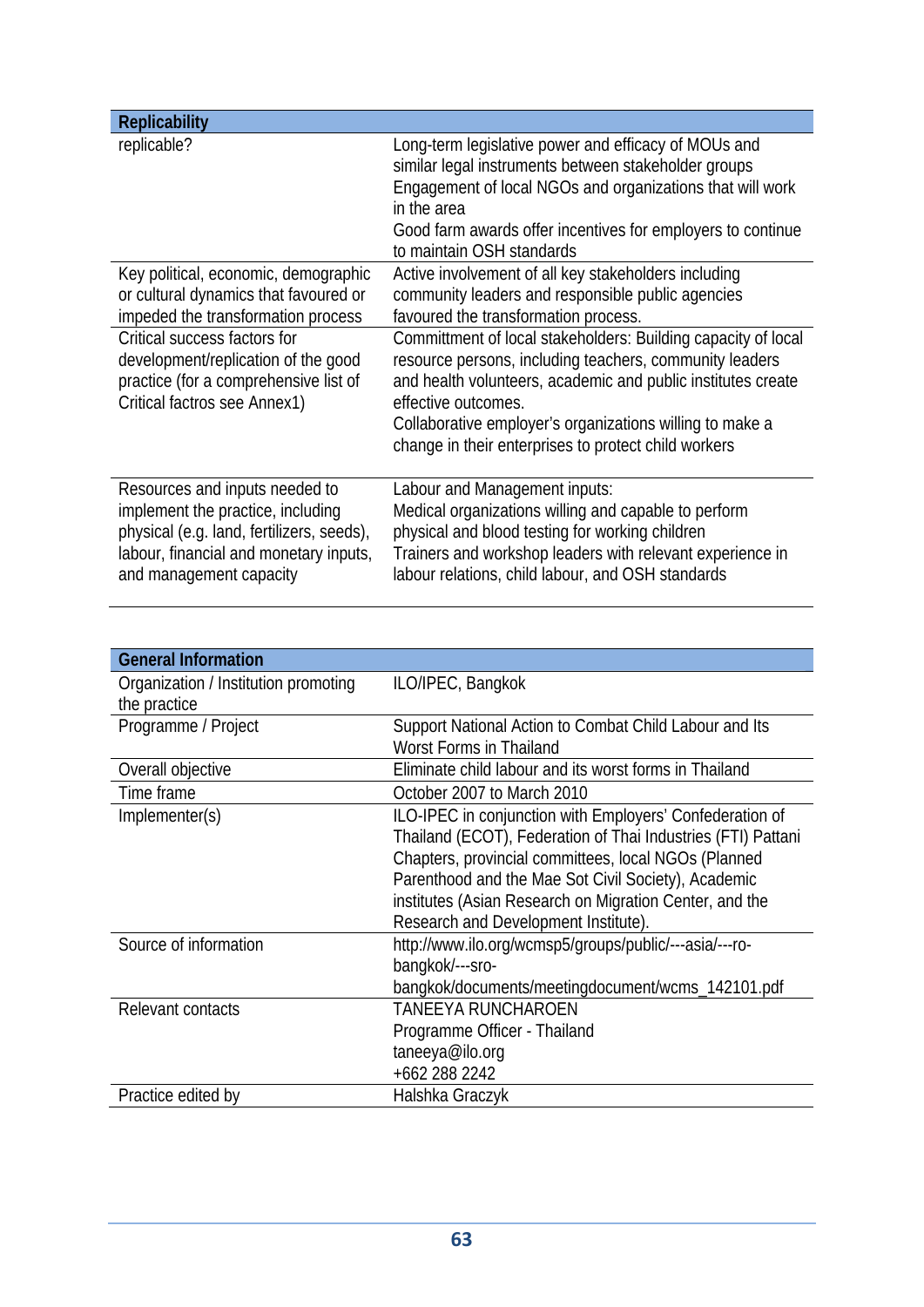| Replicability | |
|---|---|
| replicable? | Long-term legislative power and efficacy of MOUs and similar legal instruments between stakeholder groups<br>Engagement of local NGOs and organizations that will work in the area<br>Good farm awards offer incentives for employers to continue to maintain OSH standards |
| Key political, economic, demographic or cultural dynamics that favoured or impeded the transformation process | Active involvement of all key stakeholders including community leaders and responsible public agencies favoured the transformation process. |
| Critical success factors for development/replication of the good practice (for a comprehensive list of Critical factros see Annex1) | Committment of local stakeholders: Building capacity of local resource persons, including teachers, community leaders and health volunteers, academic and public institutes create effective outcomes.<br>Collaborative employer's organizations willing to make a change in their enterprises to protect child workers |
| Resources and inputs needed to implement the practice, including physical (e.g. land, fertilizers, seeds), labour, financial and monetary inputs, and management capacity | Labour and Management inputs:<br>Medical organizations willing and capable to perform physical and blood testing for working children<br>Trainers and workshop leaders with relevant experience in labour relations, child labour, and OSH standards |

| General Information | |
|---|---|
| Organization / Institution promoting the practice | ILO/IPEC, Bangkok |
| Programme / Project | Support National Action to Combat Child Labour and Its Worst Forms in Thailand |
| Overall objective | Eliminate child labour and its worst forms in Thailand |
| Time frame | October 2007 to March 2010 |
| Implementer(s) | ILO-IPEC in conjunction with Employers' Confederation of Thailand (ECOT), Federation of Thai Industries (FTI) Pattani Chapters, provincial committees, local NGOs (Planned Parenthood and the Mae Sot Civil Society), Academic institutes (Asian Research on Migration Center, and the Research and Development Institute). |
| Source of information | http://www.ilo.org/wcmsp5/groups/public/---asia/---ro-bangkok/---sro-bangkok/documents/meetingdocument/wcms_142101.pdf |
| Relevant contacts | TANEEYA RUNCHAROEN<br>Programme Officer - Thailand<br>taneeya@ilo.org<br>+662 288 2242 |
| Practice edited by | Halshka Graczyk |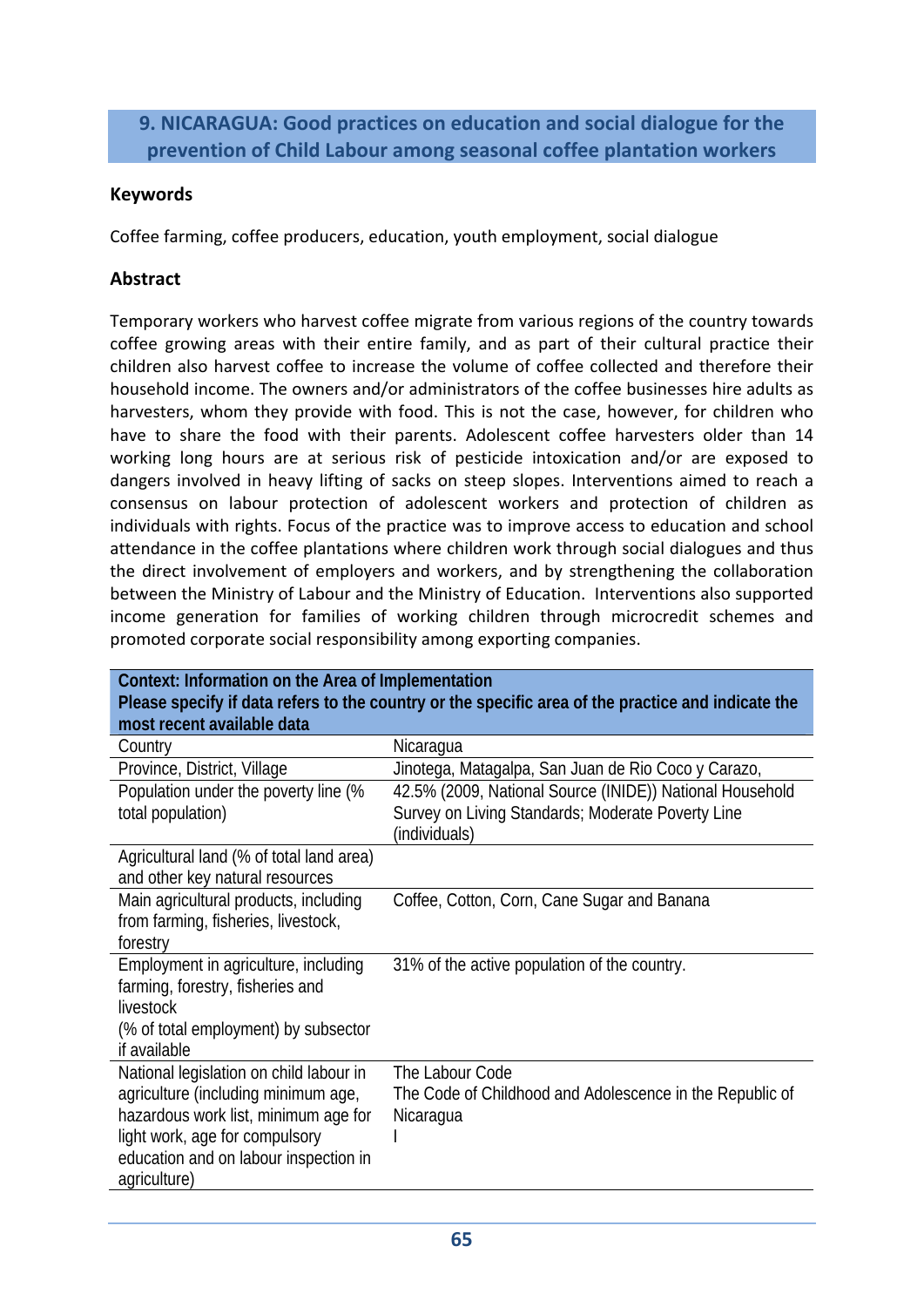## 9. NICARAGUA: Good practices on education and social dialogue for the prevention of Child Labour among seasonal coffee plantation workers

### Keywords

Coffee farming, coffee producers, education, youth employment, social dialogue

### Abstract

Temporary workers who harvest coffee migrate from various regions of the country towards coffee growing areas with their entire family, and as part of their cultural practice their children also harvest coffee to increase the volume of coffee collected and therefore their household income. The owners and/or administrators of the coffee businesses hire adults as harvesters, whom they provide with food. This is not the case, however, for children who have to share the food with their parents. Adolescent coffee harvesters older than 14 working long hours are at serious risk of pesticide intoxication and/or are exposed to dangers involved in heavy lifting of sacks on steep slopes. Interventions aimed to reach a consensus on labour protection of adolescent workers and protection of children as individuals with rights. Focus of the practice was to improve access to education and school attendance in the coffee plantations where children work through social dialogues and thus the direct involvement of employers and workers, and by strengthening the collaboration between the Ministry of Labour and the Ministry of Education. Interventions also supported income generation for families of working children through microcredit schemes and promoted corporate social responsibility among exporting companies.

| **Context: Information on the Area of Implementation**<br>**Please specify if data refers to the country or the specific area of the practice and indicate the most recent available data** | |
|---|---|
| Country | Nicaragua |
| Province, District, Village | Jinotega, Matagalpa, San Juan de Rio Coco y Carazo, |
| Population under the poverty line (% total population) | 42.5% (2009, National Source (INIDE)) National Household Survey on Living Standards; Moderate Poverty Line (individuals) |
| Agricultural land (% of total land area) and other key natural resources | |
| Main agricultural products, including from farming, fisheries, livestock, forestry | Coffee, Cotton, Corn, Cane Sugar and Banana |
| Employment in agriculture, including farming, forestry, fisheries and livestock<br>(% of total employment) by subsector if available | 31% of the active population of the country. |
| National legislation on child labour in agriculture (including minimum age, hazardous work list, minimum age for light work, age for compulsory education and on labour inspection in agriculture) | The Labour Code<br>The Code of Childhood and Adolescence in the Republic of Nicaragua<br>I |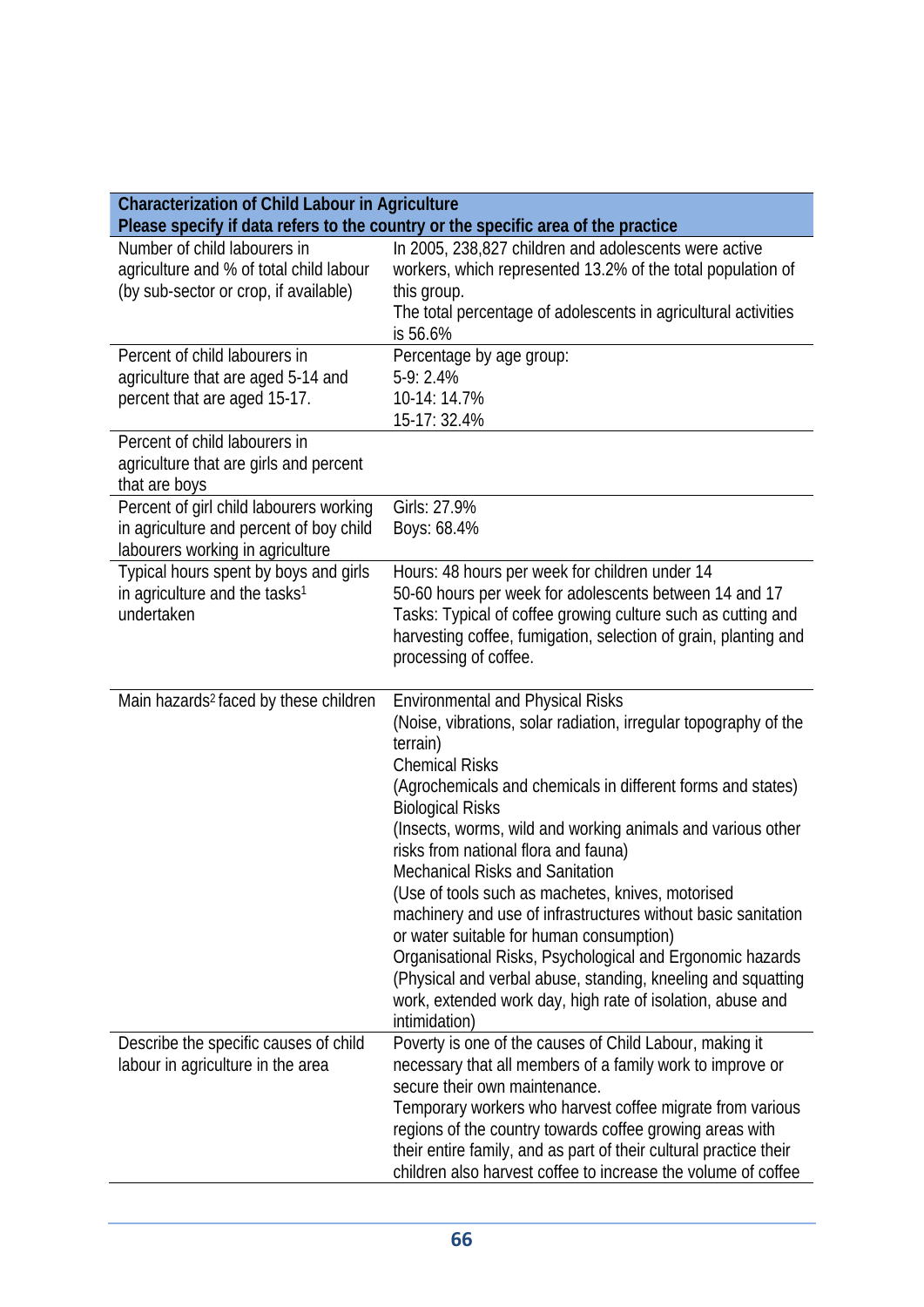| Characterization of Child Labour in Agriculture<br>Please specify if data refers to the country or the specific area of the practice | |
|---|---|
| Number of child labourers in agriculture and % of total child labour (by sub-sector or crop, if available) | In 2005, 238,827 children and adolescents were active workers, which represented 13.2% of the total population of this group.<br>The total percentage of adolescents in agricultural activities is 56.6% |
| Percent of child labourers in agriculture that are aged 5-14 and percent that are aged 15-17. | Percentage by age group:<br>5-9: 2.4%<br>10-14: 14.7%<br>15-17: 32.4% |
| Percent of child labourers in agriculture that are girls and percent that are boys | |
| Percent of girl child labourers working in agriculture and percent of boy child labourers working in agriculture | Girls: 27.9%<br>Boys: 68.4% |
| Typical hours spent by boys and girls in agriculture and the tasks[1] undertaken | Hours: 48 hours per week for children under 14<br>50-60 hours per week for adolescents between 14 and 17<br>Tasks: Typical of coffee growing culture such as cutting and harvesting coffee, fumigation, selection of grain, planting and processing of coffee. |
| Main hazards[2] faced by these children | Environmental and Physical Risks<br>(Noise, vibrations, solar radiation, irregular topography of the terrain)<br>Chemical Risks<br>(Agrochemicals and chemicals in different forms and states)<br>Biological Risks<br>(Insects, worms, wild and working animals and various other risks from national flora and fauna)<br>Mechanical Risks and Sanitation<br>(Use of tools such as machetes, knives, motorised machinery and use of infrastructures without basic sanitation or water suitable for human consumption)<br>Organisational Risks, Psychological and Ergonomic hazards<br>(Physical and verbal abuse, standing, kneeling and squatting work, extended work day, high rate of isolation, abuse and intimidation) |
| Describe the specific causes of child labour in agriculture in the area | Poverty is one of the causes of Child Labour, making it necessary that all members of a family work to improve or secure their own maintenance.<br>Temporary workers who harvest coffee migrate from various regions of the country towards coffee growing areas with their entire family, and as part of their cultural practice their children also harvest coffee to increase the volume of coffee |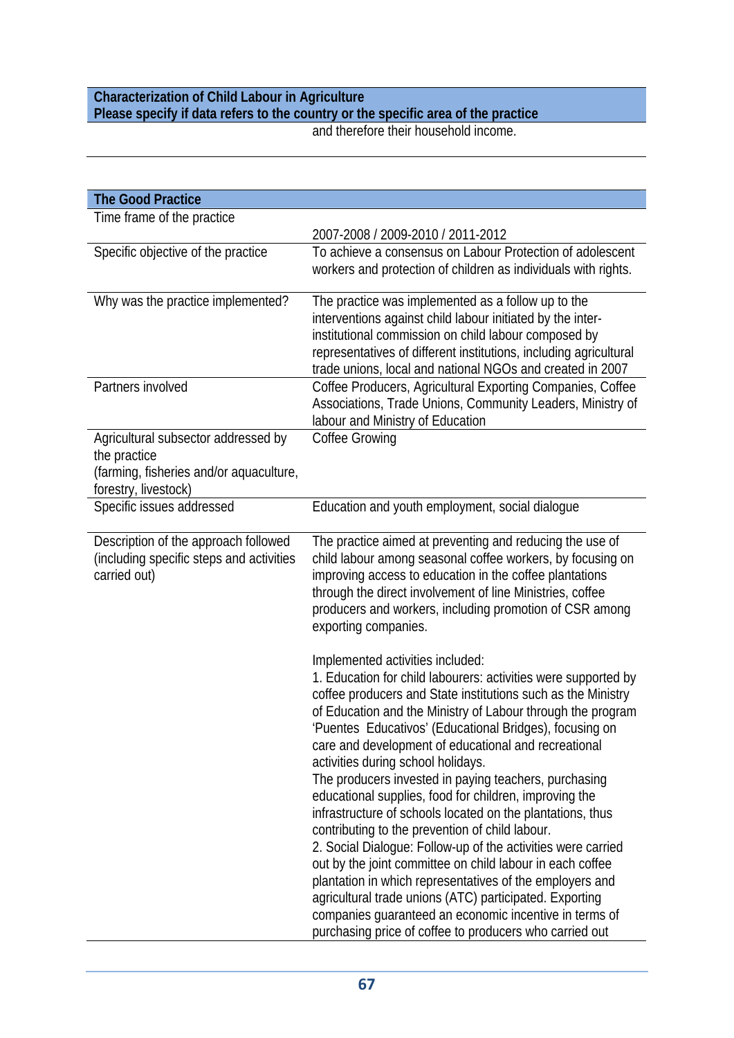| Characterization of Child Labour in Agriculture<br>Please specify if data refers to the country or the specific area of the practice | |
|---|---|
| | and therefore their household income. |

| The Good Practice | |
|---|---|
| Time frame of the practice | 2007-2008 / 2009-2010 / 2011-2012 |
| Specific objective of the practice | To achieve a consensus on Labour Protection of adolescent workers and protection of children as individuals with rights. |
| Why was the practice implemented? | The practice was implemented as a follow up to the interventions against child labour initiated by the inter-institutional commission on child labour composed by representatives of different institutions, including agricultural trade unions, local and national NGOs and created in 2007 |
| Partners involved | Coffee Producers, Agricultural Exporting Companies, Coffee Associations, Trade Unions, Community Leaders, Ministry of labour and Ministry of Education |
| Agricultural subsector addressed by the practice<br>(farming, fisheries and/or aquaculture, forestry, livestock) | Coffee Growing |
| Specific issues addressed | Education and youth employment, social dialogue |
| Description of the approach followed (including specific steps and activities carried out) | The practice aimed at preventing and reducing the use of child labour among seasonal coffee workers, by focusing on improving access to education in the coffee plantations through the direct involvement of line Ministries, coffee producers and workers, including promotion of CSR among exporting companies.<br><br>Implemented activities included:<br>1. Education for child labourers: activities were supported by coffee producers and State institutions such as the Ministry of Education and the Ministry of Labour through the program 'Puentes Educativos' (Educational Bridges), focusing on care and development of educational and recreational activities during school holidays.<br>The producers invested in paying teachers, purchasing educational supplies, food for children, improving the infrastructure of schools located on the plantations, thus contributing to the prevention of child labour.<br>2. Social Dialogue: Follow-up of the activities were carried out by the joint committee on child labour in each coffee plantation in which representatives of the employers and agricultural trade unions (ATC) participated. Exporting companies guaranteed an economic incentive in terms of purchasing price of coffee to producers who carried out |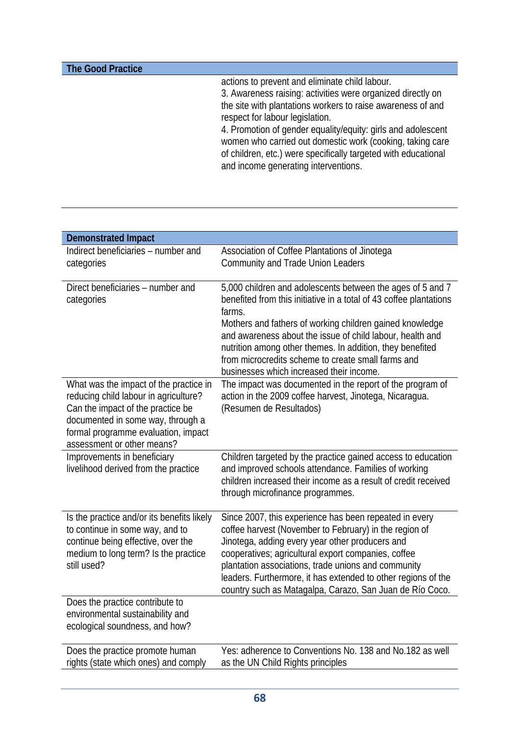| The Good Practice | |
| --- | --- |
| | actions to prevent and eliminate child labour.<br>3. Awareness raising: activities were organized directly on the site with plantations workers to raise awareness of and respect for labour legislation.<br>4. Promotion of gender equality/equity: girls and adolescent women who carried out domestic work (cooking, taking care of children, etc.) were specifically targeted with educational and income generating interventions. |

| Demonstrated Impact | |
| --- | --- |
| Indirect beneficiaries – number and categories | Association of Coffee Plantations of Jinotega<br>Community and Trade Union Leaders |
| Direct beneficiaries – number and categories | 5,000 children and adolescents between the ages of 5 and 7 benefited from this initiative in a total of 43 coffee plantations farms.<br>Mothers and fathers of working children gained knowledge and awareness about the issue of child labour, health and nutrition among other themes. In addition, they benefited from microcredits scheme to create small farms and businesses which increased their income. |
| What was the impact of the practice in reducing child labour in agriculture? Can the impact of the practice be documented in some way, through a formal programme evaluation, impact assessment or other means? | The impact was documented in the report of the program of action in the 2009 coffee harvest, Jinotega, Nicaragua. (Resumen de Resultados) |
| Improvements in beneficiary livelihood derived from the practice | Children targeted by the practice gained access to education and improved schools attendance. Families of working children increased their income as a result of credit received through microfinance programmes. |
| Is the practice and/or its benefits likely to continue in some way, and to continue being effective, over the medium to long term? Is the practice still used? | Since 2007, this experience has been repeated in every coffee harvest (November to February) in the region of Jinotega, adding every year other producers and cooperatives; agricultural export companies, coffee plantation associations, trade unions and community leaders. Furthermore, it has extended to other regions of the country such as Matagalpa, Carazo, San Juan de Río Coco. |
| Does the practice contribute to environmental sustainability and ecological soundness, and how? | |
| Does the practice promote human rights (state which ones) and comply | Yes: adherence to Conventions No. 138 and No.182 as well as the UN Child Rights principles |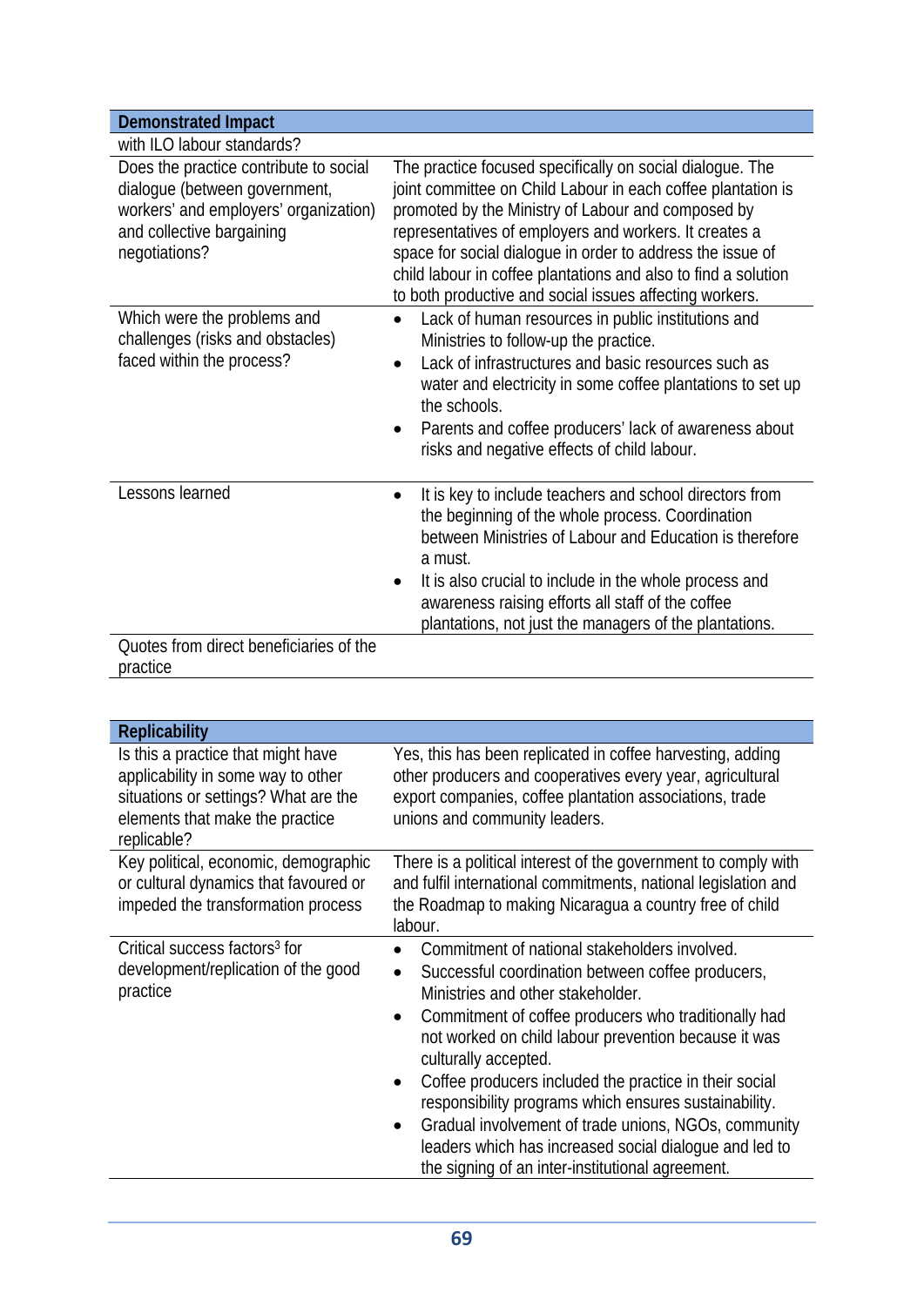| Demonstrated Impact | |
|---|---|
| with ILO labour standards? | |
| Does the practice contribute to social dialogue (between government, workers' and employers' organization) and collective bargaining negotiations? | The practice focused specifically on social dialogue. The joint committee on Child Labour in each coffee plantation is promoted by the Ministry of Labour and composed by representatives of employers and workers. It creates a space for social dialogue in order to address the issue of child labour in coffee plantations and also to find a solution to both productive and social issues affecting workers. |
| Which were the problems and challenges (risks and obstacles) faced within the process? | • Lack of human resources in public institutions and Ministries to follow-up the practice.<br>• Lack of infrastructures and basic resources such as water and electricity in some coffee plantations to set up the schools.<br>• Parents and coffee producers' lack of awareness about risks and negative effects of child labour. |
| Lessons learned | • It is key to include teachers and school directors from the beginning of the whole process. Coordination between Ministries of Labour and Education is therefore a must.<br>• It is also crucial to include in the whole process and awareness raising efforts all staff of the coffee plantations, not just the managers of the plantations. |
| Quotes from direct beneficiaries of the practice | |

| Replicability | |
|---|---|
| Is this a practice that might have applicability in some way to other situations or settings? What are the elements that make the practice replicable? | Yes, this has been replicated in coffee harvesting, adding other producers and cooperatives every year, agricultural export companies, coffee plantation associations, trade unions and community leaders. |
| Key political, economic, demographic or cultural dynamics that favoured or impeded the transformation process | There is a political interest of the government to comply with and fulfil international commitments, national legislation and the Roadmap to making Nicaragua a country free of child labour. |
| Critical success factors[3] for development/replication of the good practice | • Commitment of national stakeholders involved.<br>• Successful coordination between coffee producers, Ministries and other stakeholder.<br>• Commitment of coffee producers who traditionally had not worked on child labour prevention because it was culturally accepted.<br>• Coffee producers included the practice in their social responsibility programs which ensures sustainability.<br>• Gradual involvement of trade unions, NGOs, community leaders which has increased social dialogue and led to the signing of an inter-institutional agreement. |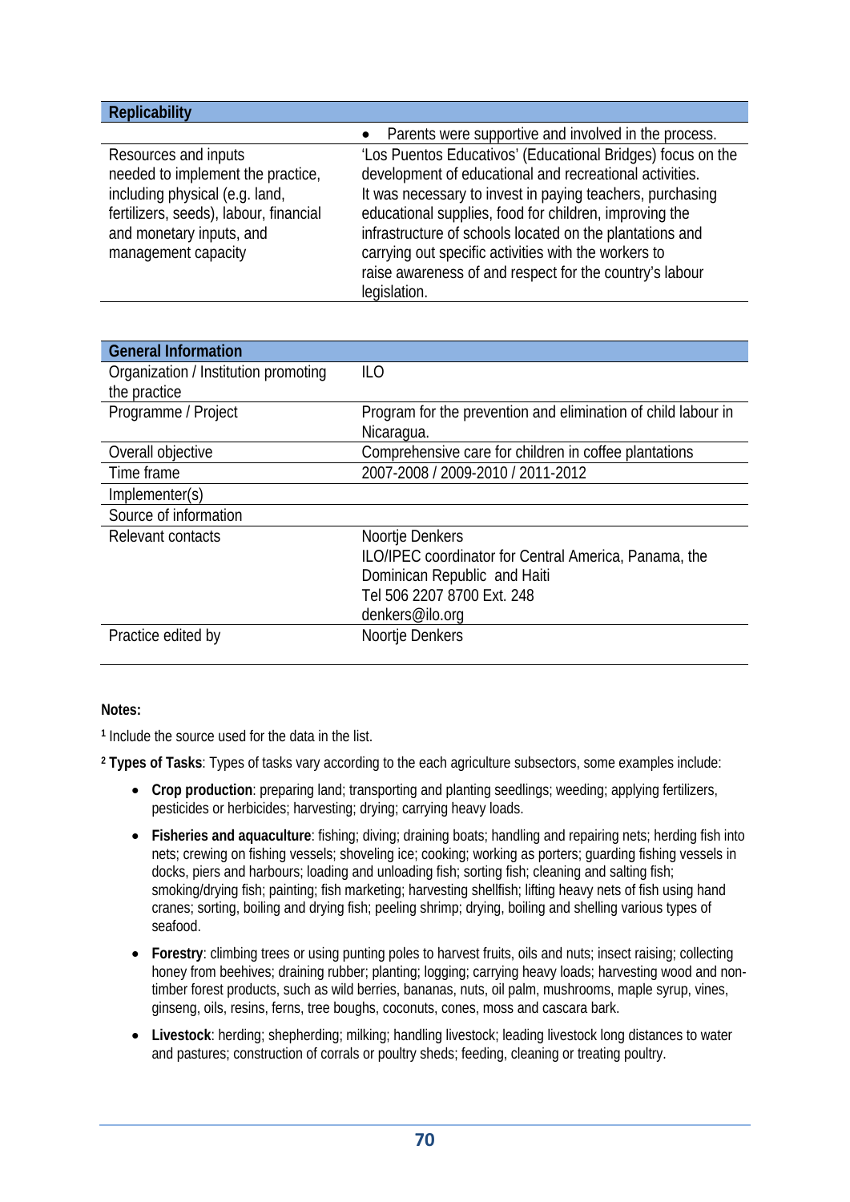| Replicability | |
|---|---|
| | • Parents were supportive and involved in the process. |
| Resources and inputs needed to implement the practice, including physical (e.g. land, fertilizers, seeds), labour, financial and monetary inputs, and management capacity | 'Los Puentos Educativos' (Educational Bridges) focus on the development of educational and recreational activities. It was necessary to invest in paying teachers, purchasing educational supplies, food for children, improving the infrastructure of schools located on the plantations and carrying out specific activities with the workers to raise awareness of and respect for the country's labour legislation. |

| General Information | |
|---|---|
| Organization / Institution promoting the practice | ILO |
| Programme / Project | Program for the prevention and elimination of child labour in Nicaragua. |
| Overall objective | Comprehensive care for children in coffee plantations |
| Time frame | 2007-2008 / 2009-2010 / 2011-2012 |
| Implementer(s) | |
| Source of information | |
| Relevant contacts | Noortje Denkers<br>ILO/IPEC coordinator for Central America, Panama, the Dominican Republic and Haiti<br>Tel 506 2207 8700 Ext. 248<br>denkers@ilo.org |
| Practice edited by | Noortje Denkers |

**Notes:**

[1] Include the source used for the data in the list.

[2] **Types of Tasks**: Types of tasks vary according to the each agriculture subsectors, some examples include:

- **Crop production**: preparing land; transporting and planting seedlings; weeding; applying fertilizers, pesticides or herbicides; harvesting; drying; carrying heavy loads.
- **Fisheries and aquaculture**: fishing; diving; draining boats; handling and repairing nets; herding fish into nets; crewing on fishing vessels; shoveling ice; cooking; working as porters; guarding fishing vessels in docks, piers and harbours; loading and unloading fish; sorting fish; cleaning and salting fish; smoking/drying fish; painting; fish marketing; harvesting shellfish; lifting heavy nets of fish using hand cranes; sorting, boiling and drying fish; peeling shrimp; drying, boiling and shelling various types of seafood.
- **Forestry**: climbing trees or using punting poles to harvest fruits, oils and nuts; insect raising; collecting honey from beehives; draining rubber; planting; logging; carrying heavy loads; harvesting wood and non-timber forest products, such as wild berries, bananas, nuts, oil palm, mushrooms, maple syrup, vines, ginseng, oils, resins, ferns, tree boughs, coconuts, cones, moss and cascara bark.
- **Livestock**: herding; shepherding; milking; handling livestock; leading livestock long distances to water and pastures; construction of corrals or poultry sheds; feeding, cleaning or treating poultry.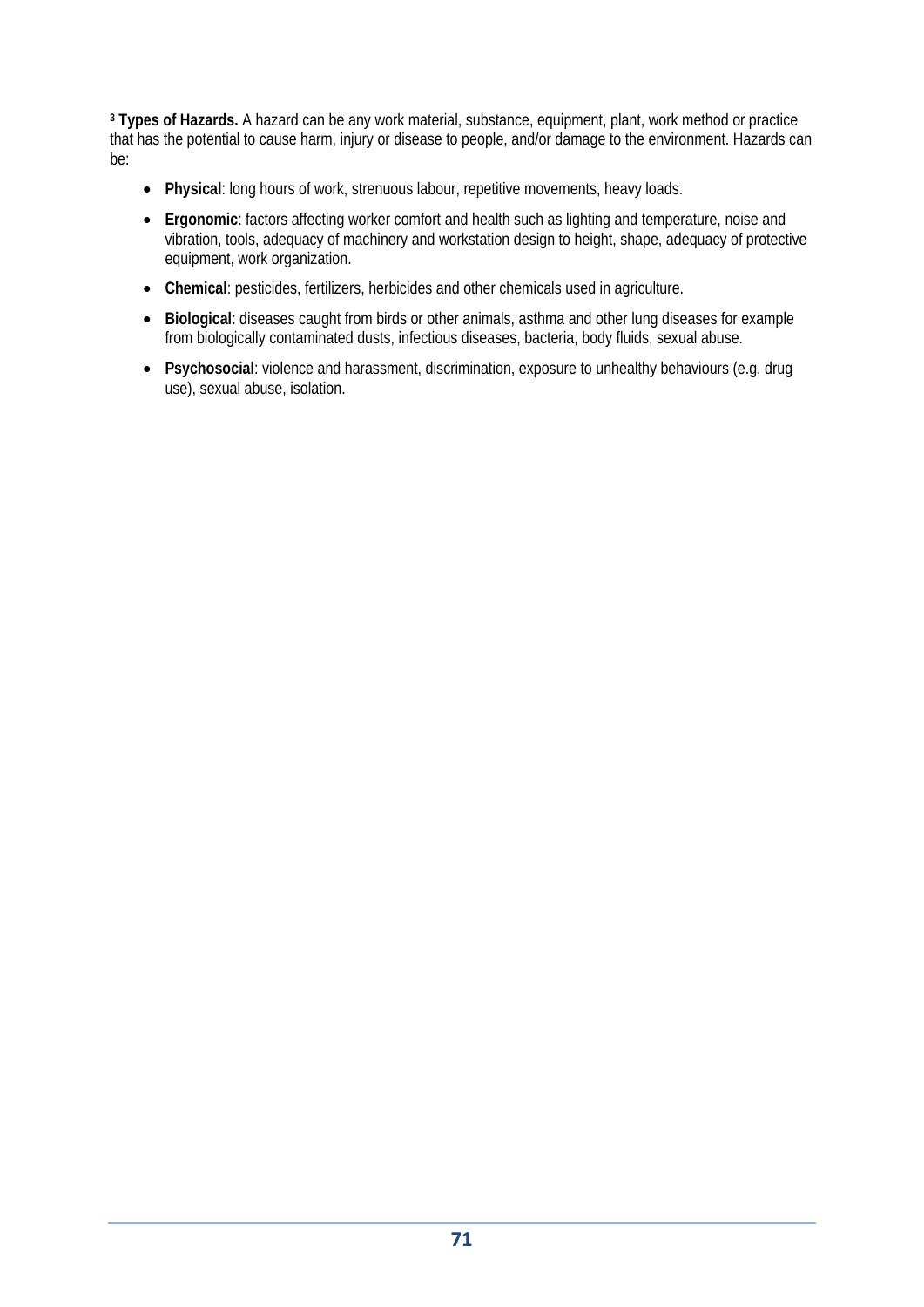[3] **Types of Hazards.** A hazard can be any work material, substance, equipment, plant, work method or practice that has the potential to cause harm, injury or disease to people, and/or damage to the environment. Hazards can be:

- **Physical**: long hours of work, strenuous labour, repetitive movements, heavy loads.
- **Ergonomic**: factors affecting worker comfort and health such as lighting and temperature, noise and vibration, tools, adequacy of machinery and workstation design to height, shape, adequacy of protective equipment, work organization.
- **Chemical**: pesticides, fertilizers, herbicides and other chemicals used in agriculture.
- **Biological**: diseases caught from birds or other animals, asthma and other lung diseases for example from biologically contaminated dusts, infectious diseases, bacteria, body fluids, sexual abuse.
- **Psychosocial**: violence and harassment, discrimination, exposure to unhealthy behaviours (e.g. drug use), sexual abuse, isolation.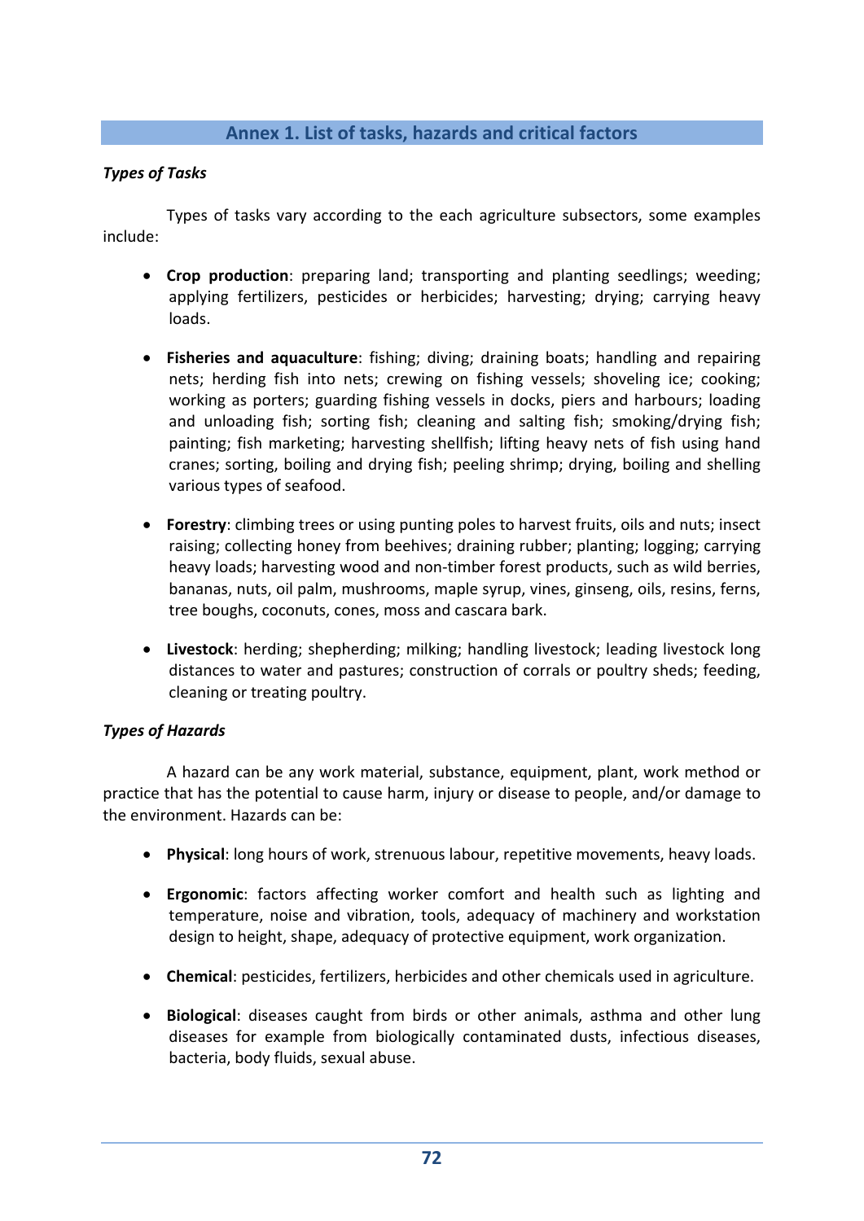## Annex 1. List of tasks, hazards and critical factors

***Types of Tasks***

Types of tasks vary according to the each agriculture subsectors, some examples include:

- **Crop production**: preparing land; transporting and planting seedlings; weeding; applying fertilizers, pesticides or herbicides; harvesting; drying; carrying heavy loads.
- **Fisheries and aquaculture**: fishing; diving; draining boats; handling and repairing nets; herding fish into nets; crewing on fishing vessels; shoveling ice; cooking; working as porters; guarding fishing vessels in docks, piers and harbours; loading and unloading fish; sorting fish; cleaning and salting fish; smoking/drying fish; painting; fish marketing; harvesting shellfish; lifting heavy nets of fish using hand cranes; sorting, boiling and drying fish; peeling shrimp; drying, boiling and shelling various types of seafood.
- **Forestry**: climbing trees or using punting poles to harvest fruits, oils and nuts; insect raising; collecting honey from beehives; draining rubber; planting; logging; carrying heavy loads; harvesting wood and non-timber forest products, such as wild berries, bananas, nuts, oil palm, mushrooms, maple syrup, vines, ginseng, oils, resins, ferns, tree boughs, coconuts, cones, moss and cascara bark.
- **Livestock**: herding; shepherding; milking; handling livestock; leading livestock long distances to water and pastures; construction of corrals or poultry sheds; feeding, cleaning or treating poultry.

***Types of Hazards***

A hazard can be any work material, substance, equipment, plant, work method or practice that has the potential to cause harm, injury or disease to people, and/or damage to the environment. Hazards can be:

- **Physical**: long hours of work, strenuous labour, repetitive movements, heavy loads.
- **Ergonomic**: factors affecting worker comfort and health such as lighting and temperature, noise and vibration, tools, adequacy of machinery and workstation design to height, shape, adequacy of protective equipment, work organization.
- **Chemical**: pesticides, fertilizers, herbicides and other chemicals used in agriculture.
- **Biological**: diseases caught from birds or other animals, asthma and other lung diseases for example from biologically contaminated dusts, infectious diseases, bacteria, body fluids, sexual abuse.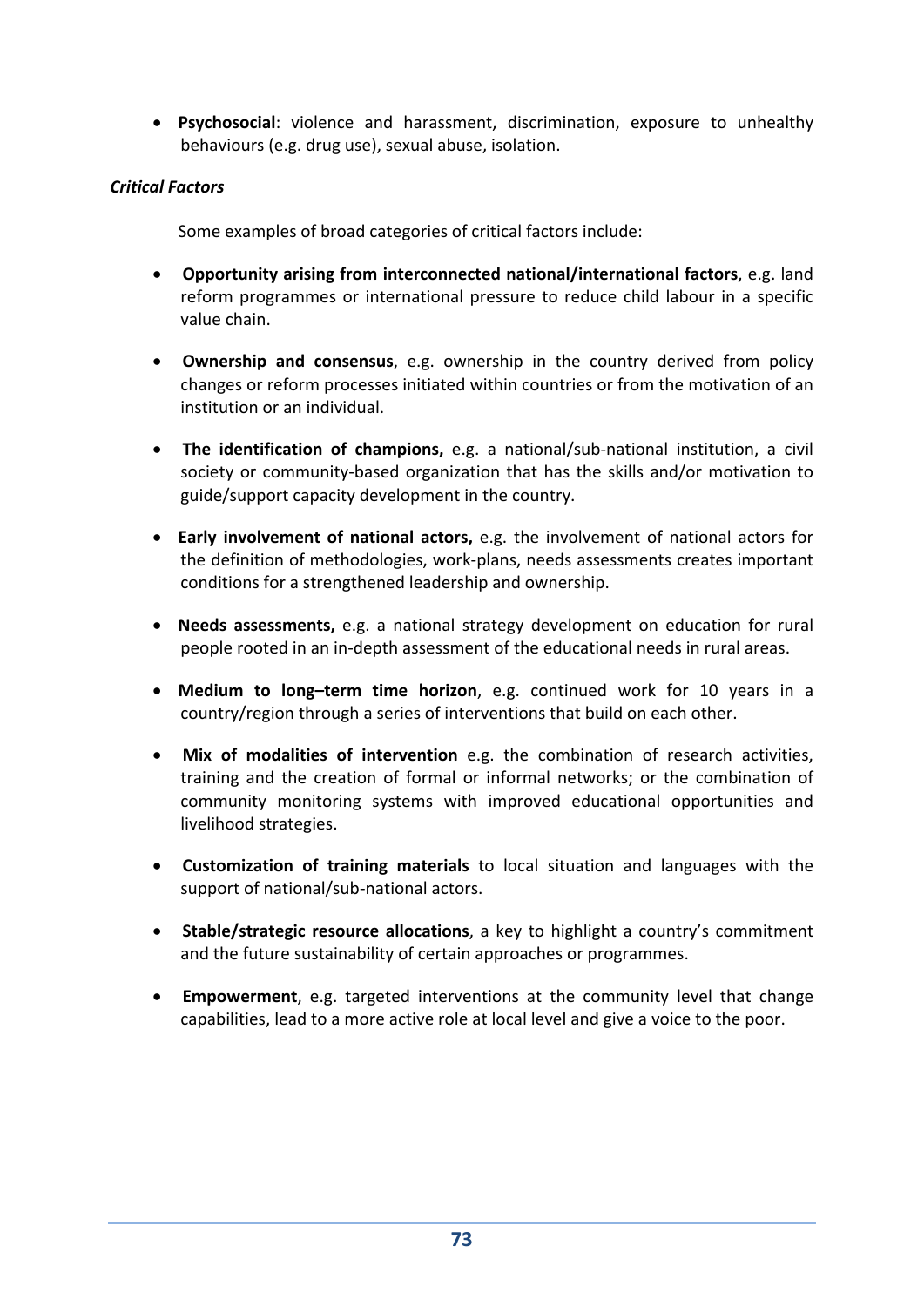- **Psychosocial**: violence and harassment, discrimination, exposure to unhealthy behaviours (e.g. drug use), sexual abuse, isolation.

***Critical Factors***

Some examples of broad categories of critical factors include:

- **Opportunity arising from interconnected national/international factors**, e.g. land reform programmes or international pressure to reduce child labour in a specific value chain.

- **Ownership and consensus**, e.g. ownership in the country derived from policy changes or reform processes initiated within countries or from the motivation of an institution or an individual.

- **The identification of champions,** e.g. a national/sub-national institution, a civil society or community-based organization that has the skills and/or motivation to guide/support capacity development in the country.

- **Early involvement of national actors,** e.g. the involvement of national actors for the definition of methodologies, work-plans, needs assessments creates important conditions for a strengthened leadership and ownership.

- **Needs assessments,** e.g. a national strategy development on education for rural people rooted in an in-depth assessment of the educational needs in rural areas.

- **Medium to long–term time horizon**, e.g. continued work for 10 years in a country/region through a series of interventions that build on each other.

- **Mix of modalities of intervention** e.g. the combination of research activities, training and the creation of formal or informal networks; or the combination of community monitoring systems with improved educational opportunities and livelihood strategies.

- **Customization of training materials** to local situation and languages with the support of national/sub-national actors.

- **Stable/strategic resource allocations**, a key to highlight a country's commitment and the future sustainability of certain approaches or programmes.

- **Empowerment**, e.g. targeted interventions at the community level that change capabilities, lead to a more active role at local level and give a voice to the poor.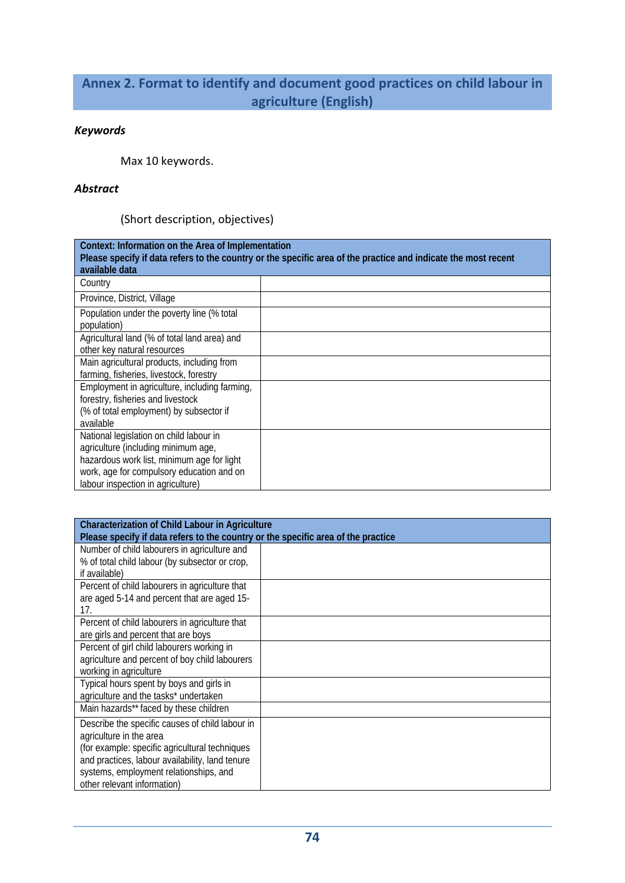## Annex 2. Format to identify and document good practices on child labour in agriculture (English)

***Keywords***

Max 10 keywords.

***Abstract***

(Short description, objectives)

| **Context: Information on the Area of Implementation**<br>**Please specify if data refers to the country or the specific area of the practice and indicate the most recent available data** | |
|---|---|
| Country | |
| Province, District, Village | |
| Population under the poverty line (% total population) | |
| Agricultural land (% of total land area) and other key natural resources | |
| Main agricultural products, including from farming, fisheries, livestock, forestry | |
| Employment in agriculture, including farming, forestry, fisheries and livestock (% of total employment) by subsector if available | |
| National legislation on child labour in agriculture (including minimum age, hazardous work list, minimum age for light work, age for compulsory education and on labour inspection in agriculture) | |

| **Characterization of Child Labour in Agriculture**<br>**Please specify if data refers to the country or the specific area of the practice** | |
|---|---|
| Number of child labourers in agriculture and % of total child labour (by subsector or crop, if available) | |
| Percent of child labourers in agriculture that are aged 5-14 and percent that are aged 15-17. | |
| Percent of child labourers in agriculture that are girls and percent that are boys | |
| Percent of girl child labourers working in agriculture and percent of boy child labourers working in agriculture | |
| Typical hours spent by boys and girls in agriculture and the tasks* undertaken | |
| Main hazards** faced by these children | |
| Describe the specific causes of child labour in agriculture in the area (for example: specific agricultural techniques and practices, labour availability, land tenure systems, employment relationships, and other relevant information) | |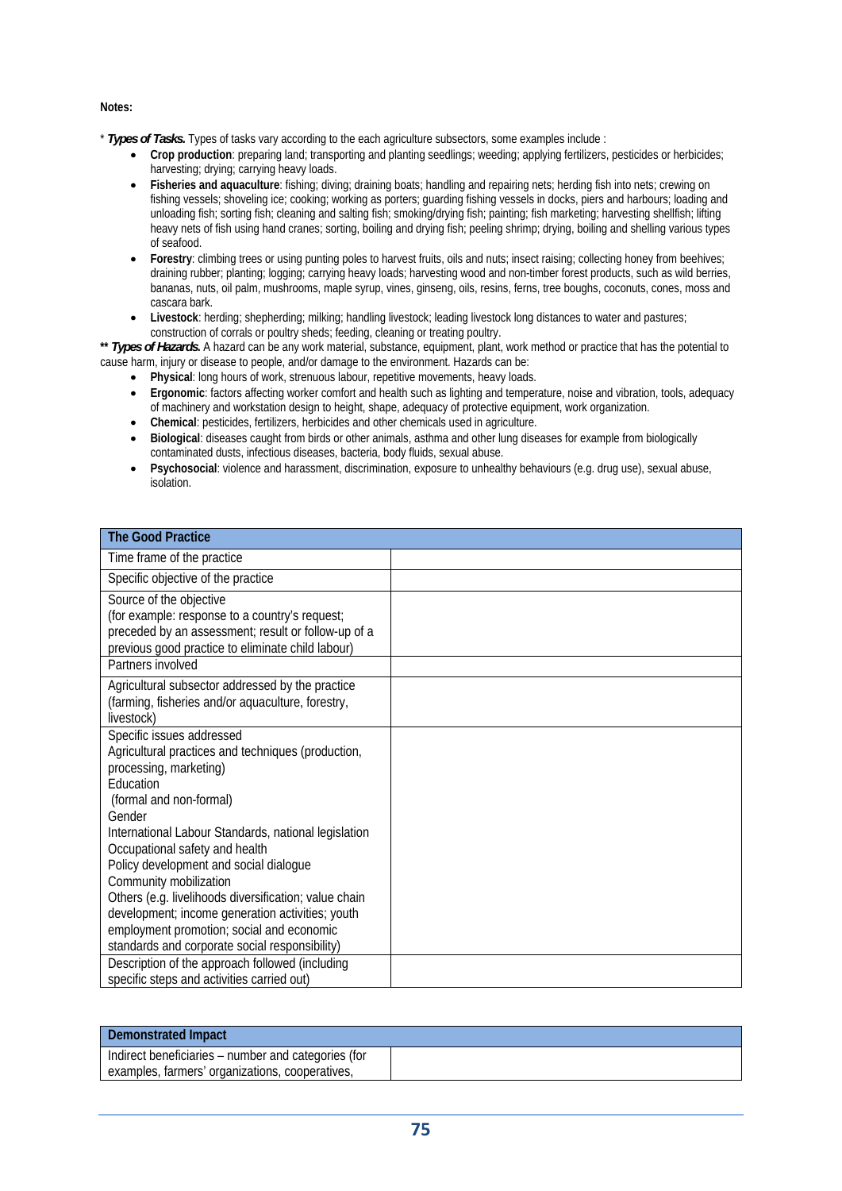**Notes:**

\* ***Types of Tasks.*** Types of tasks vary according to the each agriculture subsectors, some examples include :

- **Crop production**: preparing land; transporting and planting seedlings; weeding; applying fertilizers, pesticides or herbicides; harvesting; drying; carrying heavy loads.
- **Fisheries and aquaculture**: fishing; diving; draining boats; handling and repairing nets; herding fish into nets; crewing on fishing vessels; shoveling ice; cooking; working as porters; guarding fishing vessels in docks, piers and harbours; loading and unloading fish; sorting fish; cleaning and salting fish; smoking/drying fish; painting; fish marketing; harvesting shellfish; lifting heavy nets of fish using hand cranes; sorting, boiling and drying fish; peeling shrimp; drying, boiling and shelling various types of seafood.
- **Forestry**: climbing trees or using punting poles to harvest fruits, oils and nuts; insect raising; collecting honey from beehives; draining rubber; planting; logging; carrying heavy loads; harvesting wood and non-timber forest products, such as wild berries, bananas, nuts, oil palm, mushrooms, maple syrup, vines, ginseng, oils, resins, ferns, tree boughs, coconuts, cones, moss and cascara bark.
- **Livestock**: herding; shepherding; milking; handling livestock; leading livestock long distances to water and pastures; construction of corrals or poultry sheds; feeding, cleaning or treating poultry.

\*\* ***Types of Hazards.*** A hazard can be any work material, substance, equipment, plant, work method or practice that has the potential to cause harm, injury or disease to people, and/or damage to the environment. Hazards can be:

- **Physical**: long hours of work, strenuous labour, repetitive movements, heavy loads.
- **Ergonomic**: factors affecting worker comfort and health such as lighting and temperature, noise and vibration, tools, adequacy of machinery and workstation design to height, shape, adequacy of protective equipment, work organization.
- **Chemical**: pesticides, fertilizers, herbicides and other chemicals used in agriculture.
- **Biological**: diseases caught from birds or other animals, asthma and other lung diseases for example from biologically contaminated dusts, infectious diseases, bacteria, body fluids, sexual abuse.
- **Psychosocial**: violence and harassment, discrimination, exposure to unhealthy behaviours (e.g. drug use), sexual abuse, isolation.

| **The Good Practice** | |
|---|---|
| Time frame of the practice | |
| Specific objective of the practice | |
| Source of the objective<br>(for example: response to a country's request; preceded by an assessment; result or follow-up of a previous good practice to eliminate child labour) | |
| Partners involved | |
| Agricultural subsector addressed by the practice (farming, fisheries and/or aquaculture, forestry, livestock) | |
| Specific issues addressed<br>Agricultural practices and techniques (production, processing, marketing)<br>Education<br>(formal and non-formal)<br>Gender<br>International Labour Standards, national legislation<br>Occupational safety and health<br>Policy development and social dialogue<br>Community mobilization<br>Others (e.g. livelihoods diversification; value chain development; income generation activities; youth employment promotion; social and economic standards and corporate social responsibility) | |
| Description of the approach followed (including specific steps and activities carried out) | |

| **Demonstrated Impact** | |
|---|---|
| Indirect beneficiaries – number and categories (for examples, farmers' organizations, cooperatives, | |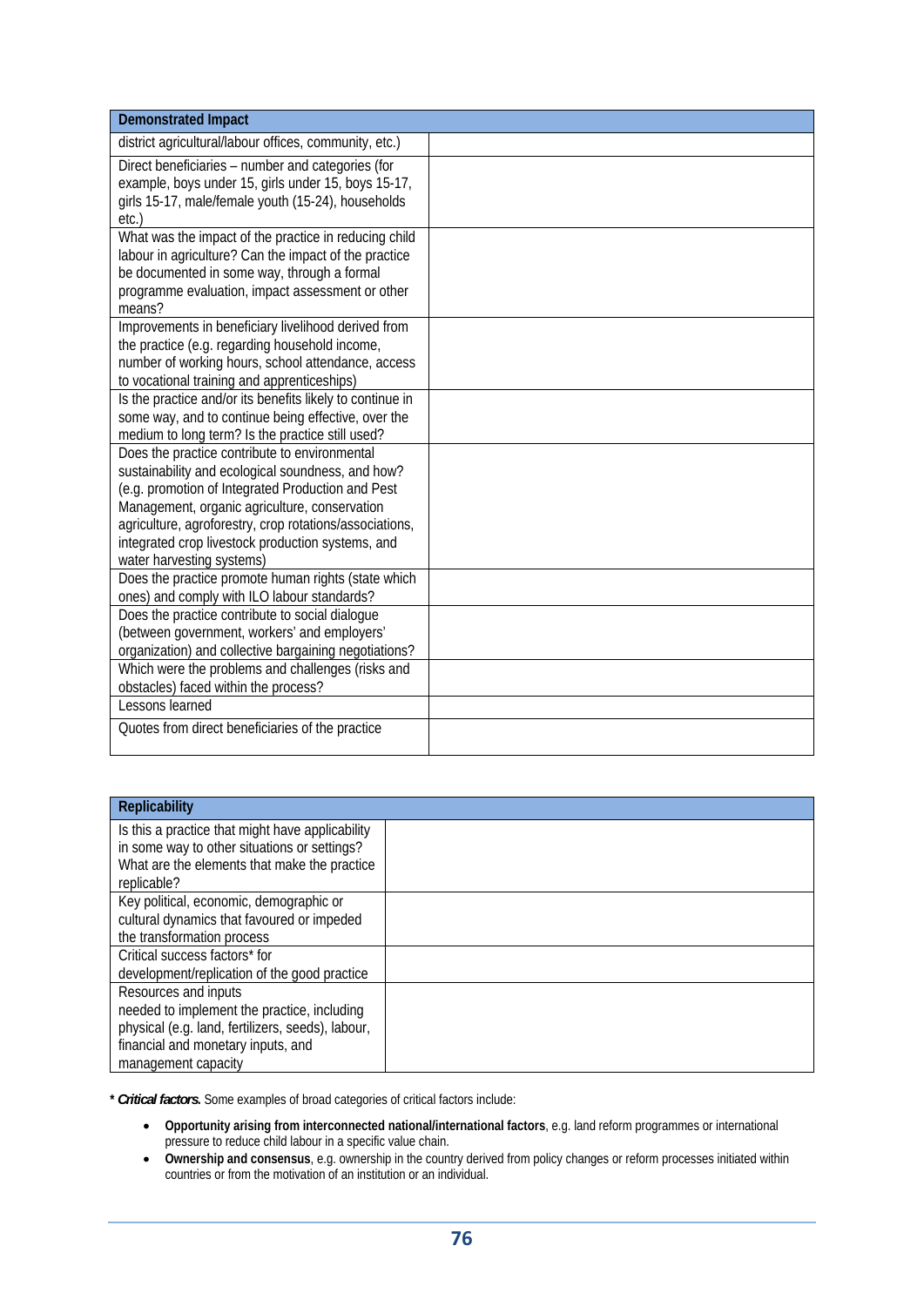| Demonstrated Impact | |
|---|---|
| district agricultural/labour offices, community, etc.) | |
| Direct beneficiaries – number and categories (for example, boys under 15, girls under 15, boys 15-17, girls 15-17, male/female youth (15-24), households etc.) | |
| What was the impact of the practice in reducing child labour in agriculture? Can the impact of the practice be documented in some way, through a formal programme evaluation, impact assessment or other means? | |
| Improvements in beneficiary livelihood derived from the practice (e.g. regarding household income, number of working hours, school attendance, access to vocational training and apprenticeships) | |
| Is the practice and/or its benefits likely to continue in some way, and to continue being effective, over the medium to long term? Is the practice still used? | |
| Does the practice contribute to environmental sustainability and ecological soundness, and how? (e.g. promotion of Integrated Production and Pest Management, organic agriculture, conservation agriculture, agroforestry, crop rotations/associations, integrated crop livestock production systems, and water harvesting systems) | |
| Does the practice promote human rights (state which ones) and comply with ILO labour standards? | |
| Does the practice contribute to social dialogue (between government, workers' and employers' organization) and collective bargaining negotiations? | |
| Which were the problems and challenges (risks and obstacles) faced within the process? | |
| Lessons learned | |
| Quotes from direct beneficiaries of the practice | |

| Replicability | |
|---|---|
| Is this a practice that might have applicability in some way to other situations or settings? What are the elements that make the practice replicable? | |
| Key political, economic, demographic or cultural dynamics that favoured or impeded the transformation process | |
| Critical success factors* for development/replication of the good practice | |
| Resources and inputs needed to implement the practice, including physical (e.g. land, fertilizers, seeds), labour, financial and monetary inputs, and management capacity | |

***Critical factors.*** Some examples of broad categories of critical factors include:

- **Opportunity arising from interconnected national/international factors**, e.g. land reform programmes or international pressure to reduce child labour in a specific value chain.
- **Ownership and consensus**, e.g. ownership in the country derived from policy changes or reform processes initiated within countries or from the motivation of an institution or an individual.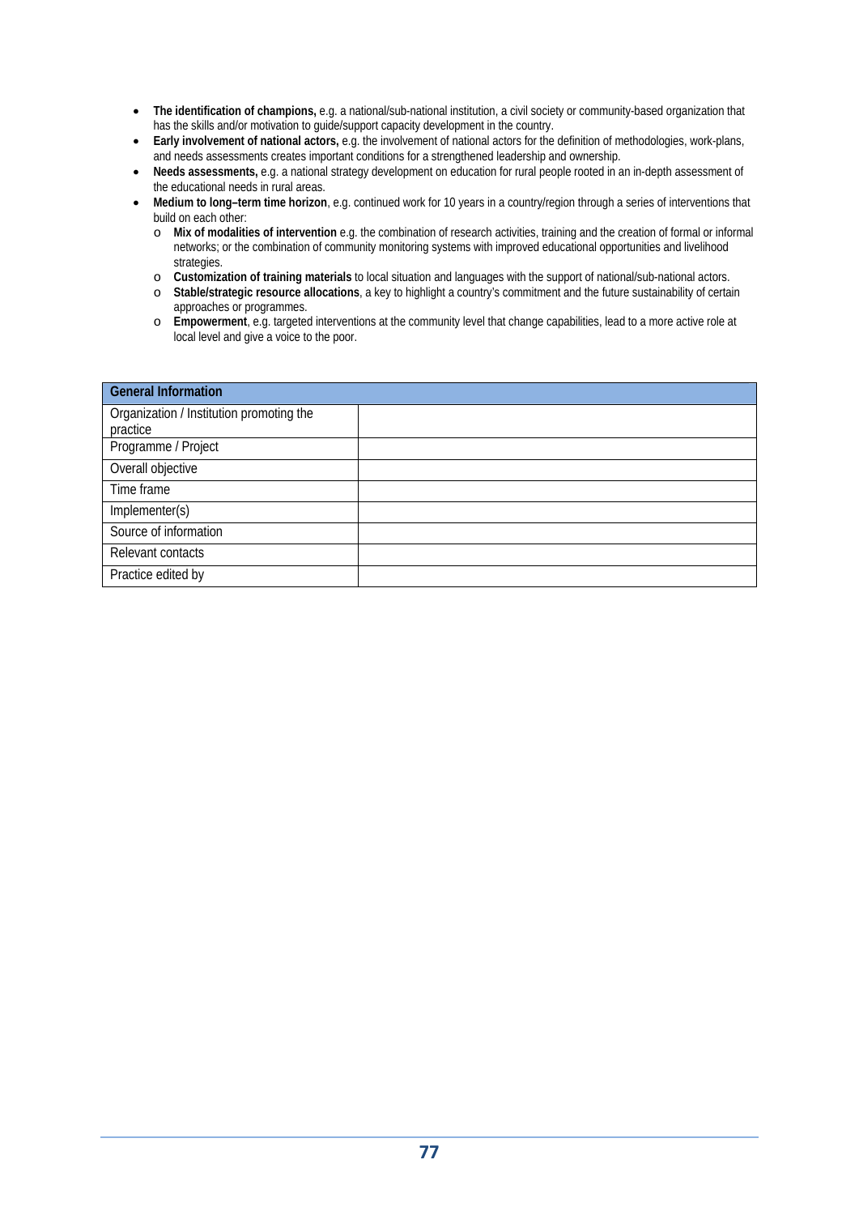- **The identification of champions,** e.g. a national/sub-national institution, a civil society or community-based organization that has the skills and/or motivation to guide/support capacity development in the country.
- **Early involvement of national actors,** e.g. the involvement of national actors for the definition of methodologies, work-plans, and needs assessments creates important conditions for a strengthened leadership and ownership.
- **Needs assessments,** e.g. a national strategy development on education for rural people rooted in an in-depth assessment of the educational needs in rural areas.
- **Medium to long–term time horizon**, e.g. continued work for 10 years in a country/region through a series of interventions that build on each other:
  - **Mix of modalities of intervention** e.g. the combination of research activities, training and the creation of formal or informal networks; or the combination of community monitoring systems with improved educational opportunities and livelihood strategies.
  - **Customization of training materials** to local situation and languages with the support of national/sub-national actors.
  - **Stable/strategic resource allocations**, a key to highlight a country's commitment and the future sustainability of certain approaches or programmes.
  - **Empowerment**, e.g. targeted interventions at the community level that change capabilities, lead to a more active role at local level and give a voice to the poor.

| **General Information** | |
|---|---|
| Organization / Institution promoting the practice | |
| Programme / Project | |
| Overall objective | |
| Time frame | |
| Implementer(s) | |
| Source of information | |
| Relevant contacts | |
| Practice edited by | |